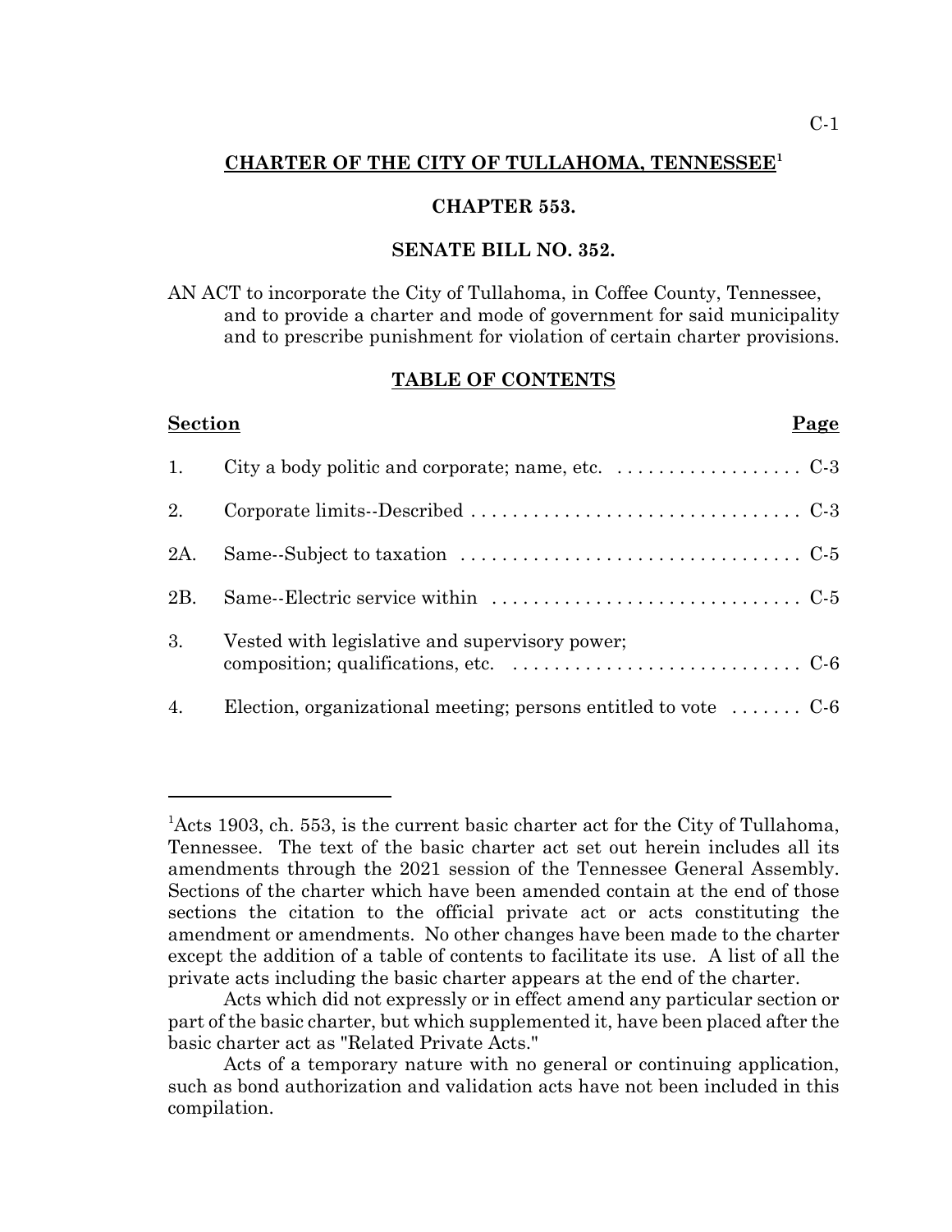# CHARTER OF THE CITY OF TULLAHOMA, TENNESSEE[1]

## CHAPTER 553.

## SENATE BILL NO. 352.

AN ACT to incorporate the City of Tullahoma, in Coffee County, Tennessee, and to provide a charter and mode of government for said municipality and to prescribe punishment for violation of certain charter provisions.

## TABLE OF CONTENTS

| Section | | Page |
|---|---|---|
| 1. | City a body politic and corporate; name, etc. | C-3 |
| 2. | Corporate limits--Described | C-3 |
| 2A. | Same--Subject to taxation | C-5 |
| 2B. | Same--Electric service within | C-5 |
| 3. | Vested with legislative and supervisory power; composition; qualifications, etc. | C-6 |
| 4. | Election, organizational meeting; persons entitled to vote | C-6 |

---

[1]Acts 1903, ch. 553, is the current basic charter act for the City of Tullahoma, Tennessee. The text of the basic charter act set out herein includes all its amendments through the 2021 session of the Tennessee General Assembly. Sections of the charter which have been amended contain at the end of those sections the citation to the official private act or acts constituting the amendment or amendments. No other changes have been made to the charter except the addition of a table of contents to facilitate its use. A list of all the private acts including the basic charter appears at the end of the charter.

Acts which did not expressly or in effect amend any particular section or part of the basic charter, but which supplemented it, have been placed after the basic charter act as "Related Private Acts."

Acts of a temporary nature with no general or continuing application, such as bond authorization and validation acts have not been included in this compilation.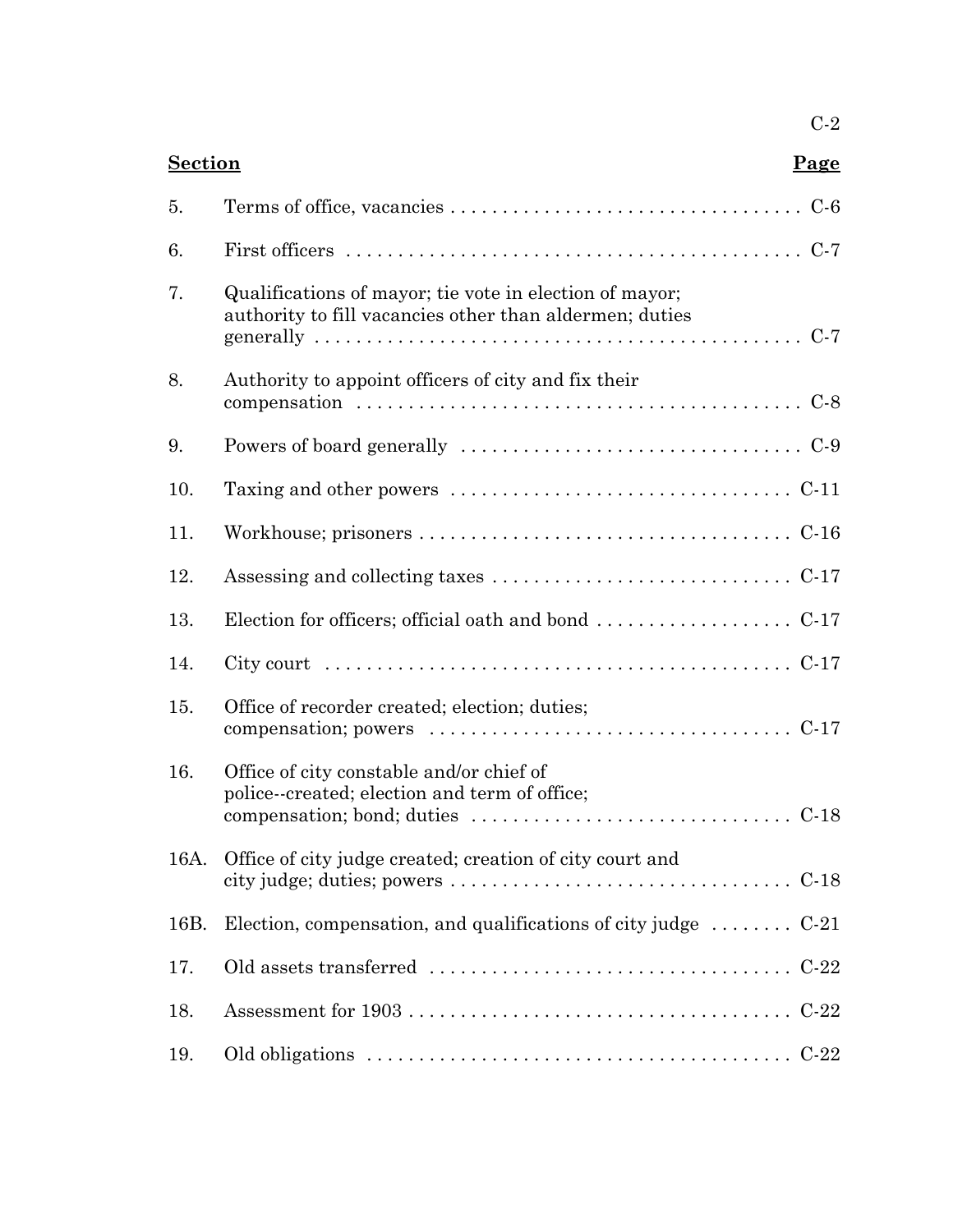| **Section** | | **Page** |
|---|---|---|
| 5. | Terms of office, vacancies | C-6 |
| 6. | First officers | C-7 |
| 7. | Qualifications of mayor; tie vote in election of mayor; authority to fill vacancies other than aldermen; duties generally | C-7 |
| 8. | Authority to appoint officers of city and fix their compensation | C-8 |
| 9. | Powers of board generally | C-9 |
| 10. | Taxing and other powers | C-11 |
| 11. | Workhouse; prisoners | C-16 |
| 12. | Assessing and collecting taxes | C-17 |
| 13. | Election for officers; official oath and bond | C-17 |
| 14. | City court | C-17 |
| 15. | Office of recorder created; election; duties; compensation; powers | C-17 |
| 16. | Office of city constable and/or chief of police--created; election and term of office; compensation; bond; duties | C-18 |
| 16A. | Office of city judge created; creation of city court and city judge; duties; powers | C-18 |
| 16B. | Election, compensation, and qualifications of city judge | C-21 |
| 17. | Old assets transferred | C-22 |
| 18. | Assessment for 1903 | C-22 |
| 19. | Old obligations | C-22 |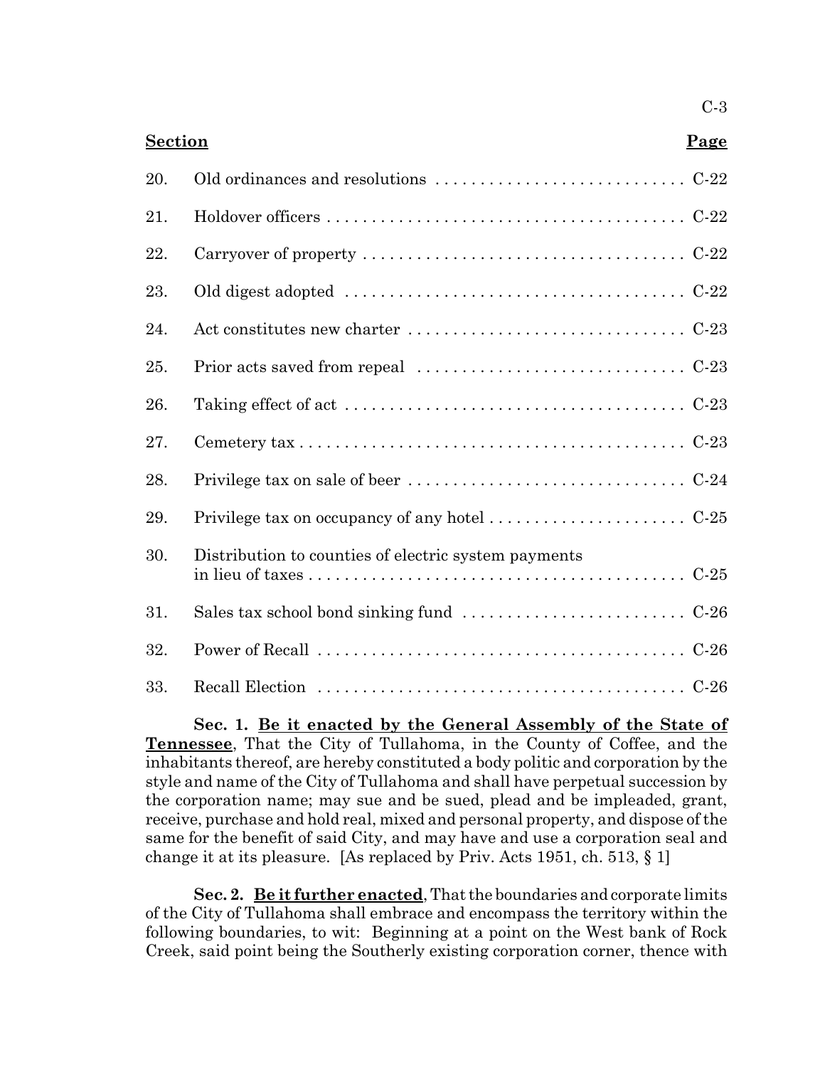| Section | | Page |
|---|---|---|
| 20. | Old ordinances and resolutions | C-22 |
| 21. | Holdover officers | C-22 |
| 22. | Carryover of property | C-22 |
| 23. | Old digest adopted | C-22 |
| 24. | Act constitutes new charter | C-23 |
| 25. | Prior acts saved from repeal | C-23 |
| 26. | Taking effect of act | C-23 |
| 27. | Cemetery tax | C-23 |
| 28. | Privilege tax on sale of beer | C-24 |
| 29. | Privilege tax on occupancy of any hotel | C-25 |
| 30. | Distribution to counties of electric system payments in lieu of taxes | C-25 |
| 31. | Sales tax school bond sinking fund | C-26 |
| 32. | Power of Recall | C-26 |
| 33. | Recall Election | C-26 |

**Sec. 1. Be it enacted by the General Assembly of the State of Tennessee**, That the City of Tullahoma, in the County of Coffee, and the inhabitants thereof, are hereby constituted a body politic and corporation by the style and name of the City of Tullahoma and shall have perpetual succession by the corporation name; may sue and be sued, plead and be impleaded, grant, receive, purchase and hold real, mixed and personal property, and dispose of the same for the benefit of said City, and may have and use a corporation seal and change it at its pleasure. [As replaced by Priv. Acts 1951, ch. 513, § 1]

**Sec. 2. Be it further enacted**, That the boundaries and corporate limits of the City of Tullahoma shall embrace and encompass the territory within the following boundaries, to wit: Beginning at a point on the West bank of Rock Creek, said point being the Southerly existing corporation corner, thence with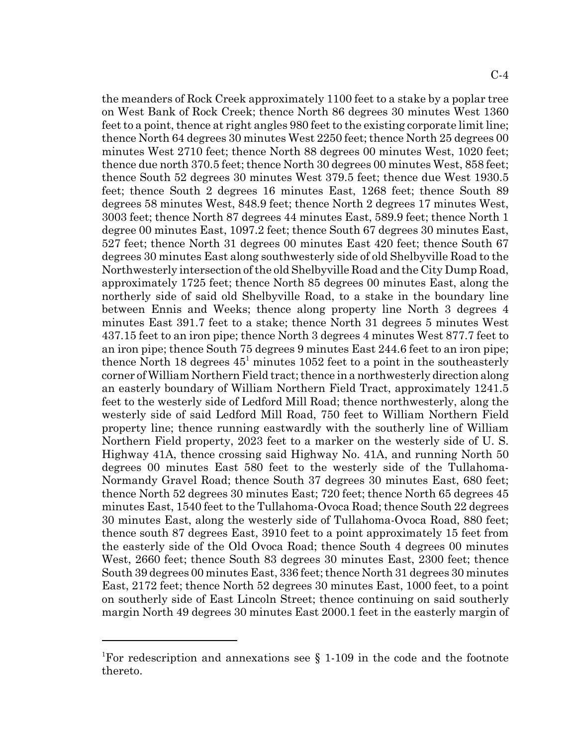the meanders of Rock Creek approximately 1100 feet to a stake by a poplar tree on West Bank of Rock Creek; thence North 86 degrees 30 minutes West 1360 feet to a point, thence at right angles 980 feet to the existing corporate limit line; thence North 64 degrees 30 minutes West 2250 feet; thence North 25 degrees 00 minutes West 2710 feet; thence North 88 degrees 00 minutes West, 1020 feet; thence due north 370.5 feet; thence North 30 degrees 00 minutes West, 858 feet; thence South 52 degrees 30 minutes West 379.5 feet; thence due West 1930.5 feet; thence South 2 degrees 16 minutes East, 1268 feet; thence South 89 degrees 58 minutes West, 848.9 feet; thence North 2 degrees 17 minutes West, 3003 feet; thence North 87 degrees 44 minutes East, 589.9 feet; thence North 1 degree 00 minutes East, 1097.2 feet; thence South 67 degrees 30 minutes East, 527 feet; thence North 31 degrees 00 minutes East 420 feet; thence South 67 degrees 30 minutes East along southwesterly side of old Shelbyville Road to the Northwesterly intersection of the old Shelbyville Road and the City Dump Road, approximately 1725 feet; thence North 85 degrees 00 minutes East, along the northerly side of said old Shelbyville Road, to a stake in the boundary line between Ennis and Weeks; thence along property line North 3 degrees 4 minutes East 391.7 feet to a stake; thence North 31 degrees 5 minutes West 437.15 feet to an iron pipe; thence North 3 degrees 4 minutes West 877.7 feet to an iron pipe; thence South 75 degrees 9 minutes East 244.6 feet to an iron pipe; thence North 18 degrees 45[1] minutes 1052 feet to a point in the southeasterly corner of William Northern Field tract; thence in a northwesterly direction along an easterly boundary of William Northern Field Tract, approximately 1241.5 feet to the westerly side of Ledford Mill Road; thence northwesterly, along the westerly side of said Ledford Mill Road, 750 feet to William Northern Field property line; thence running eastwardly with the southerly line of William Northern Field property, 2023 feet to a marker on the westerly side of U. S. Highway 41A, thence crossing said Highway No. 41A, and running North 50 degrees 00 minutes East 580 feet to the westerly side of the Tullahoma-Normandy Gravel Road; thence South 37 degrees 30 minutes East, 680 feet; thence North 52 degrees 30 minutes East; 720 feet; thence North 65 degrees 45 minutes East, 1540 feet to the Tullahoma-Ovoca Road; thence South 22 degrees 30 minutes East, along the westerly side of Tullahoma-Ovoca Road, 880 feet; thence south 87 degrees East, 3910 feet to a point approximately 15 feet from the easterly side of the Old Ovoca Road; thence South 4 degrees 00 minutes West, 2660 feet; thence South 83 degrees 30 minutes East, 2300 feet; thence South 39 degrees 00 minutes East, 336 feet; thence North 31 degrees 30 minutes East, 2172 feet; thence North 52 degrees 30 minutes East, 1000 feet, to a point on southerly side of East Lincoln Street; thence continuing on said southerly margin North 49 degrees 30 minutes East 2000.1 feet in the easterly margin of

---

[1]For redescription and annexations see § 1-109 in the code and the footnote thereto.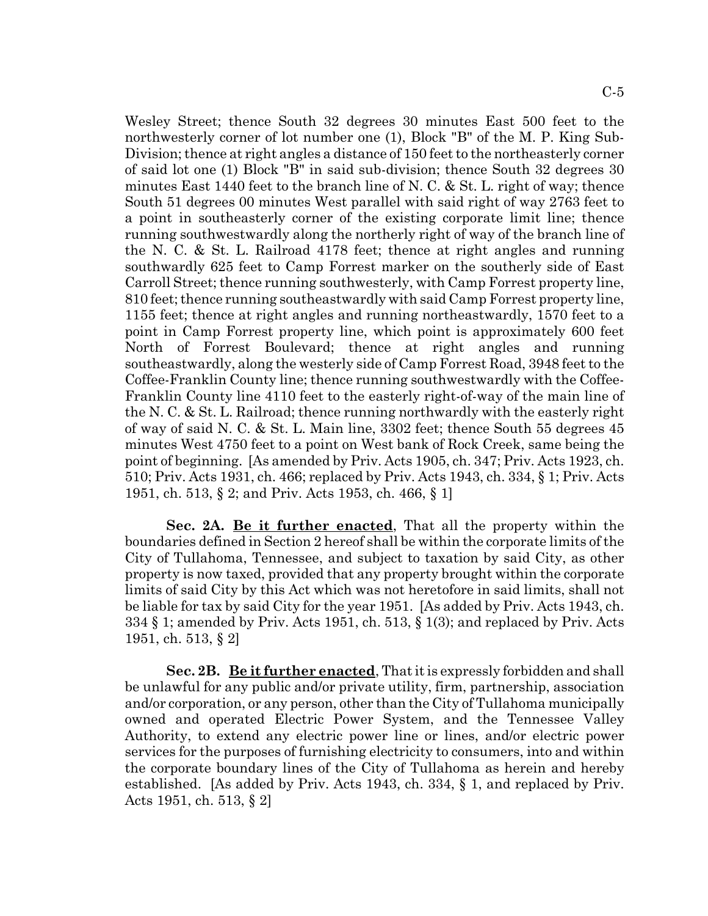Wesley Street; thence South 32 degrees 30 minutes East 500 feet to the northwesterly corner of lot number one (1), Block "B" of the M. P. King Sub-Division; thence at right angles a distance of 150 feet to the northeasterly corner of said lot one (1) Block "B" in said sub-division; thence South 32 degrees 30 minutes East 1440 feet to the branch line of N. C. & St. L. right of way; thence South 51 degrees 00 minutes West parallel with said right of way 2763 feet to a point in southeasterly corner of the existing corporate limit line; thence running southwestwardly along the northerly right of way of the branch line of the N. C. & St. L. Railroad 4178 feet; thence at right angles and running southwardly 625 feet to Camp Forrest marker on the southerly side of East Carroll Street; thence running southwesterly, with Camp Forrest property line, 810 feet; thence running southeastwardly with said Camp Forrest property line, 1155 feet; thence at right angles and running northeastwardly, 1570 feet to a point in Camp Forrest property line, which point is approximately 600 feet North of Forrest Boulevard; thence at right angles and running southeastwardly, along the westerly side of Camp Forrest Road, 3948 feet to the Coffee-Franklin County line; thence running southwestwardly with the Coffee-Franklin County line 4110 feet to the easterly right-of-way of the main line of the N. C. & St. L. Railroad; thence running northwardly with the easterly right of way of said N. C. & St. L. Main line, 3302 feet; thence South 55 degrees 45 minutes West 4750 feet to a point on West bank of Rock Creek, same being the point of beginning. [As amended by Priv. Acts 1905, ch. 347; Priv. Acts 1923, ch. 510; Priv. Acts 1931, ch. 466; replaced by Priv. Acts 1943, ch. 334, § 1; Priv. Acts 1951, ch. 513, § 2; and Priv. Acts 1953, ch. 466, § 1]

**Sec. 2A.** **Be it further enacted**, That all the property within the boundaries defined in Section 2 hereof shall be within the corporate limits of the City of Tullahoma, Tennessee, and subject to taxation by said City, as other property is now taxed, provided that any property brought within the corporate limits of said City by this Act which was not heretofore in said limits, shall not be liable for tax by said City for the year 1951. [As added by Priv. Acts 1943, ch. 334 § 1; amended by Priv. Acts 1951, ch. 513, § 1(3); and replaced by Priv. Acts 1951, ch. 513, § 2]

**Sec. 2B.** **Be it further enacted**, That it is expressly forbidden and shall be unlawful for any public and/or private utility, firm, partnership, association and/or corporation, or any person, other than the City of Tullahoma municipally owned and operated Electric Power System, and the Tennessee Valley Authority, to extend any electric power line or lines, and/or electric power services for the purposes of furnishing electricity to consumers, into and within the corporate boundary lines of the City of Tullahoma as herein and hereby established. [As added by Priv. Acts 1943, ch. 334, § 1, and replaced by Priv. Acts 1951, ch. 513, § 2]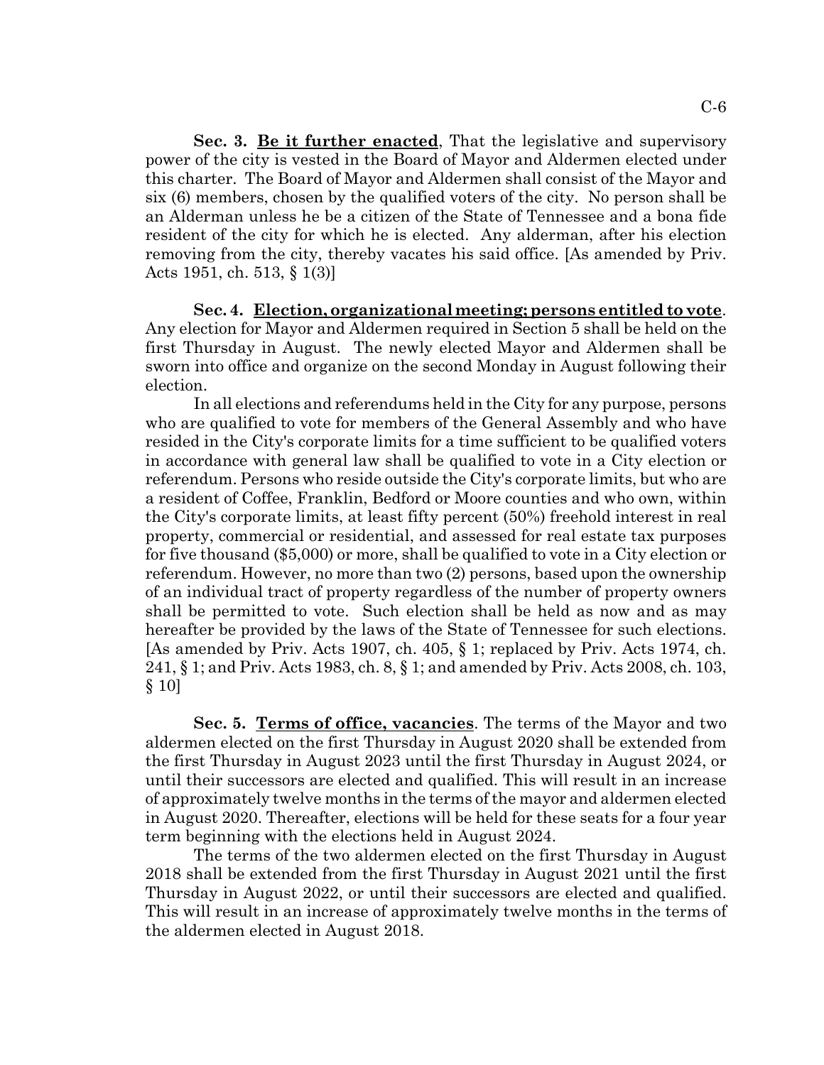**Sec. 3. <u>Be it further enacted</u>**, That the legislative and supervisory power of the city is vested in the Board of Mayor and Aldermen elected under this charter. The Board of Mayor and Aldermen shall consist of the Mayor and six (6) members, chosen by the qualified voters of the city. No person shall be an Alderman unless he be a citizen of the State of Tennessee and a bona fide resident of the city for which he is elected. Any alderman, after his election removing from the city, thereby vacates his said office. [As amended by Priv. Acts 1951, ch. 513, § 1(3)]

**Sec. 4. <u>Election, organizational meeting; persons entitled to vote</u>**. Any election for Mayor and Aldermen required in Section 5 shall be held on the first Thursday in August. The newly elected Mayor and Aldermen shall be sworn into office and organize on the second Monday in August following their election.

In all elections and referendums held in the City for any purpose, persons who are qualified to vote for members of the General Assembly and who have resided in the City's corporate limits for a time sufficient to be qualified voters in accordance with general law shall be qualified to vote in a City election or referendum. Persons who reside outside the City's corporate limits, but who are a resident of Coffee, Franklin, Bedford or Moore counties and who own, within the City's corporate limits, at least fifty percent (50%) freehold interest in real property, commercial or residential, and assessed for real estate tax purposes for five thousand ($5,000) or more, shall be qualified to vote in a City election or referendum. However, no more than two (2) persons, based upon the ownership of an individual tract of property regardless of the number of property owners shall be permitted to vote. Such election shall be held as now and as may hereafter be provided by the laws of the State of Tennessee for such elections. [As amended by Priv. Acts 1907, ch. 405, § 1; replaced by Priv. Acts 1974, ch. 241, § 1; and Priv. Acts 1983, ch. 8, § 1; and amended by Priv. Acts 2008, ch. 103, § 10]

**Sec. 5. <u>Terms of office, vacancies</u>**. The terms of the Mayor and two aldermen elected on the first Thursday in August 2020 shall be extended from the first Thursday in August 2023 until the first Thursday in August 2024, or until their successors are elected and qualified. This will result in an increase of approximately twelve months in the terms of the mayor and aldermen elected in August 2020. Thereafter, elections will be held for these seats for a four year term beginning with the elections held in August 2024.

The terms of the two aldermen elected on the first Thursday in August 2018 shall be extended from the first Thursday in August 2021 until the first Thursday in August 2022, or until their successors are elected and qualified. This will result in an increase of approximately twelve months in the terms of the aldermen elected in August 2018.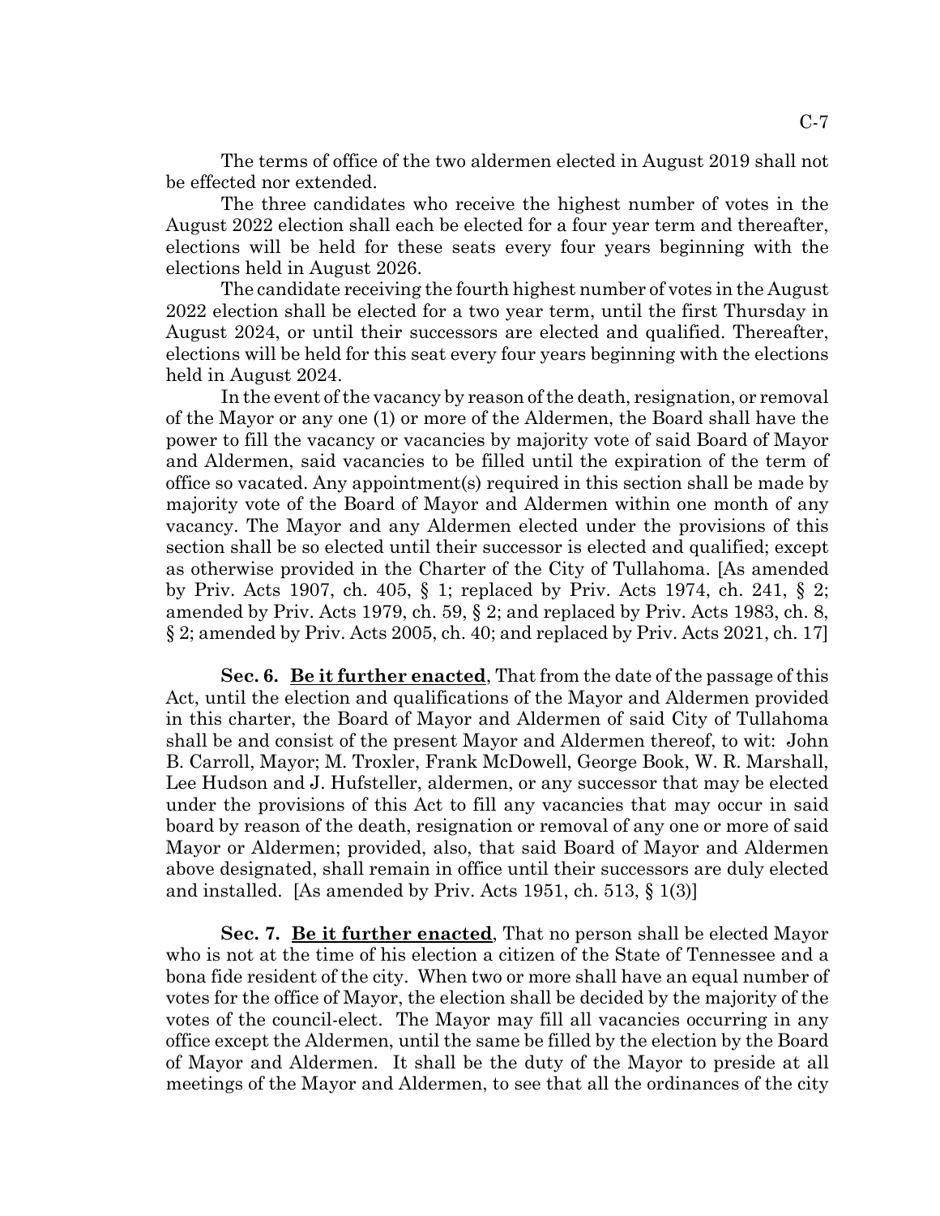The terms of office of the two aldermen elected in August 2019 shall not be effected nor extended.

The three candidates who receive the highest number of votes in the August 2022 election shall each be elected for a four year term and thereafter, elections will be held for these seats every four years beginning with the elections held in August 2026.

The candidate receiving the fourth highest number of votes in the August 2022 election shall be elected for a two year term, until the first Thursday in August 2024, or until their successors are elected and qualified. Thereafter, elections will be held for this seat every four years beginning with the elections held in August 2024.

In the event of the vacancy by reason of the death, resignation, or removal of the Mayor or any one (1) or more of the Aldermen, the Board shall have the power to fill the vacancy or vacancies by majority vote of said Board of Mayor and Aldermen, said vacancies to be filled until the expiration of the term of office so vacated. Any appointment(s) required in this section shall be made by majority vote of the Board of Mayor and Aldermen within one month of any vacancy. The Mayor and any Aldermen elected under the provisions of this section shall be so elected until their successor is elected and qualified; except as otherwise provided in the Charter of the City of Tullahoma. [As amended by Priv. Acts 1907, ch. 405, § 1; replaced by Priv. Acts 1974, ch. 241, § 2; amended by Priv. Acts 1979, ch. 59, § 2; and replaced by Priv. Acts 1983, ch. 8, § 2; amended by Priv. Acts 2005, ch. 40; and replaced by Priv. Acts 2021, ch. 17]

**Sec. 6. Be it further enacted**, That from the date of the passage of this Act, until the election and qualifications of the Mayor and Aldermen provided in this charter, the Board of Mayor and Aldermen of said City of Tullahoma shall be and consist of the present Mayor and Aldermen thereof, to wit: John B. Carroll, Mayor; M. Troxler, Frank McDowell, George Book, W. R. Marshall, Lee Hudson and J. Hufsteller, aldermen, or any successor that may be elected under the provisions of this Act to fill any vacancies that may occur in said board by reason of the death, resignation or removal of any one or more of said Mayor or Aldermen; provided, also, that said Board of Mayor and Aldermen above designated, shall remain in office until their successors are duly elected and installed. [As amended by Priv. Acts 1951, ch. 513, § 1(3)]

**Sec. 7. Be it further enacted**, That no person shall be elected Mayor who is not at the time of his election a citizen of the State of Tennessee and a bona fide resident of the city. When two or more shall have an equal number of votes for the office of Mayor, the election shall be decided by the majority of the votes of the council-elect. The Mayor may fill all vacancies occurring in any office except the Aldermen, until the same be filled by the election by the Board of Mayor and Aldermen. It shall be the duty of the Mayor to preside at all meetings of the Mayor and Aldermen, to see that all the ordinances of the city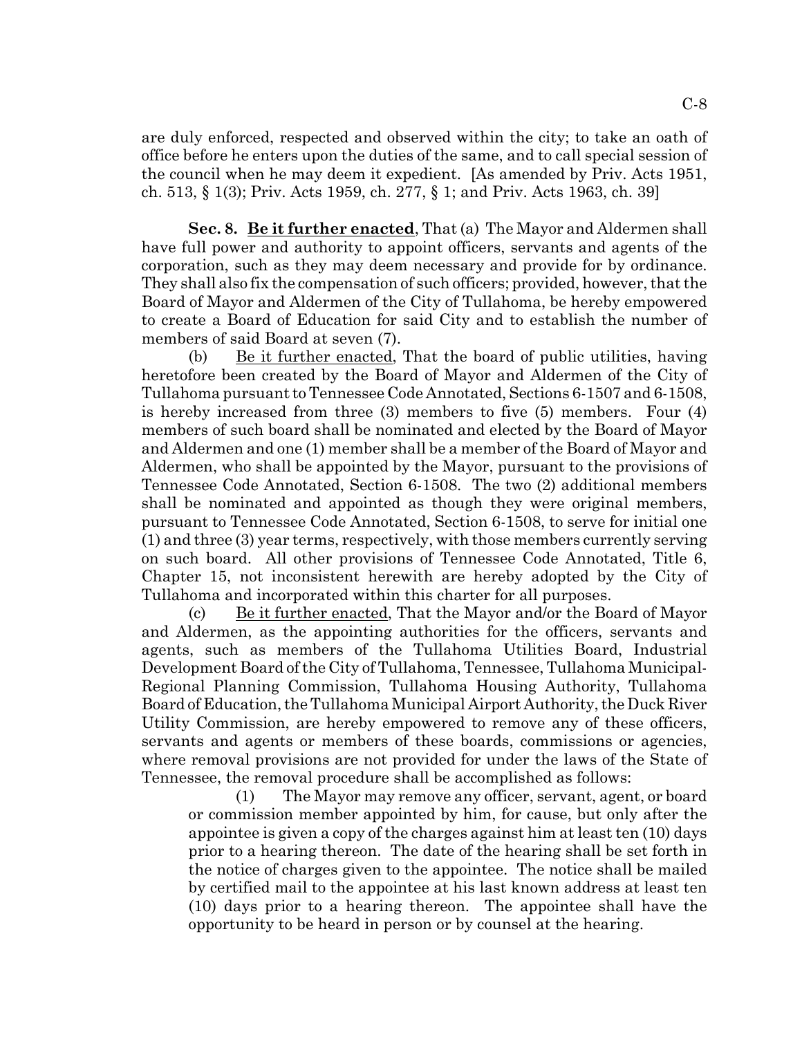are duly enforced, respected and observed within the city; to take an oath of office before he enters upon the duties of the same, and to call special session of the council when he may deem it expedient. [As amended by Priv. Acts 1951, ch. 513, § 1(3); Priv. Acts 1959, ch. 277, § 1; and Priv. Acts 1963, ch. 39]

**Sec. 8. Be it further enacted**, That (a) The Mayor and Aldermen shall have full power and authority to appoint officers, servants and agents of the corporation, such as they may deem necessary and provide for by ordinance. They shall also fix the compensation of such officers; provided, however, that the Board of Mayor and Aldermen of the City of Tullahoma, be hereby empowered to create a Board of Education for said City and to establish the number of members of said Board at seven (7).

(b) Be it further enacted, That the board of public utilities, having heretofore been created by the Board of Mayor and Aldermen of the City of Tullahoma pursuant to Tennessee Code Annotated, Sections 6-1507 and 6-1508, is hereby increased from three (3) members to five (5) members. Four (4) members of such board shall be nominated and elected by the Board of Mayor and Aldermen and one (1) member shall be a member of the Board of Mayor and Aldermen, who shall be appointed by the Mayor, pursuant to the provisions of Tennessee Code Annotated, Section 6-1508. The two (2) additional members shall be nominated and appointed as though they were original members, pursuant to Tennessee Code Annotated, Section 6-1508, to serve for initial one (1) and three (3) year terms, respectively, with those members currently serving on such board. All other provisions of Tennessee Code Annotated, Title 6, Chapter 15, not inconsistent herewith are hereby adopted by the City of Tullahoma and incorporated within this charter for all purposes.

(c) Be it further enacted, That the Mayor and/or the Board of Mayor and Aldermen, as the appointing authorities for the officers, servants and agents, such as members of the Tullahoma Utilities Board, Industrial Development Board of the City of Tullahoma, Tennessee, Tullahoma Municipal-Regional Planning Commission, Tullahoma Housing Authority, Tullahoma Board of Education, the Tullahoma Municipal Airport Authority, the Duck River Utility Commission, are hereby empowered to remove any of these officers, servants and agents or members of these boards, commissions or agencies, where removal provisions are not provided for under the laws of the State of Tennessee, the removal procedure shall be accomplished as follows:

(1) The Mayor may remove any officer, servant, agent, or board or commission member appointed by him, for cause, but only after the appointee is given a copy of the charges against him at least ten (10) days prior to a hearing thereon. The date of the hearing shall be set forth in the notice of charges given to the appointee. The notice shall be mailed by certified mail to the appointee at his last known address at least ten (10) days prior to a hearing thereon. The appointee shall have the opportunity to be heard in person or by counsel at the hearing.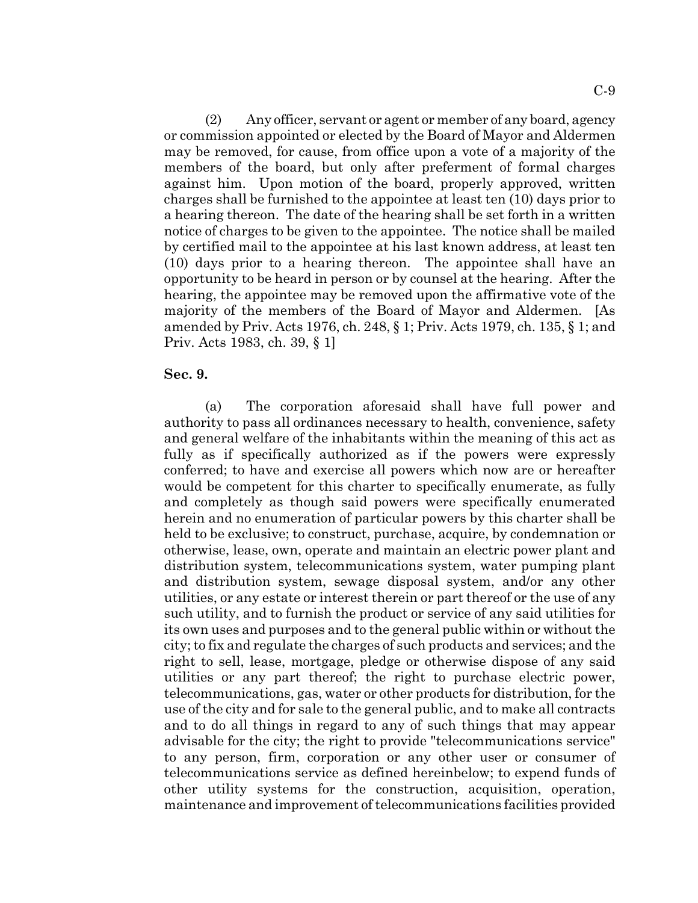(2) Any officer, servant or agent or member of any board, agency or commission appointed or elected by the Board of Mayor and Aldermen may be removed, for cause, from office upon a vote of a majority of the members of the board, but only after preferment of formal charges against him. Upon motion of the board, properly approved, written charges shall be furnished to the appointee at least ten (10) days prior to a hearing thereon. The date of the hearing shall be set forth in a written notice of charges to be given to the appointee. The notice shall be mailed by certified mail to the appointee at his last known address, at least ten (10) days prior to a hearing thereon. The appointee shall have an opportunity to be heard in person or by counsel at the hearing. After the hearing, the appointee may be removed upon the affirmative vote of the majority of the members of the Board of Mayor and Aldermen. [As amended by Priv. Acts 1976, ch. 248, § 1; Priv. Acts 1979, ch. 135, § 1; and Priv. Acts 1983, ch. 39, § 1]

**Sec. 9.**

(a) The corporation aforesaid shall have full power and authority to pass all ordinances necessary to health, convenience, safety and general welfare of the inhabitants within the meaning of this act as fully as if specifically authorized as if the powers were expressly conferred; to have and exercise all powers which now are or hereafter would be competent for this charter to specifically enumerate, as fully and completely as though said powers were specifically enumerated herein and no enumeration of particular powers by this charter shall be held to be exclusive; to construct, purchase, acquire, by condemnation or otherwise, lease, own, operate and maintain an electric power plant and distribution system, telecommunications system, water pumping plant and distribution system, sewage disposal system, and/or any other utilities, or any estate or interest therein or part thereof or the use of any such utility, and to furnish the product or service of any said utilities for its own uses and purposes and to the general public within or without the city; to fix and regulate the charges of such products and services; and the right to sell, lease, mortgage, pledge or otherwise dispose of any said utilities or any part thereof; the right to purchase electric power, telecommunications, gas, water or other products for distribution, for the use of the city and for sale to the general public, and to make all contracts and to do all things in regard to any of such things that may appear advisable for the city; the right to provide "telecommunications service" to any person, firm, corporation or any other user or consumer of telecommunications service as defined hereinbelow; to expend funds of other utility systems for the construction, acquisition, operation, maintenance and improvement of telecommunications facilities provided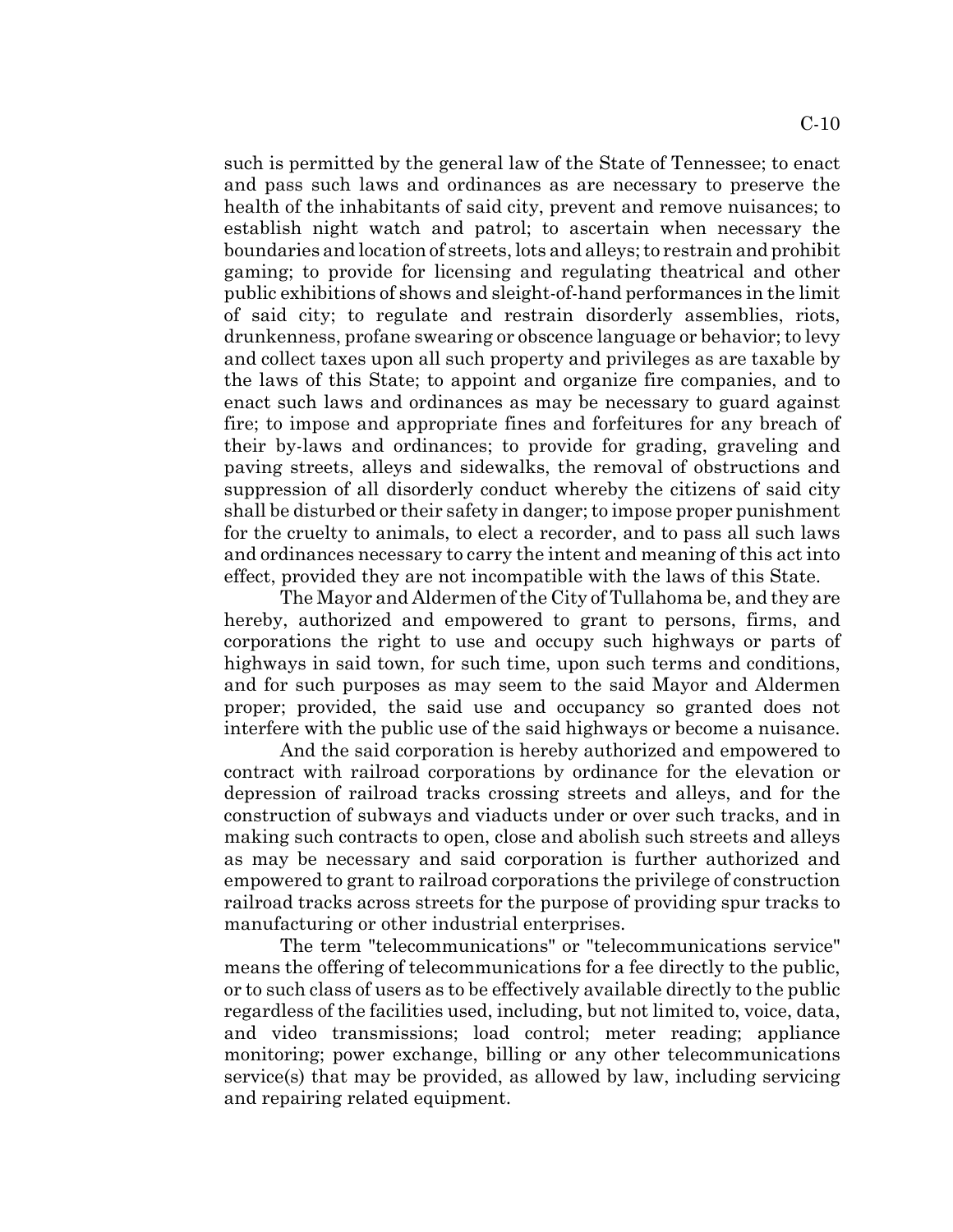such is permitted by the general law of the State of Tennessee; to enact and pass such laws and ordinances as are necessary to preserve the health of the inhabitants of said city, prevent and remove nuisances; to establish night watch and patrol; to ascertain when necessary the boundaries and location of streets, lots and alleys; to restrain and prohibit gaming; to provide for licensing and regulating theatrical and other public exhibitions of shows and sleight-of-hand performances in the limit of said city; to regulate and restrain disorderly assemblies, riots, drunkenness, profane swearing or obscence language or behavior; to levy and collect taxes upon all such property and privileges as are taxable by the laws of this State; to appoint and organize fire companies, and to enact such laws and ordinances as may be necessary to guard against fire; to impose and appropriate fines and forfeitures for any breach of their by-laws and ordinances; to provide for grading, graveling and paving streets, alleys and sidewalks, the removal of obstructions and suppression of all disorderly conduct whereby the citizens of said city shall be disturbed or their safety in danger; to impose proper punishment for the cruelty to animals, to elect a recorder, and to pass all such laws and ordinances necessary to carry the intent and meaning of this act into effect, provided they are not incompatible with the laws of this State.

The Mayor and Aldermen of the City of Tullahoma be, and they are hereby, authorized and empowered to grant to persons, firms, and corporations the right to use and occupy such highways or parts of highways in said town, for such time, upon such terms and conditions, and for such purposes as may seem to the said Mayor and Aldermen proper; provided, the said use and occupancy so granted does not interfere with the public use of the said highways or become a nuisance.

And the said corporation is hereby authorized and empowered to contract with railroad corporations by ordinance for the elevation or depression of railroad tracks crossing streets and alleys, and for the construction of subways and viaducts under or over such tracks, and in making such contracts to open, close and abolish such streets and alleys as may be necessary and said corporation is further authorized and empowered to grant to railroad corporations the privilege of construction railroad tracks across streets for the purpose of providing spur tracks to manufacturing or other industrial enterprises.

The term "telecommunications" or "telecommunications service" means the offering of telecommunications for a fee directly to the public, or to such class of users as to be effectively available directly to the public regardless of the facilities used, including, but not limited to, voice, data, and video transmissions; load control; meter reading; appliance monitoring; power exchange, billing or any other telecommunications service(s) that may be provided, as allowed by law, including servicing and repairing related equipment.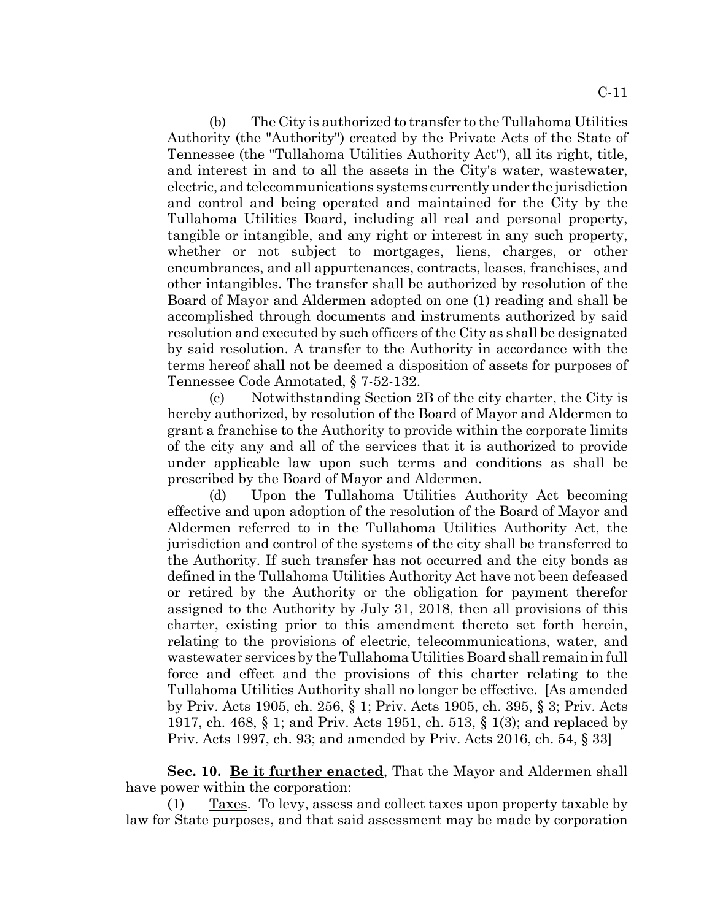(b) The City is authorized to transfer to the Tullahoma Utilities Authority (the "Authority") created by the Private Acts of the State of Tennessee (the "Tullahoma Utilities Authority Act"), all its right, title, and interest in and to all the assets in the City's water, wastewater, electric, and telecommunications systems currently under the jurisdiction and control and being operated and maintained for the City by the Tullahoma Utilities Board, including all real and personal property, tangible or intangible, and any right or interest in any such property, whether or not subject to mortgages, liens, charges, or other encumbrances, and all appurtenances, contracts, leases, franchises, and other intangibles. The transfer shall be authorized by resolution of the Board of Mayor and Aldermen adopted on one (1) reading and shall be accomplished through documents and instruments authorized by said resolution and executed by such officers of the City as shall be designated by said resolution. A transfer to the Authority in accordance with the terms hereof shall not be deemed a disposition of assets for purposes of Tennessee Code Annotated, § 7-52-132.

(c) Notwithstanding Section 2B of the city charter, the City is hereby authorized, by resolution of the Board of Mayor and Aldermen to grant a franchise to the Authority to provide within the corporate limits of the city any and all of the services that it is authorized to provide under applicable law upon such terms and conditions as shall be prescribed by the Board of Mayor and Aldermen.

(d) Upon the Tullahoma Utilities Authority Act becoming effective and upon adoption of the resolution of the Board of Mayor and Aldermen referred to in the Tullahoma Utilities Authority Act, the jurisdiction and control of the systems of the city shall be transferred to the Authority. If such transfer has not occurred and the city bonds as defined in the Tullahoma Utilities Authority Act have not been defeased or retired by the Authority or the obligation for payment therefor assigned to the Authority by July 31, 2018, then all provisions of this charter, existing prior to this amendment thereto set forth herein, relating to the provisions of electric, telecommunications, water, and wastewater services by the Tullahoma Utilities Board shall remain in full force and effect and the provisions of this charter relating to the Tullahoma Utilities Authority shall no longer be effective. [As amended by Priv. Acts 1905, ch. 256, § 1; Priv. Acts 1905, ch. 395, § 3; Priv. Acts 1917, ch. 468, § 1; and Priv. Acts 1951, ch. 513, § 1(3); and replaced by Priv. Acts 1997, ch. 93; and amended by Priv. Acts 2016, ch. 54, § 33]

**Sec. 10. Be it further enacted**, That the Mayor and Aldermen shall have power within the corporation:

(1) Taxes. To levy, assess and collect taxes upon property taxable by law for State purposes, and that said assessment may be made by corporation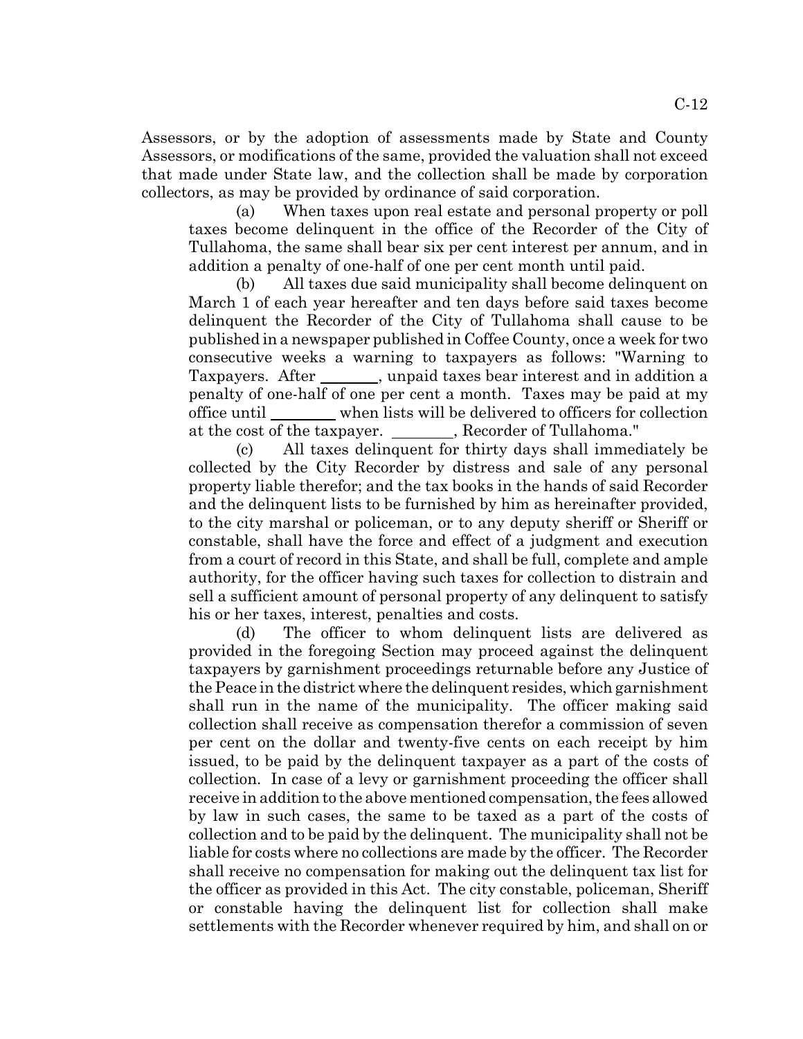Assessors, or by the adoption of assessments made by State and County Assessors, or modifications of the same, provided the valuation shall not exceed that made under State law, and the collection shall be made by corporation collectors, as may be provided by ordinance of said corporation.

(a) When taxes upon real estate and personal property or poll taxes become delinquent in the office of the Recorder of the City of Tullahoma, the same shall bear six per cent interest per annum, and in addition a penalty of one-half of one per cent month until paid.

(b) All taxes due said municipality shall become delinquent on March 1 of each year hereafter and ten days before said taxes become delinquent the Recorder of the City of Tullahoma shall cause to be published in a newspaper published in Coffee County, once a week for two consecutive weeks a warning to taxpayers as follows: "Warning to Taxpayers. After _______, unpaid taxes bear interest and in addition a penalty of one-half of one per cent a month. Taxes may be paid at my office until ________ when lists will be delivered to officers for collection at the cost of the taxpayer. ________, Recorder of Tullahoma."

(c) All taxes delinquent for thirty days shall immediately be collected by the City Recorder by distress and sale of any personal property liable therefor; and the tax books in the hands of said Recorder and the delinquent lists to be furnished by him as hereinafter provided, to the city marshal or policeman, or to any deputy sheriff or Sheriff or constable, shall have the force and effect of a judgment and execution from a court of record in this State, and shall be full, complete and ample authority, for the officer having such taxes for collection to distrain and sell a sufficient amount of personal property of any delinquent to satisfy his or her taxes, interest, penalties and costs.

(d) The officer to whom delinquent lists are delivered as provided in the foregoing Section may proceed against the delinquent taxpayers by garnishment proceedings returnable before any Justice of the Peace in the district where the delinquent resides, which garnishment shall run in the name of the municipality. The officer making said collection shall receive as compensation therefor a commission of seven per cent on the dollar and twenty-five cents on each receipt by him issued, to be paid by the delinquent taxpayer as a part of the costs of collection. In case of a levy or garnishment proceeding the officer shall receive in addition to the above mentioned compensation, the fees allowed by law in such cases, the same to be taxed as a part of the costs of collection and to be paid by the delinquent. The municipality shall not be liable for costs where no collections are made by the officer. The Recorder shall receive no compensation for making out the delinquent tax list for the officer as provided in this Act. The city constable, policeman, Sheriff or constable having the delinquent list for collection shall make settlements with the Recorder whenever required by him, and shall on or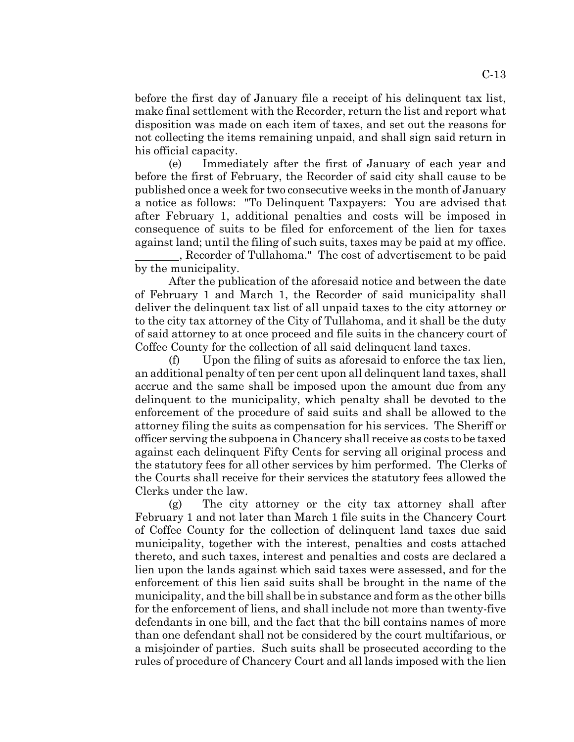before the first day of January file a receipt of his delinquent tax list, make final settlement with the Recorder, return the list and report what disposition was made on each item of taxes, and set out the reasons for not collecting the items remaining unpaid, and shall sign said return in his official capacity.

(e) Immediately after the first of January of each year and before the first of February, the Recorder of said city shall cause to be published once a week for two consecutive weeks in the month of January a notice as follows: "To Delinquent Taxpayers: You are advised that after February 1, additional penalties and costs will be imposed in consequence of suits to be filed for enforcement of the lien for taxes against land; until the filing of such suits, taxes may be paid at my office. ________, Recorder of Tullahoma." The cost of advertisement to be paid by the municipality.

After the publication of the aforesaid notice and between the date of February 1 and March 1, the Recorder of said municipality shall deliver the delinquent tax list of all unpaid taxes to the city attorney or to the city tax attorney of the City of Tullahoma, and it shall be the duty of said attorney to at once proceed and file suits in the chancery court of Coffee County for the collection of all said delinquent land taxes.

(f) Upon the filing of suits as aforesaid to enforce the tax lien, an additional penalty of ten per cent upon all delinquent land taxes, shall accrue and the same shall be imposed upon the amount due from any delinquent to the municipality, which penalty shall be devoted to the enforcement of the procedure of said suits and shall be allowed to the attorney filing the suits as compensation for his services. The Sheriff or officer serving the subpoena in Chancery shall receive as costs to be taxed against each delinquent Fifty Cents for serving all original process and the statutory fees for all other services by him performed. The Clerks of the Courts shall receive for their services the statutory fees allowed the Clerks under the law.

(g) The city attorney or the city tax attorney shall after February 1 and not later than March 1 file suits in the Chancery Court of Coffee County for the collection of delinquent land taxes due said municipality, together with the interest, penalties and costs attached thereto, and such taxes, interest and penalties and costs are declared a lien upon the lands against which said taxes were assessed, and for the enforcement of this lien said suits shall be brought in the name of the municipality, and the bill shall be in substance and form as the other bills for the enforcement of liens, and shall include not more than twenty-five defendants in one bill, and the fact that the bill contains names of more than one defendant shall not be considered by the court multifarious, or a misjoinder of parties. Such suits shall be prosecuted according to the rules of procedure of Chancery Court and all lands imposed with the lien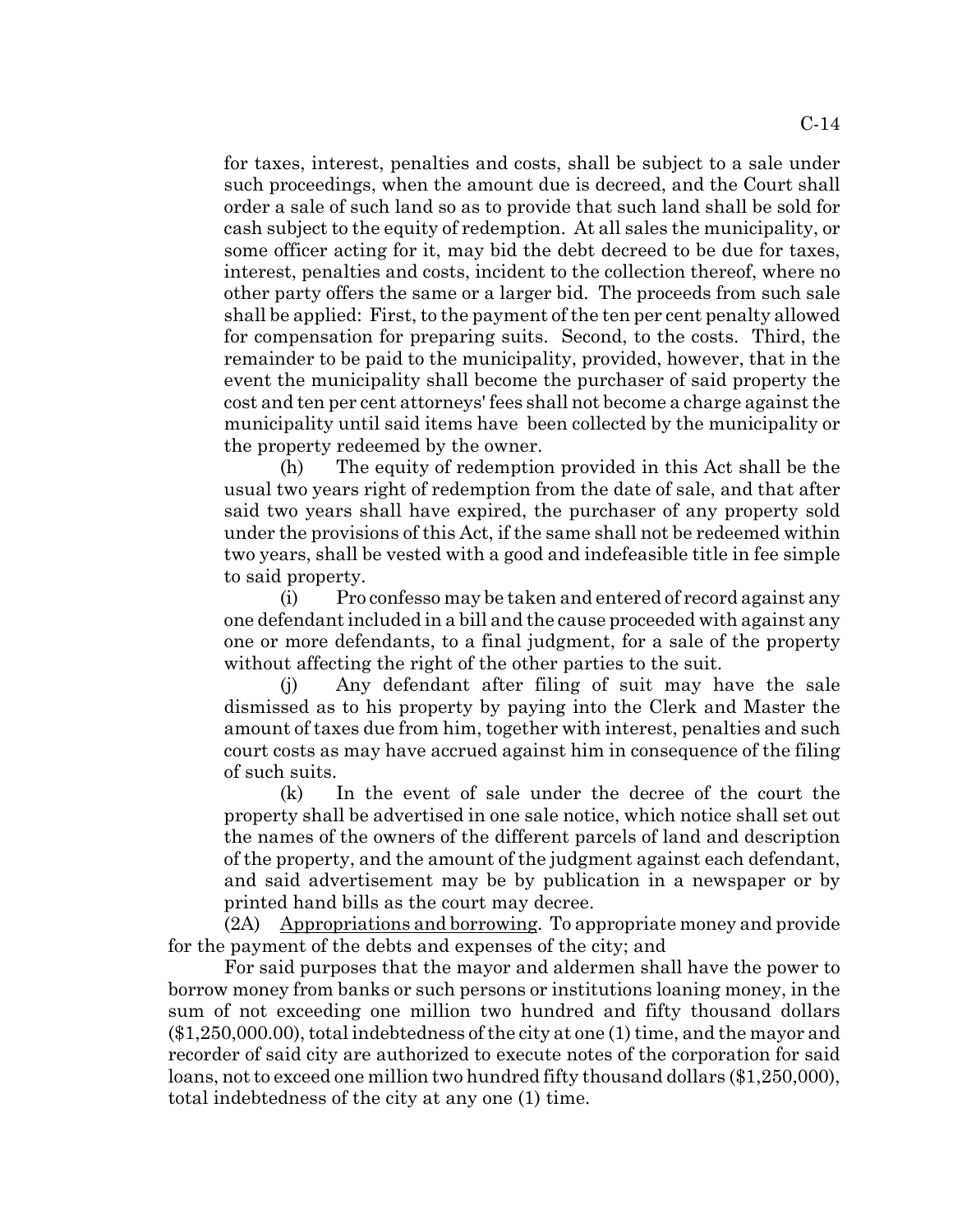for taxes, interest, penalties and costs, shall be subject to a sale under such proceedings, when the amount due is decreed, and the Court shall order a sale of such land so as to provide that such land shall be sold for cash subject to the equity of redemption. At all sales the municipality, or some officer acting for it, may bid the debt decreed to be due for taxes, interest, penalties and costs, incident to the collection thereof, where no other party offers the same or a larger bid. The proceeds from such sale shall be applied: First, to the payment of the ten per cent penalty allowed for compensation for preparing suits. Second, to the costs. Third, the remainder to be paid to the municipality, provided, however, that in the event the municipality shall become the purchaser of said property the cost and ten per cent attorneys' fees shall not become a charge against the municipality until said items have been collected by the municipality or the property redeemed by the owner.

(h) The equity of redemption provided in this Act shall be the usual two years right of redemption from the date of sale, and that after said two years shall have expired, the purchaser of any property sold under the provisions of this Act, if the same shall not be redeemed within two years, shall be vested with a good and indefeasible title in fee simple to said property.

(i) Pro confesso may be taken and entered of record against any one defendant included in a bill and the cause proceeded with against any one or more defendants, to a final judgment, for a sale of the property without affecting the right of the other parties to the suit.

(j) Any defendant after filing of suit may have the sale dismissed as to his property by paying into the Clerk and Master the amount of taxes due from him, together with interest, penalties and such court costs as may have accrued against him in consequence of the filing of such suits.

(k) In the event of sale under the decree of the court the property shall be advertised in one sale notice, which notice shall set out the names of the owners of the different parcels of land and description of the property, and the amount of the judgment against each defendant, and said advertisement may be by publication in a newspaper or by printed hand bills as the court may decree.

(2A) Appropriations and borrowing. To appropriate money and provide for the payment of the debts and expenses of the city; and

For said purposes that the mayor and aldermen shall have the power to borrow money from banks or such persons or institutions loaning money, in the sum of not exceeding one million two hundred and fifty thousand dollars ($1,250,000.00), total indebtedness of the city at one (1) time, and the mayor and recorder of said city are authorized to execute notes of the corporation for said loans, not to exceed one million two hundred fifty thousand dollars ($1,250,000), total indebtedness of the city at any one (1) time.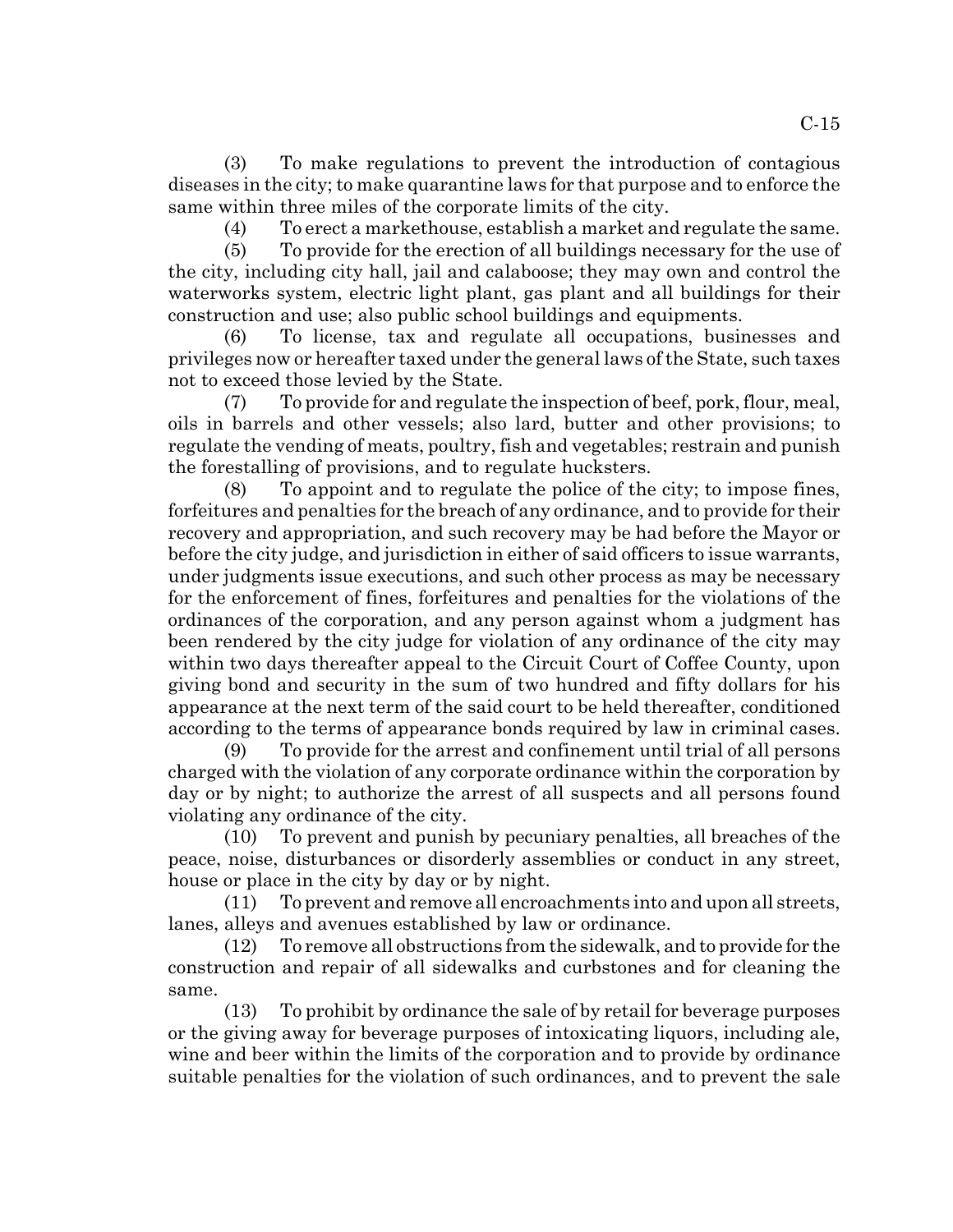(3) To make regulations to prevent the introduction of contagious diseases in the city; to make quarantine laws for that purpose and to enforce the same within three miles of the corporate limits of the city.

(4) To erect a markethouse, establish a market and regulate the same.

(5) To provide for the erection of all buildings necessary for the use of the city, including city hall, jail and calaboose; they may own and control the waterworks system, electric light plant, gas plant and all buildings for their construction and use; also public school buildings and equipments.

(6) To license, tax and regulate all occupations, businesses and privileges now or hereafter taxed under the general laws of the State, such taxes not to exceed those levied by the State.

(7) To provide for and regulate the inspection of beef, pork, flour, meal, oils in barrels and other vessels; also lard, butter and other provisions; to regulate the vending of meats, poultry, fish and vegetables; restrain and punish the forestalling of provisions, and to regulate hucksters.

(8) To appoint and to regulate the police of the city; to impose fines, forfeitures and penalties for the breach of any ordinance, and to provide for their recovery and appropriation, and such recovery may be had before the Mayor or before the city judge, and jurisdiction in either of said officers to issue warrants, under judgments issue executions, and such other process as may be necessary for the enforcement of fines, forfeitures and penalties for the violations of the ordinances of the corporation, and any person against whom a judgment has been rendered by the city judge for violation of any ordinance of the city may within two days thereafter appeal to the Circuit Court of Coffee County, upon giving bond and security in the sum of two hundred and fifty dollars for his appearance at the next term of the said court to be held thereafter, conditioned according to the terms of appearance bonds required by law in criminal cases.

(9) To provide for the arrest and confinement until trial of all persons charged with the violation of any corporate ordinance within the corporation by day or by night; to authorize the arrest of all suspects and all persons found violating any ordinance of the city.

(10) To prevent and punish by pecuniary penalties, all breaches of the peace, noise, disturbances or disorderly assemblies or conduct in any street, house or place in the city by day or by night.

(11) To prevent and remove all encroachments into and upon all streets, lanes, alleys and avenues established by law or ordinance.

(12) To remove all obstructions from the sidewalk, and to provide for the construction and repair of all sidewalks and curbstones and for cleaning the same.

(13) To prohibit by ordinance the sale of by retail for beverage purposes or the giving away for beverage purposes of intoxicating liquors, including ale, wine and beer within the limits of the corporation and to provide by ordinance suitable penalties for the violation of such ordinances, and to prevent the sale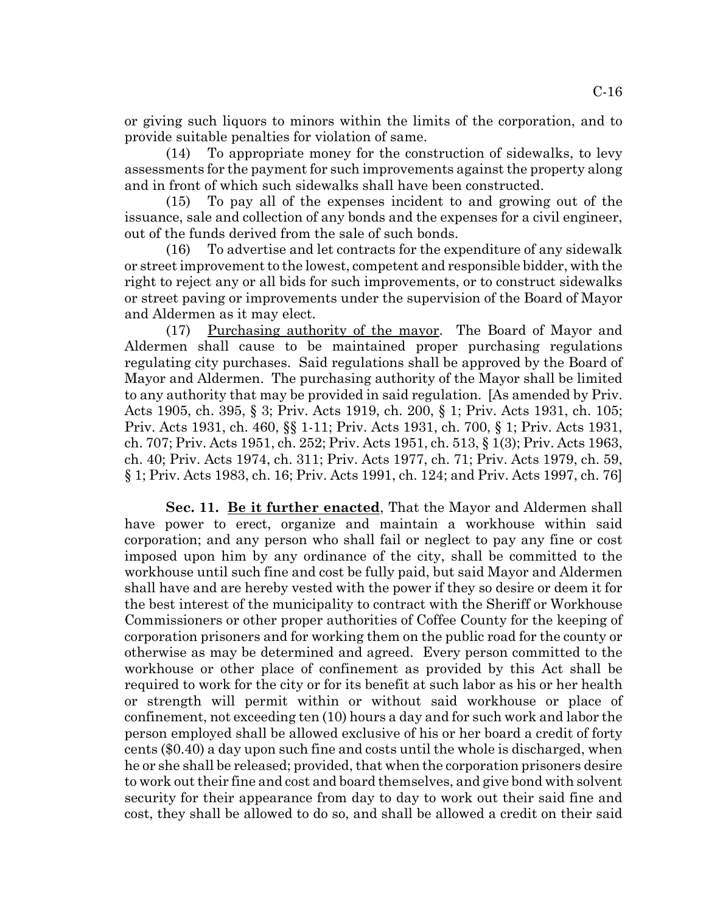or giving such liquors to minors within the limits of the corporation, and to provide suitable penalties for violation of same.

(14) To appropriate money for the construction of sidewalks, to levy assessments for the payment for such improvements against the property along and in front of which such sidewalks shall have been constructed.

(15) To pay all of the expenses incident to and growing out of the issuance, sale and collection of any bonds and the expenses for a civil engineer, out of the funds derived from the sale of such bonds.

(16) To advertise and let contracts for the expenditure of any sidewalk or street improvement to the lowest, competent and responsible bidder, with the right to reject any or all bids for such improvements, or to construct sidewalks or street paving or improvements under the supervision of the Board of Mayor and Aldermen as it may elect.

(17) Purchasing authority of the mayor. The Board of Mayor and Aldermen shall cause to be maintained proper purchasing regulations regulating city purchases. Said regulations shall be approved by the Board of Mayor and Aldermen. The purchasing authority of the Mayor shall be limited to any authority that may be provided in said regulation. [As amended by Priv. Acts 1905, ch. 395, § 3; Priv. Acts 1919, ch. 200, § 1; Priv. Acts 1931, ch. 105; Priv. Acts 1931, ch. 460, §§ 1-11; Priv. Acts 1931, ch. 700, § 1; Priv. Acts 1931, ch. 707; Priv. Acts 1951, ch. 252; Priv. Acts 1951, ch. 513, § 1(3); Priv. Acts 1963, ch. 40; Priv. Acts 1974, ch. 311; Priv. Acts 1977, ch. 71; Priv. Acts 1979, ch. 59, § 1; Priv. Acts 1983, ch. 16; Priv. Acts 1991, ch. 124; and Priv. Acts 1997, ch. 76]

**Sec. 11. Be it further enacted**, That the Mayor and Aldermen shall have power to erect, organize and maintain a workhouse within said corporation; and any person who shall fail or neglect to pay any fine or cost imposed upon him by any ordinance of the city, shall be committed to the workhouse until such fine and cost be fully paid, but said Mayor and Aldermen shall have and are hereby vested with the power if they so desire or deem it for the best interest of the municipality to contract with the Sheriff or Workhouse Commissioners or other proper authorities of Coffee County for the keeping of corporation prisoners and for working them on the public road for the county or otherwise as may be determined and agreed. Every person committed to the workhouse or other place of confinement as provided by this Act shall be required to work for the city or for its benefit at such labor as his or her health or strength will permit within or without said workhouse or place of confinement, not exceeding ten (10) hours a day and for such work and labor the person employed shall be allowed exclusive of his or her board a credit of forty cents ($0.40) a day upon such fine and costs until the whole is discharged, when he or she shall be released; provided, that when the corporation prisoners desire to work out their fine and cost and board themselves, and give bond with solvent security for their appearance from day to day to work out their said fine and cost, they shall be allowed to do so, and shall be allowed a credit on their said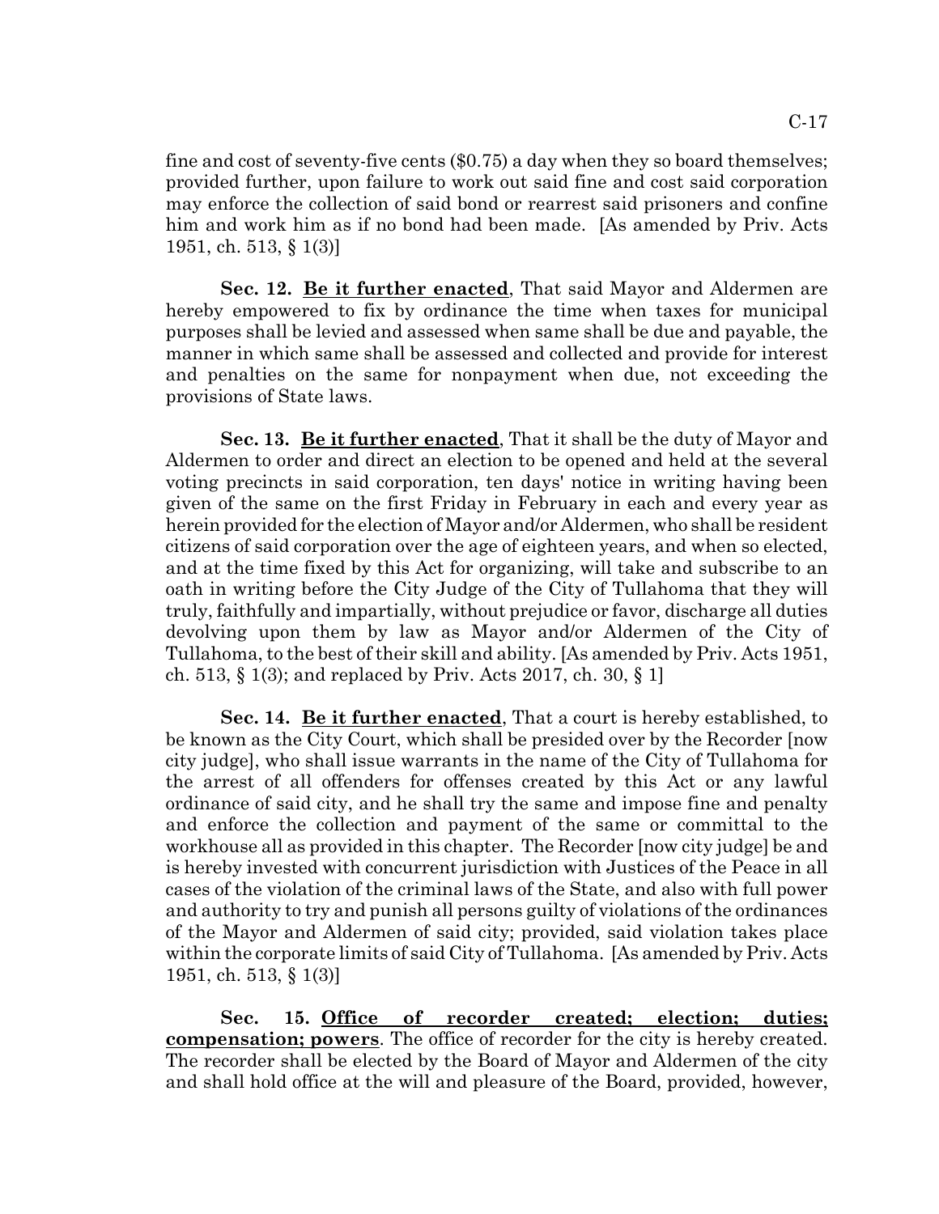fine and cost of seventy-five cents ($0.75) a day when they so board themselves; provided further, upon failure to work out said fine and cost said corporation may enforce the collection of said bond or rearrest said prisoners and confine him and work him as if no bond had been made. [As amended by Priv. Acts 1951, ch. 513, § 1(3)]

**Sec. 12. Be it further enacted**, That said Mayor and Aldermen are hereby empowered to fix by ordinance the time when taxes for municipal purposes shall be levied and assessed when same shall be due and payable, the manner in which same shall be assessed and collected and provide for interest and penalties on the same for nonpayment when due, not exceeding the provisions of State laws.

**Sec. 13. Be it further enacted**, That it shall be the duty of Mayor and Aldermen to order and direct an election to be opened and held at the several voting precincts in said corporation, ten days' notice in writing having been given of the same on the first Friday in February in each and every year as herein provided for the election of Mayor and/or Aldermen, who shall be resident citizens of said corporation over the age of eighteen years, and when so elected, and at the time fixed by this Act for organizing, will take and subscribe to an oath in writing before the City Judge of the City of Tullahoma that they will truly, faithfully and impartially, without prejudice or favor, discharge all duties devolving upon them by law as Mayor and/or Aldermen of the City of Tullahoma, to the best of their skill and ability. [As amended by Priv. Acts 1951, ch. 513, § 1(3); and replaced by Priv. Acts 2017, ch. 30, § 1]

**Sec. 14. Be it further enacted**, That a court is hereby established, to be known as the City Court, which shall be presided over by the Recorder [now city judge], who shall issue warrants in the name of the City of Tullahoma for the arrest of all offenders for offenses created by this Act or any lawful ordinance of said city, and he shall try the same and impose fine and penalty and enforce the collection and payment of the same or committal to the workhouse all as provided in this chapter. The Recorder [now city judge] be and is hereby invested with concurrent jurisdiction with Justices of the Peace in all cases of the violation of the criminal laws of the State, and also with full power and authority to try and punish all persons guilty of violations of the ordinances of the Mayor and Aldermen of said city; provided, said violation takes place within the corporate limits of said City of Tullahoma. [As amended by Priv. Acts 1951, ch. 513, § 1(3)]

**Sec. 15. Office of recorder created; election; duties; compensation; powers**. The office of recorder for the city is hereby created. The recorder shall be elected by the Board of Mayor and Aldermen of the city and shall hold office at the will and pleasure of the Board, provided, however,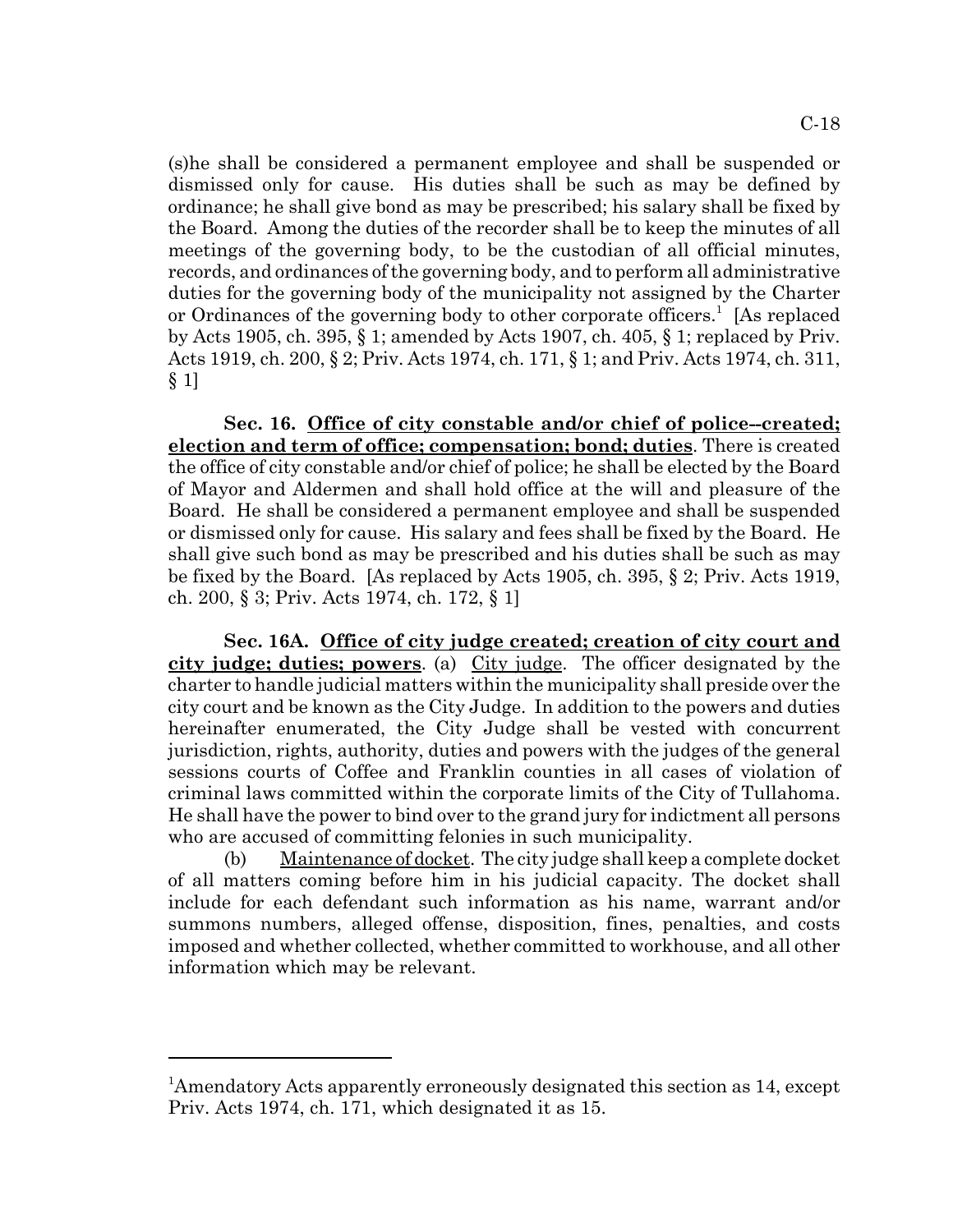(s)he shall be considered a permanent employee and shall be suspended or dismissed only for cause. His duties shall be such as may be defined by ordinance; he shall give bond as may be prescribed; his salary shall be fixed by the Board. Among the duties of the recorder shall be to keep the minutes of all meetings of the governing body, to be the custodian of all official minutes, records, and ordinances of the governing body, and to perform all administrative duties for the governing body of the municipality not assigned by the Charter or Ordinances of the governing body to other corporate officers.[1] [As replaced by Acts 1905, ch. 395, § 1; amended by Acts 1907, ch. 405, § 1; replaced by Priv. Acts 1919, ch. 200, § 2; Priv. Acts 1974, ch. 171, § 1; and Priv. Acts 1974, ch. 311, § 1]

**Sec. 16. Office of city constable and/or chief of police--created; election and term of office; compensation; bond; duties**. There is created the office of city constable and/or chief of police; he shall be elected by the Board of Mayor and Aldermen and shall hold office at the will and pleasure of the Board. He shall be considered a permanent employee and shall be suspended or dismissed only for cause. His salary and fees shall be fixed by the Board. He shall give such bond as may be prescribed and his duties shall be such as may be fixed by the Board. [As replaced by Acts 1905, ch. 395, § 2; Priv. Acts 1919, ch. 200, § 3; Priv. Acts 1974, ch. 172, § 1]

**Sec. 16A. Office of city judge created; creation of city court and city judge; duties; powers**. (a) City judge. The officer designated by the charter to handle judicial matters within the municipality shall preside over the city court and be known as the City Judge. In addition to the powers and duties hereinafter enumerated, the City Judge shall be vested with concurrent jurisdiction, rights, authority, duties and powers with the judges of the general sessions courts of Coffee and Franklin counties in all cases of violation of criminal laws committed within the corporate limits of the City of Tullahoma. He shall have the power to bind over to the grand jury for indictment all persons who are accused of committing felonies in such municipality.

(b) Maintenance of docket. The city judge shall keep a complete docket of all matters coming before him in his judicial capacity. The docket shall include for each defendant such information as his name, warrant and/or summons numbers, alleged offense, disposition, fines, penalties, and costs imposed and whether collected, whether committed to workhouse, and all other information which may be relevant.

---

[1] Amendatory Acts apparently erroneously designated this section as 14, except Priv. Acts 1974, ch. 171, which designated it as 15.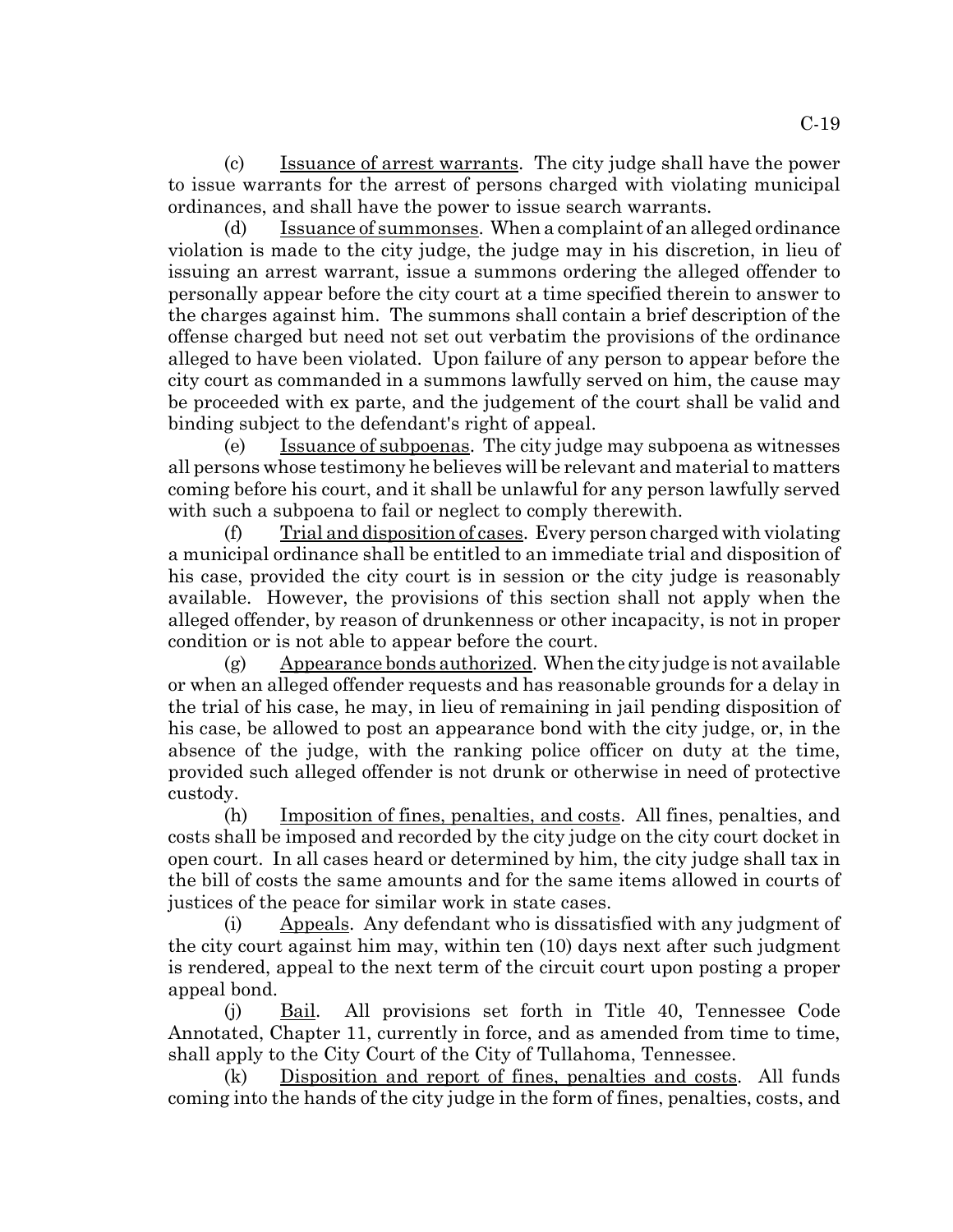(c) Issuance of arrest warrants. The city judge shall have the power to issue warrants for the arrest of persons charged with violating municipal ordinances, and shall have the power to issue search warrants.

(d) Issuance of summonses. When a complaint of an alleged ordinance violation is made to the city judge, the judge may in his discretion, in lieu of issuing an arrest warrant, issue a summons ordering the alleged offender to personally appear before the city court at a time specified therein to answer to the charges against him. The summons shall contain a brief description of the offense charged but need not set out verbatim the provisions of the ordinance alleged to have been violated. Upon failure of any person to appear before the city court as commanded in a summons lawfully served on him, the cause may be proceeded with ex parte, and the judgement of the court shall be valid and binding subject to the defendant's right of appeal.

(e) Issuance of subpoenas. The city judge may subpoena as witnesses all persons whose testimony he believes will be relevant and material to matters coming before his court, and it shall be unlawful for any person lawfully served with such a subpoena to fail or neglect to comply therewith.

(f) Trial and disposition of cases. Every person charged with violating a municipal ordinance shall be entitled to an immediate trial and disposition of his case, provided the city court is in session or the city judge is reasonably available. However, the provisions of this section shall not apply when the alleged offender, by reason of drunkenness or other incapacity, is not in proper condition or is not able to appear before the court.

(g) Appearance bonds authorized. When the city judge is not available or when an alleged offender requests and has reasonable grounds for a delay in the trial of his case, he may, in lieu of remaining in jail pending disposition of his case, be allowed to post an appearance bond with the city judge, or, in the absence of the judge, with the ranking police officer on duty at the time, provided such alleged offender is not drunk or otherwise in need of protective custody.

(h) Imposition of fines, penalties, and costs. All fines, penalties, and costs shall be imposed and recorded by the city judge on the city court docket in open court. In all cases heard or determined by him, the city judge shall tax in the bill of costs the same amounts and for the same items allowed in courts of justices of the peace for similar work in state cases.

(i) Appeals. Any defendant who is dissatisfied with any judgment of the city court against him may, within ten (10) days next after such judgment is rendered, appeal to the next term of the circuit court upon posting a proper appeal bond.

(j) Bail. All provisions set forth in Title 40, Tennessee Code Annotated, Chapter 11, currently in force, and as amended from time to time, shall apply to the City Court of the City of Tullahoma, Tennessee.

(k) Disposition and report of fines, penalties and costs. All funds coming into the hands of the city judge in the form of fines, penalties, costs, and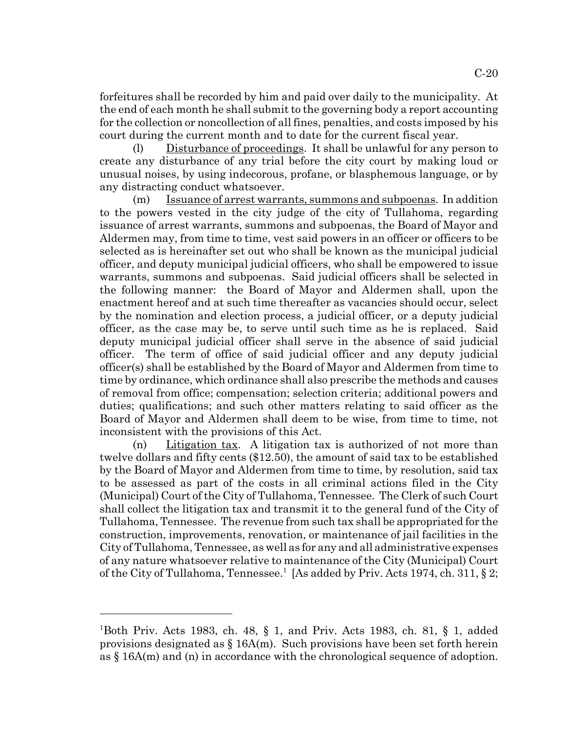forfeitures shall be recorded by him and paid over daily to the municipality. At the end of each month he shall submit to the governing body a report accounting for the collection or noncollection of all fines, penalties, and costs imposed by his court during the current month and to date for the current fiscal year.

(l) Disturbance of proceedings. It shall be unlawful for any person to create any disturbance of any trial before the city court by making loud or unusual noises, by using indecorous, profane, or blasphemous language, or by any distracting conduct whatsoever.

(m) Issuance of arrest warrants, summons and subpoenas. In addition to the powers vested in the city judge of the city of Tullahoma, regarding issuance of arrest warrants, summons and subpoenas, the Board of Mayor and Aldermen may, from time to time, vest said powers in an officer or officers to be selected as is hereinafter set out who shall be known as the municipal judicial officer, and deputy municipal judicial officers, who shall be empowered to issue warrants, summons and subpoenas. Said judicial officers shall be selected in the following manner: the Board of Mayor and Aldermen shall, upon the enactment hereof and at such time thereafter as vacancies should occur, select by the nomination and election process, a judicial officer, or a deputy judicial officer, as the case may be, to serve until such time as he is replaced. Said deputy municipal judicial officer shall serve in the absence of said judicial officer. The term of office of said judicial officer and any deputy judicial officer(s) shall be established by the Board of Mayor and Aldermen from time to time by ordinance, which ordinance shall also prescribe the methods and causes of removal from office; compensation; selection criteria; additional powers and duties; qualifications; and such other matters relating to said officer as the Board of Mayor and Aldermen shall deem to be wise, from time to time, not inconsistent with the provisions of this Act.

(n) Litigation tax. A litigation tax is authorized of not more than twelve dollars and fifty cents ($12.50), the amount of said tax to be established by the Board of Mayor and Aldermen from time to time, by resolution, said tax to be assessed as part of the costs in all criminal actions filed in the City (Municipal) Court of the City of Tullahoma, Tennessee. The Clerk of such Court shall collect the litigation tax and transmit it to the general fund of the City of Tullahoma, Tennessee. The revenue from such tax shall be appropriated for the construction, improvements, renovation, or maintenance of jail facilities in the City of Tullahoma, Tennessee, as well as for any and all administrative expenses of any nature whatsoever relative to maintenance of the City (Municipal) Court of the City of Tullahoma, Tennessee.[1] [As added by Priv. Acts 1974, ch. 311, § 2;

---

[1]Both Priv. Acts 1983, ch. 48, § 1, and Priv. Acts 1983, ch. 81, § 1, added provisions designated as § 16A(m). Such provisions have been set forth herein as § 16A(m) and (n) in accordance with the chronological sequence of adoption.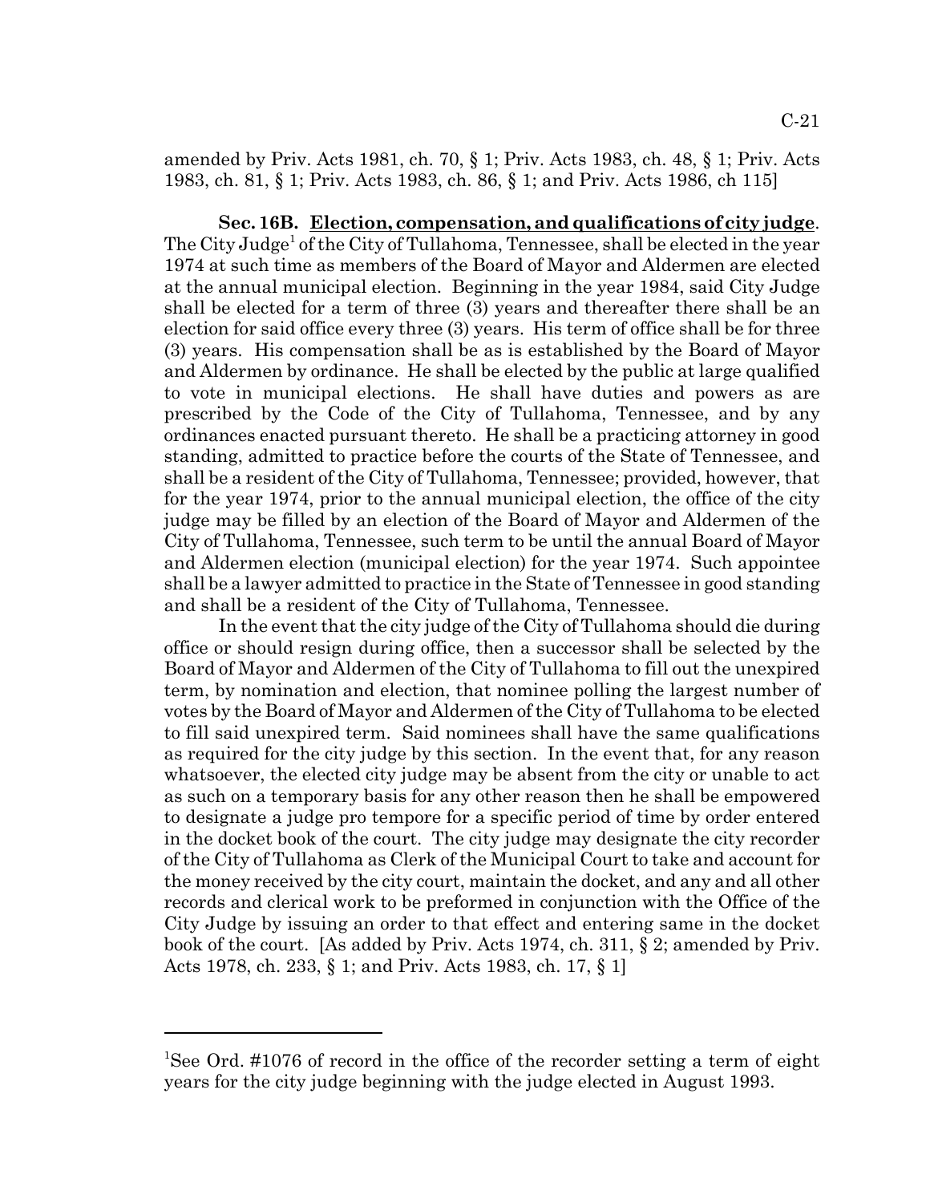amended by Priv. Acts 1981, ch. 70, § 1; Priv. Acts 1983, ch. 48, § 1; Priv. Acts 1983, ch. 81, § 1; Priv. Acts 1983, ch. 86, § 1; and Priv. Acts 1986, ch 115]

**Sec. 16B. Election, compensation, and qualifications of city judge**. The City Judge[1] of the City of Tullahoma, Tennessee, shall be elected in the year 1974 at such time as members of the Board of Mayor and Aldermen are elected at the annual municipal election. Beginning in the year 1984, said City Judge shall be elected for a term of three (3) years and thereafter there shall be an election for said office every three (3) years. His term of office shall be for three (3) years. His compensation shall be as is established by the Board of Mayor and Aldermen by ordinance. He shall be elected by the public at large qualified to vote in municipal elections. He shall have duties and powers as are prescribed by the Code of the City of Tullahoma, Tennessee, and by any ordinances enacted pursuant thereto. He shall be a practicing attorney in good standing, admitted to practice before the courts of the State of Tennessee, and shall be a resident of the City of Tullahoma, Tennessee; provided, however, that for the year 1974, prior to the annual municipal election, the office of the city judge may be filled by an election of the Board of Mayor and Aldermen of the City of Tullahoma, Tennessee, such term to be until the annual Board of Mayor and Aldermen election (municipal election) for the year 1974. Such appointee shall be a lawyer admitted to practice in the State of Tennessee in good standing and shall be a resident of the City of Tullahoma, Tennessee.

In the event that the city judge of the City of Tullahoma should die during office or should resign during office, then a successor shall be selected by the Board of Mayor and Aldermen of the City of Tullahoma to fill out the unexpired term, by nomination and election, that nominee polling the largest number of votes by the Board of Mayor and Aldermen of the City of Tullahoma to be elected to fill said unexpired term. Said nominees shall have the same qualifications as required for the city judge by this section. In the event that, for any reason whatsoever, the elected city judge may be absent from the city or unable to act as such on a temporary basis for any other reason then he shall be empowered to designate a judge pro tempore for a specific period of time by order entered in the docket book of the court. The city judge may designate the city recorder of the City of Tullahoma as Clerk of the Municipal Court to take and account for the money received by the city court, maintain the docket, and any and all other records and clerical work to be preformed in conjunction with the Office of the City Judge by issuing an order to that effect and entering same in the docket book of the court. [As added by Priv. Acts 1974, ch. 311, § 2; amended by Priv. Acts 1978, ch. 233, § 1; and Priv. Acts 1983, ch. 17, § 1]

---

[1]See Ord. #1076 of record in the office of the recorder setting a term of eight years for the city judge beginning with the judge elected in August 1993.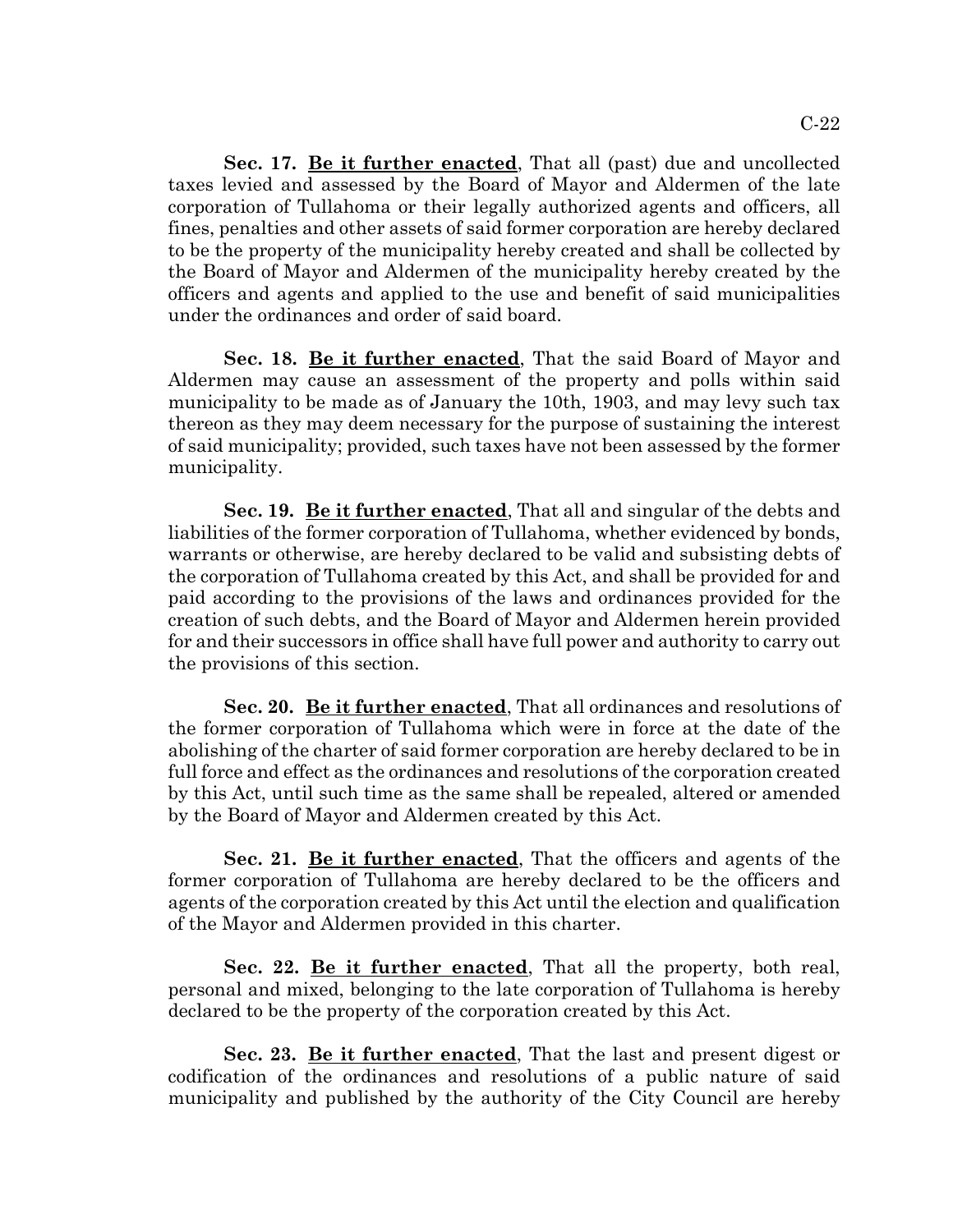**Sec. 17.** <u>**Be it further enacted**</u>, That all (past) due and uncollected taxes levied and assessed by the Board of Mayor and Aldermen of the late corporation of Tullahoma or their legally authorized agents and officers, all fines, penalties and other assets of said former corporation are hereby declared to be the property of the municipality hereby created and shall be collected by the Board of Mayor and Aldermen of the municipality hereby created by the officers and agents and applied to the use and benefit of said municipalities under the ordinances and order of said board.

**Sec. 18.** <u>**Be it further enacted**</u>, That the said Board of Mayor and Aldermen may cause an assessment of the property and polls within said municipality to be made as of January the 10th, 1903, and may levy such tax thereon as they may deem necessary for the purpose of sustaining the interest of said municipality; provided, such taxes have not been assessed by the former municipality.

**Sec. 19.** <u>**Be it further enacted**</u>, That all and singular of the debts and liabilities of the former corporation of Tullahoma, whether evidenced by bonds, warrants or otherwise, are hereby declared to be valid and subsisting debts of the corporation of Tullahoma created by this Act, and shall be provided for and paid according to the provisions of the laws and ordinances provided for the creation of such debts, and the Board of Mayor and Aldermen herein provided for and their successors in office shall have full power and authority to carry out the provisions of this section.

**Sec. 20.** <u>**Be it further enacted**</u>, That all ordinances and resolutions of the former corporation of Tullahoma which were in force at the date of the abolishing of the charter of said former corporation are hereby declared to be in full force and effect as the ordinances and resolutions of the corporation created by this Act, until such time as the same shall be repealed, altered or amended by the Board of Mayor and Aldermen created by this Act.

**Sec. 21.** <u>**Be it further enacted**</u>, That the officers and agents of the former corporation of Tullahoma are hereby declared to be the officers and agents of the corporation created by this Act until the election and qualification of the Mayor and Aldermen provided in this charter.

**Sec. 22.** <u>**Be it further enacted**</u>, That all the property, both real, personal and mixed, belonging to the late corporation of Tullahoma is hereby declared to be the property of the corporation created by this Act.

**Sec. 23.** <u>**Be it further enacted**</u>, That the last and present digest or codification of the ordinances and resolutions of a public nature of said municipality and published by the authority of the City Council are hereby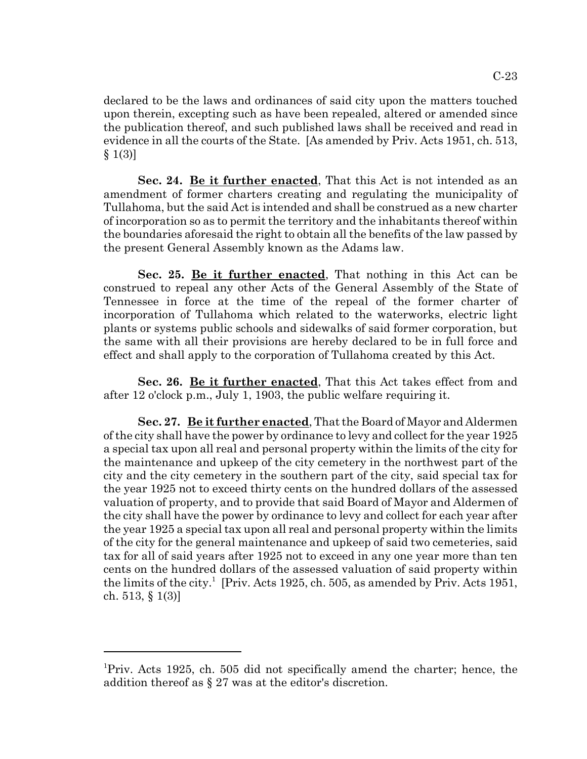declared to be the laws and ordinances of said city upon the matters touched upon therein, excepting such as have been repealed, altered or amended since the publication thereof, and such published laws shall be received and read in evidence in all the courts of the State. [As amended by Priv. Acts 1951, ch. 513, § 1(3)]

**Sec. 24. Be it further enacted**, That this Act is not intended as an amendment of former charters creating and regulating the municipality of Tullahoma, but the said Act is intended and shall be construed as a new charter of incorporation so as to permit the territory and the inhabitants thereof within the boundaries aforesaid the right to obtain all the benefits of the law passed by the present General Assembly known as the Adams law.

**Sec. 25. Be it further enacted**, That nothing in this Act can be construed to repeal any other Acts of the General Assembly of the State of Tennessee in force at the time of the repeal of the former charter of incorporation of Tullahoma which related to the waterworks, electric light plants or systems public schools and sidewalks of said former corporation, but the same with all their provisions are hereby declared to be in full force and effect and shall apply to the corporation of Tullahoma created by this Act.

**Sec. 26. Be it further enacted**, That this Act takes effect from and after 12 o'clock p.m., July 1, 1903, the public welfare requiring it.

**Sec. 27. Be it further enacted**, That the Board of Mayor and Aldermen of the city shall have the power by ordinance to levy and collect for the year 1925 a special tax upon all real and personal property within the limits of the city for the maintenance and upkeep of the city cemetery in the northwest part of the city and the city cemetery in the southern part of the city, said special tax for the year 1925 not to exceed thirty cents on the hundred dollars of the assessed valuation of property, and to provide that said Board of Mayor and Aldermen of the city shall have the power by ordinance to levy and collect for each year after the year 1925 a special tax upon all real and personal property within the limits of the city for the general maintenance and upkeep of said two cemeteries, said tax for all of said years after 1925 not to exceed in any one year more than ten cents on the hundred dollars of the assessed valuation of said property within the limits of the city.[1] [Priv. Acts 1925, ch. 505, as amended by Priv. Acts 1951, ch. 513, § 1(3)]

---

[1]Priv. Acts 1925, ch. 505 did not specifically amend the charter; hence, the addition thereof as § 27 was at the editor's discretion.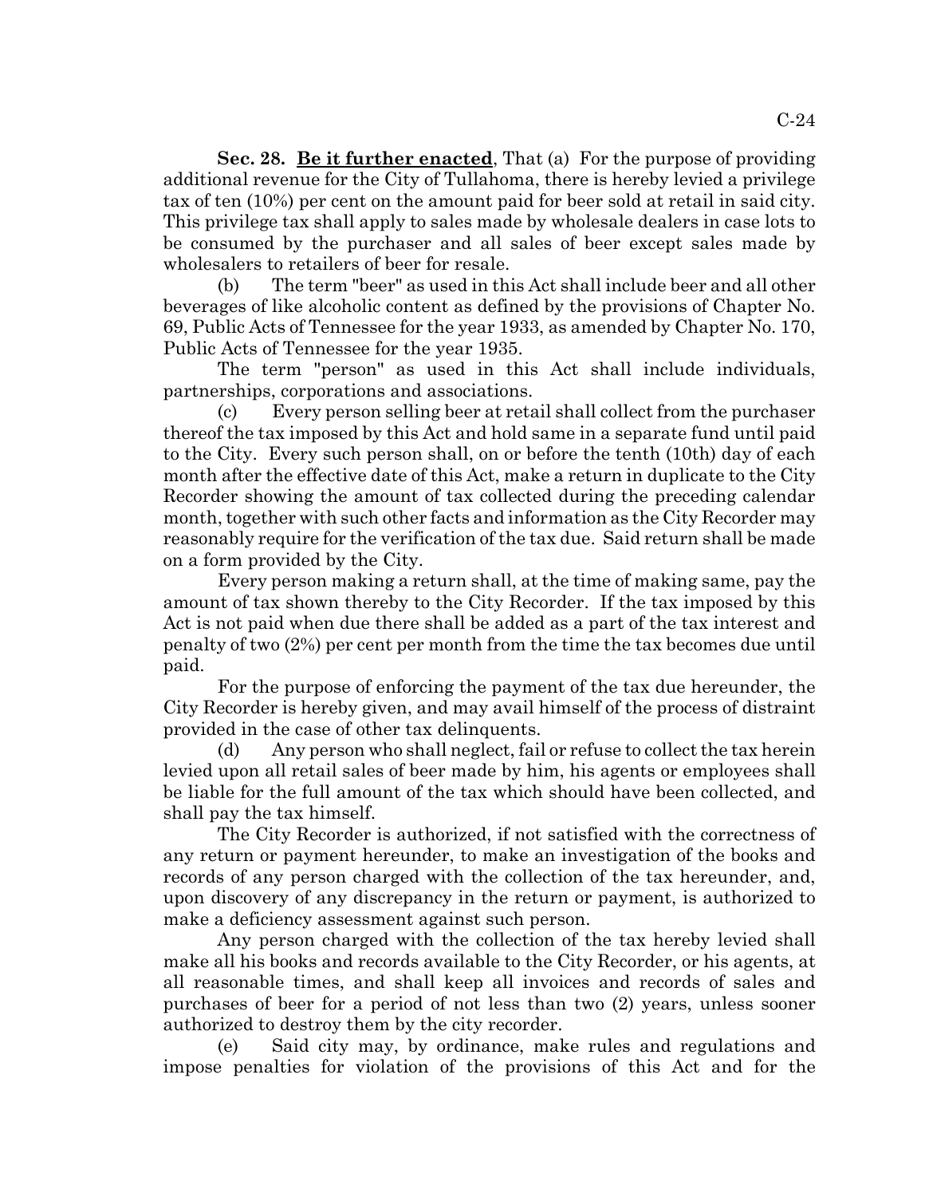**Sec. 28. Be it further enacted**, That (a) For the purpose of providing additional revenue for the City of Tullahoma, there is hereby levied a privilege tax of ten (10%) per cent on the amount paid for beer sold at retail in said city. This privilege tax shall apply to sales made by wholesale dealers in case lots to be consumed by the purchaser and all sales of beer except sales made by wholesalers to retailers of beer for resale.

(b) The term "beer" as used in this Act shall include beer and all other beverages of like alcoholic content as defined by the provisions of Chapter No. 69, Public Acts of Tennessee for the year 1933, as amended by Chapter No. 170, Public Acts of Tennessee for the year 1935.

The term "person" as used in this Act shall include individuals, partnerships, corporations and associations.

(c) Every person selling beer at retail shall collect from the purchaser thereof the tax imposed by this Act and hold same in a separate fund until paid to the City. Every such person shall, on or before the tenth (10th) day of each month after the effective date of this Act, make a return in duplicate to the City Recorder showing the amount of tax collected during the preceding calendar month, together with such other facts and information as the City Recorder may reasonably require for the verification of the tax due. Said return shall be made on a form provided by the City.

Every person making a return shall, at the time of making same, pay the amount of tax shown thereby to the City Recorder. If the tax imposed by this Act is not paid when due there shall be added as a part of the tax interest and penalty of two (2%) per cent per month from the time the tax becomes due until paid.

For the purpose of enforcing the payment of the tax due hereunder, the City Recorder is hereby given, and may avail himself of the process of distraint provided in the case of other tax delinquents.

(d) Any person who shall neglect, fail or refuse to collect the tax herein levied upon all retail sales of beer made by him, his agents or employees shall be liable for the full amount of the tax which should have been collected, and shall pay the tax himself.

The City Recorder is authorized, if not satisfied with the correctness of any return or payment hereunder, to make an investigation of the books and records of any person charged with the collection of the tax hereunder, and, upon discovery of any discrepancy in the return or payment, is authorized to make a deficiency assessment against such person.

Any person charged with the collection of the tax hereby levied shall make all his books and records available to the City Recorder, or his agents, at all reasonable times, and shall keep all invoices and records of sales and purchases of beer for a period of not less than two (2) years, unless sooner authorized to destroy them by the city recorder.

(e) Said city may, by ordinance, make rules and regulations and impose penalties for violation of the provisions of this Act and for the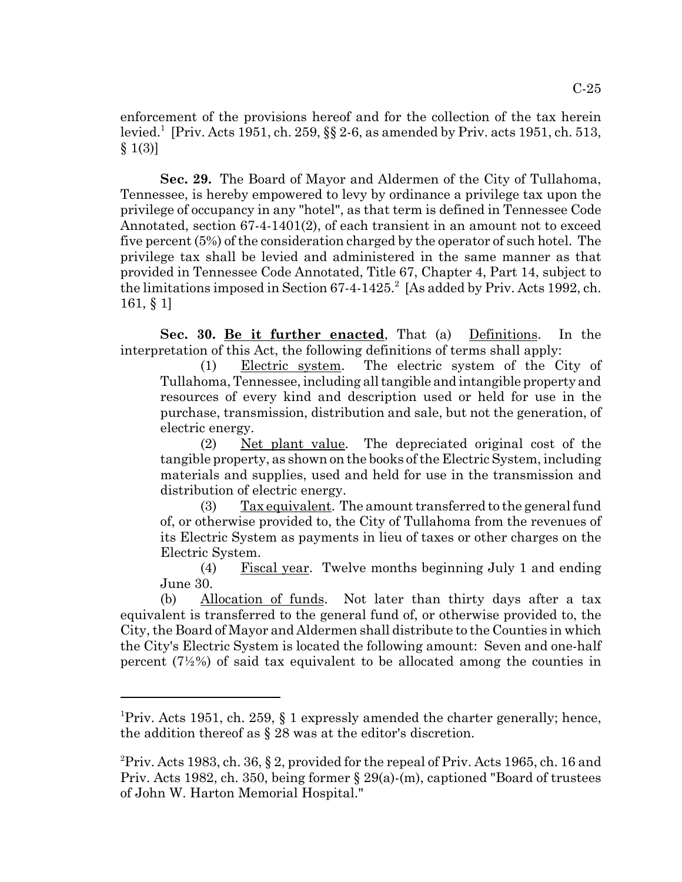enforcement of the provisions hereof and for the collection of the tax herein levied.[1] [Priv. Acts 1951, ch. 259, §§ 2-6, as amended by Priv. acts 1951, ch. 513, § 1(3)]

**Sec. 29.** The Board of Mayor and Aldermen of the City of Tullahoma, Tennessee, is hereby empowered to levy by ordinance a privilege tax upon the privilege of occupancy in any "hotel", as that term is defined in Tennessee Code Annotated, section 67-4-1401(2), of each transient in an amount not to exceed five percent (5%) of the consideration charged by the operator of such hotel. The privilege tax shall be levied and administered in the same manner as that provided in Tennessee Code Annotated, Title 67, Chapter 4, Part 14, subject to the limitations imposed in Section 67-4-1425.[2] [As added by Priv. Acts 1992, ch. 161, § 1]

**Sec. 30. Be it further enacted**, That (a) Definitions. In the interpretation of this Act, the following definitions of terms shall apply:

(1) Electric system. The electric system of the City of Tullahoma, Tennessee, including all tangible and intangible property and resources of every kind and description used or held for use in the purchase, transmission, distribution and sale, but not the generation, of electric energy.

(2) Net plant value. The depreciated original cost of the tangible property, as shown on the books of the Electric System, including materials and supplies, used and held for use in the transmission and distribution of electric energy.

(3) Tax equivalent. The amount transferred to the general fund of, or otherwise provided to, the City of Tullahoma from the revenues of its Electric System as payments in lieu of taxes or other charges on the Electric System.

(4) Fiscal year. Twelve months beginning July 1 and ending June 30.

(b) Allocation of funds. Not later than thirty days after a tax equivalent is transferred to the general fund of, or otherwise provided to, the City, the Board of Mayor and Aldermen shall distribute to the Counties in which the City's Electric System is located the following amount: Seven and one-half percent (7½%) of said tax equivalent to be allocated among the counties in

---

[1] Priv. Acts 1951, ch. 259, § 1 expressly amended the charter generally; hence, the addition thereof as § 28 was at the editor's discretion.

[2] Priv. Acts 1983, ch. 36, § 2, provided for the repeal of Priv. Acts 1965, ch. 16 and Priv. Acts 1982, ch. 350, being former § 29(a)-(m), captioned "Board of trustees of John W. Harton Memorial Hospital."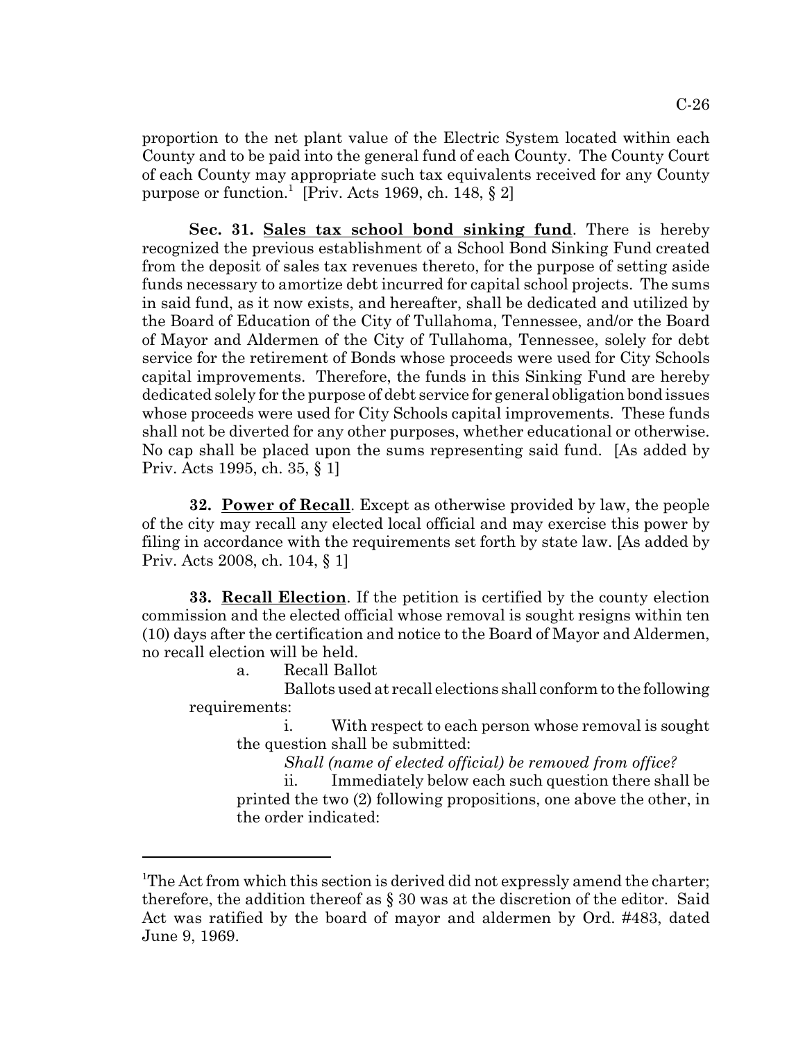proportion to the net plant value of the Electric System located within each County and to be paid into the general fund of each County. The County Court of each County may appropriate such tax equivalents received for any County purpose or function.[1] [Priv. Acts 1969, ch. 148, § 2]

**Sec. 31. Sales tax school bond sinking fund**. There is hereby recognized the previous establishment of a School Bond Sinking Fund created from the deposit of sales tax revenues thereto, for the purpose of setting aside funds necessary to amortize debt incurred for capital school projects. The sums in said fund, as it now exists, and hereafter, shall be dedicated and utilized by the Board of Education of the City of Tullahoma, Tennessee, and/or the Board of Mayor and Aldermen of the City of Tullahoma, Tennessee, solely for debt service for the retirement of Bonds whose proceeds were used for City Schools capital improvements. Therefore, the funds in this Sinking Fund are hereby dedicated solely for the purpose of debt service for general obligation bond issues whose proceeds were used for City Schools capital improvements. These funds shall not be diverted for any other purposes, whether educational or otherwise. No cap shall be placed upon the sums representing said fund. [As added by Priv. Acts 1995, ch. 35, § 1]

**32. Power of Recall**. Except as otherwise provided by law, the people of the city may recall any elected local official and may exercise this power by filing in accordance with the requirements set forth by state law. [As added by Priv. Acts 2008, ch. 104, § 1]

**33. Recall Election**. If the petition is certified by the county election commission and the elected official whose removal is sought resigns within ten (10) days after the certification and notice to the Board of Mayor and Aldermen, no recall election will be held.

a. Recall Ballot

Ballots used at recall elections shall conform to the following requirements:

i. With respect to each person whose removal is sought the question shall be submitted:

*Shall (name of elected official) be removed from office?*

ii. Immediately below each such question there shall be printed the two (2) following propositions, one above the other, in the order indicated:

---

[1] The Act from which this section is derived did not expressly amend the charter; therefore, the addition thereof as § 30 was at the discretion of the editor. Said Act was ratified by the board of mayor and aldermen by Ord. #483, dated June 9, 1969.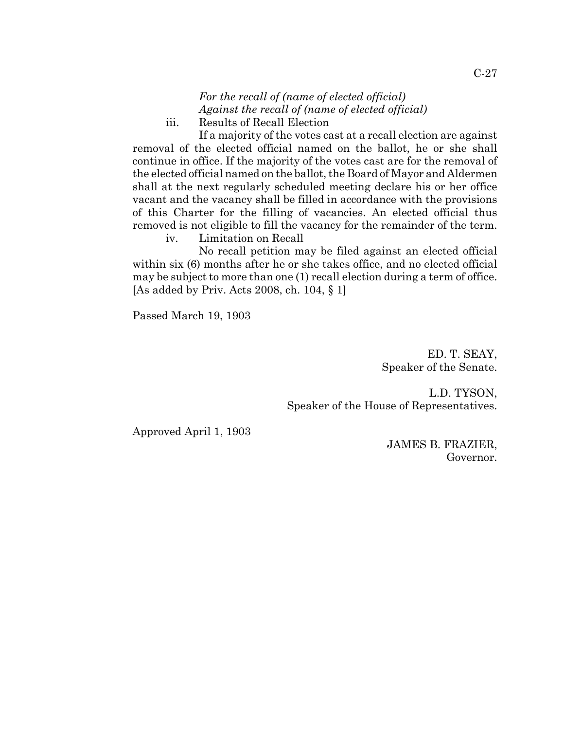*For the recall of (name of elected official)*
*Against the recall of (name of elected official)*

iii. Results of Recall Election

If a majority of the votes cast at a recall election are against removal of the elected official named on the ballot, he or she shall continue in office. If the majority of the votes cast are for the removal of the elected official named on the ballot, the Board of Mayor and Aldermen shall at the next regularly scheduled meeting declare his or her office vacant and the vacancy shall be filled in accordance with the provisions of this Charter for the filling of vacancies. An elected official thus removed is not eligible to fill the vacancy for the remainder of the term.

iv. Limitation on Recall

No recall petition may be filed against an elected official within six (6) months after he or she takes office, and no elected official may be subject to more than one (1) recall election during a term of office. [As added by Priv. Acts 2008, ch. 104, § 1]

Passed March 19, 1903

ED. T. SEAY,
Speaker of the Senate.

L.D. TYSON,
Speaker of the House of Representatives.

Approved April 1, 1903

JAMES B. FRAZIER,
Governor.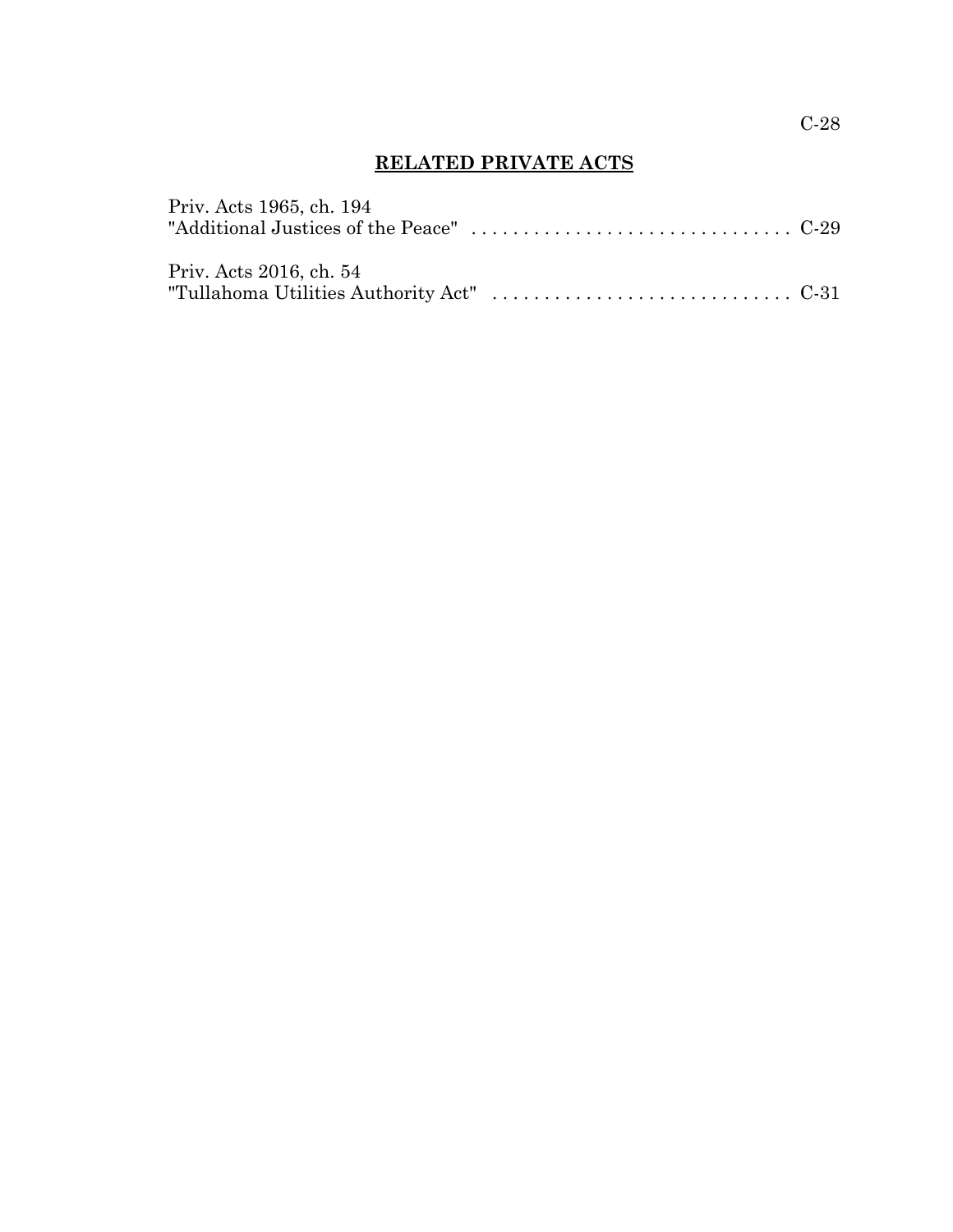## **RELATED PRIVATE ACTS**

Priv. Acts 1965, ch. 194
"Additional Justices of the Peace" . . . . . . . . . . . . . . . . . . . . . . . . . . . . . . . C-29

Priv. Acts 2016, ch. 54
"Tullahoma Utilities Authority Act" . . . . . . . . . . . . . . . . . . . . . . . . . . . . . C-31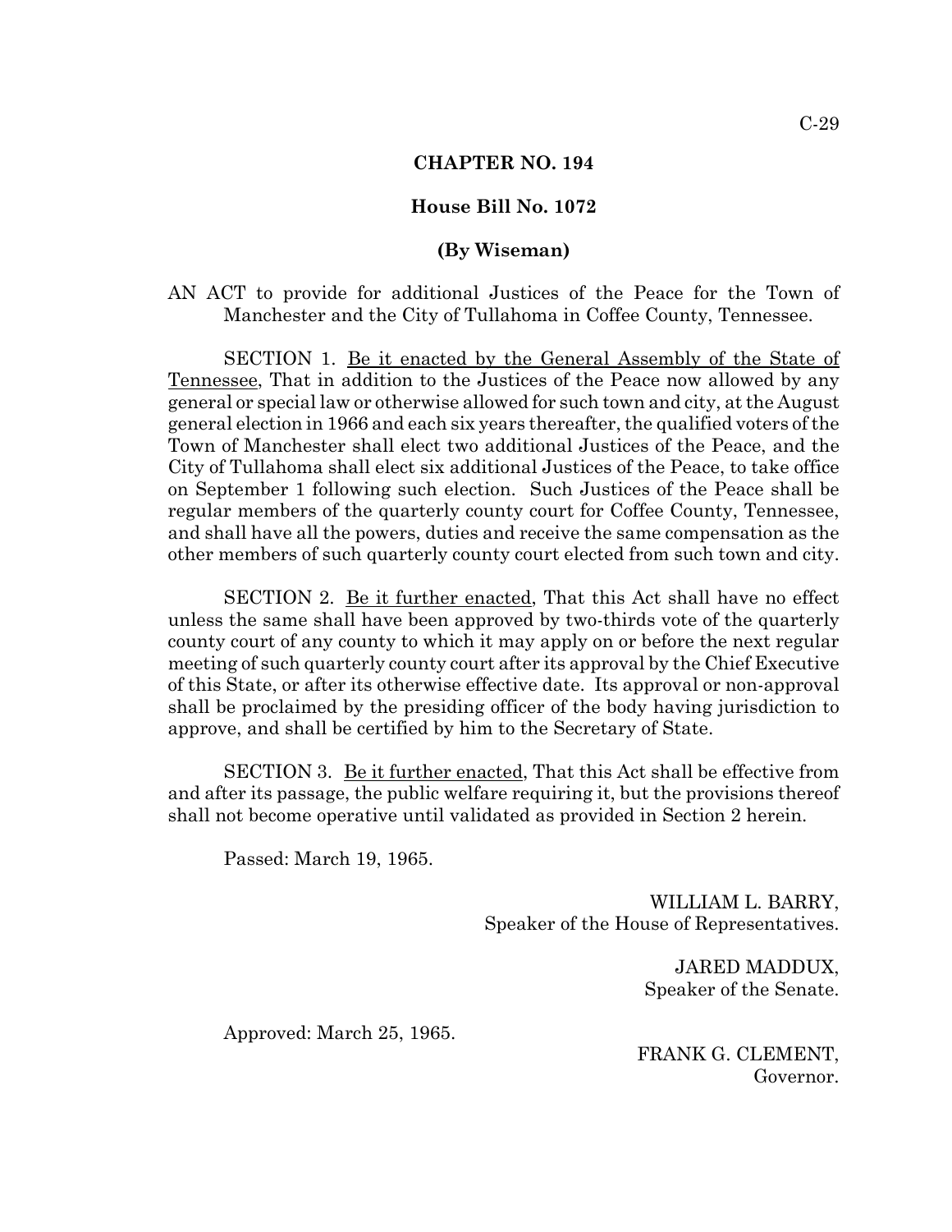## CHAPTER NO. 194

### House Bill No. 1072

### (By Wiseman)

AN ACT to provide for additional Justices of the Peace for the Town of Manchester and the City of Tullahoma in Coffee County, Tennessee.

SECTION 1. Be it enacted by the General Assembly of the State of Tennessee, That in addition to the Justices of the Peace now allowed by any general or special law or otherwise allowed for such town and city, at the August general election in 1966 and each six years thereafter, the qualified voters of the Town of Manchester shall elect two additional Justices of the Peace, and the City of Tullahoma shall elect six additional Justices of the Peace, to take office on September 1 following such election. Such Justices of the Peace shall be regular members of the quarterly county court for Coffee County, Tennessee, and shall have all the powers, duties and receive the same compensation as the other members of such quarterly county court elected from such town and city.

SECTION 2. Be it further enacted, That this Act shall have no effect unless the same shall have been approved by two-thirds vote of the quarterly county court of any county to which it may apply on or before the next regular meeting of such quarterly county court after its approval by the Chief Executive of this State, or after its otherwise effective date. Its approval or non-approval shall be proclaimed by the presiding officer of the body having jurisdiction to approve, and shall be certified by him to the Secretary of State.

SECTION 3. Be it further enacted, That this Act shall be effective from and after its passage, the public welfare requiring it, but the provisions thereof shall not become operative until validated as provided in Section 2 herein.

Passed: March 19, 1965.

WILLIAM L. BARRY,
Speaker of the House of Representatives.

JARED MADDUX,
Speaker of the Senate.

Approved: March 25, 1965.

FRANK G. CLEMENT,
Governor.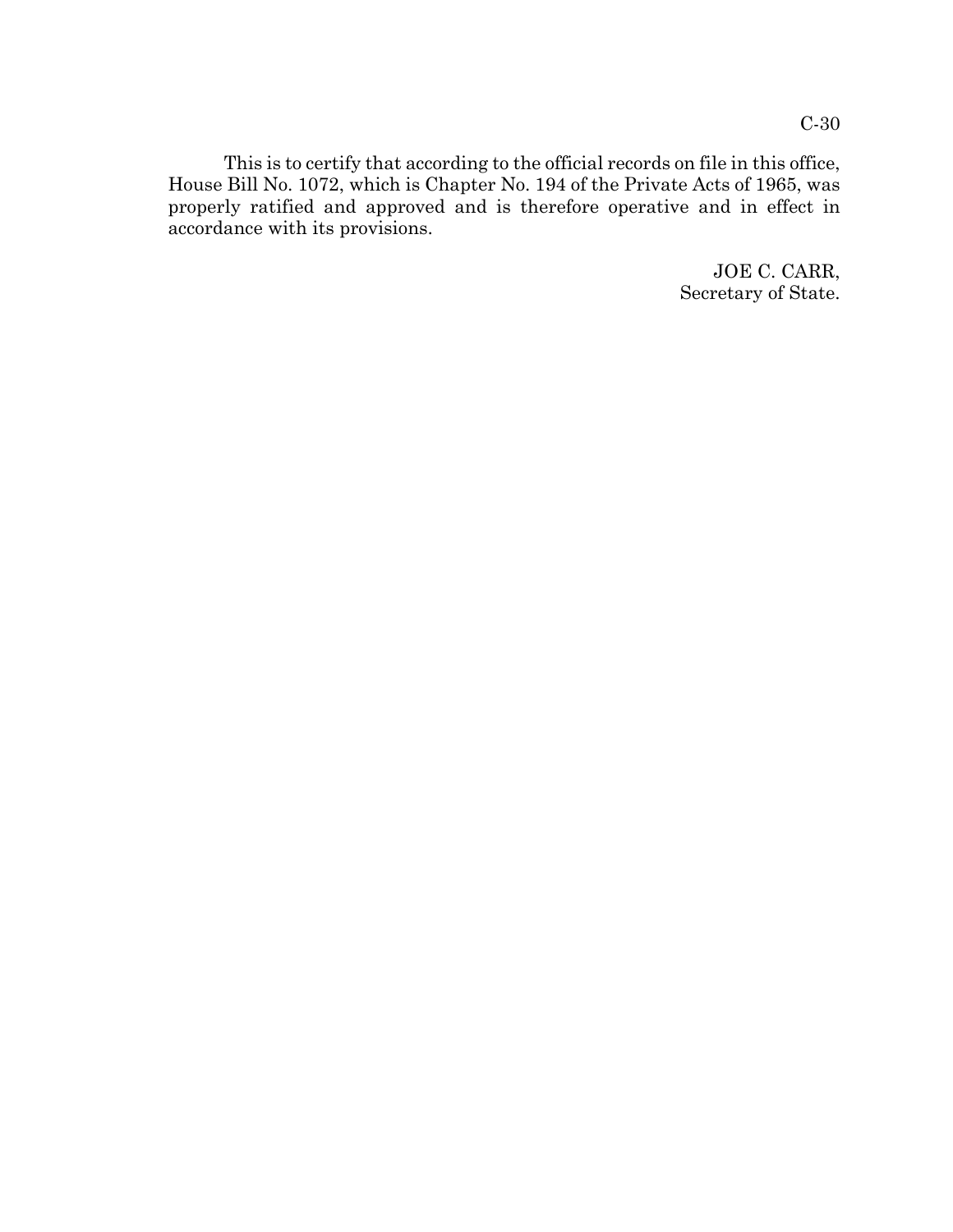This is to certify that according to the official records on file in this office, House Bill No. 1072, which is Chapter No. 194 of the Private Acts of 1965, was properly ratified and approved and is therefore operative and in effect in accordance with its provisions.

JOE C. CARR,
Secretary of State.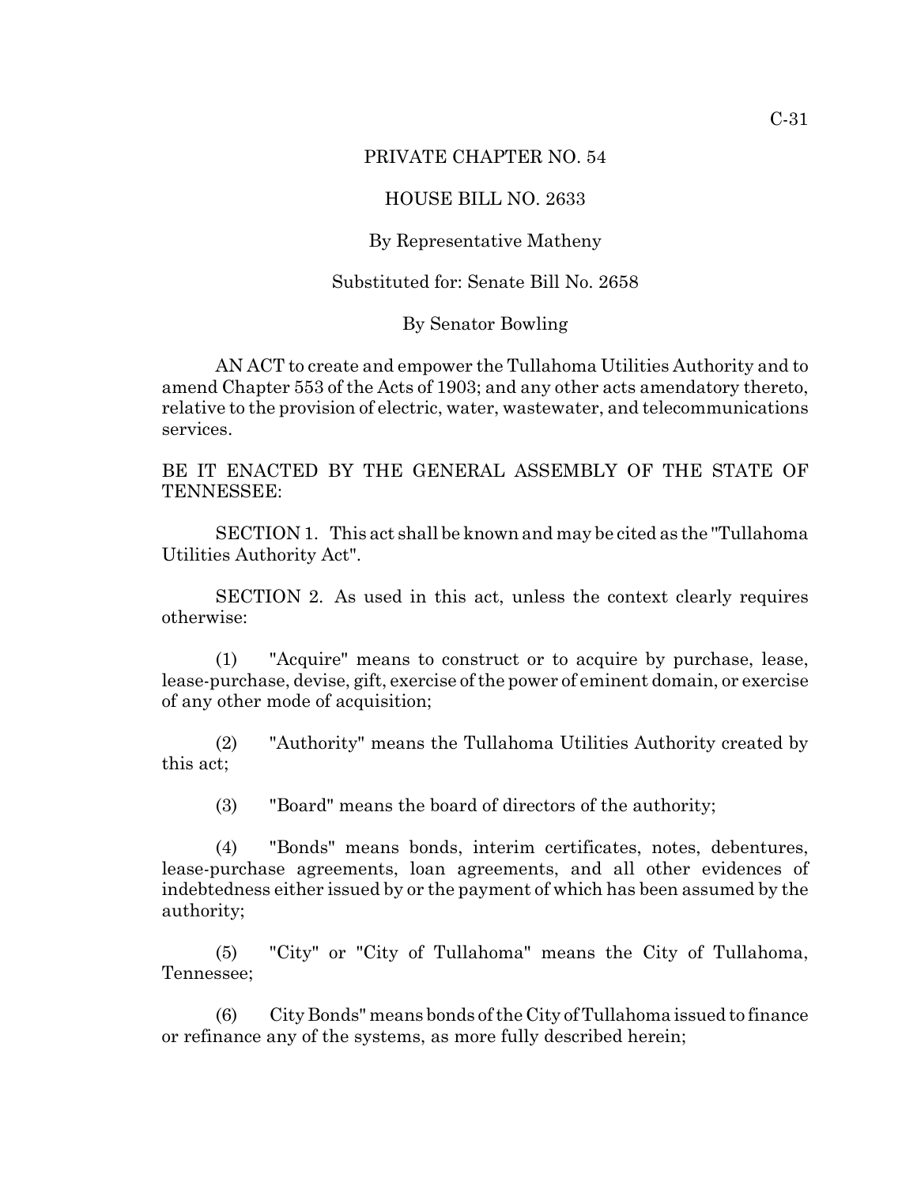# PRIVATE CHAPTER NO. 54

## HOUSE BILL NO. 2633

By Representative Matheny

Substituted for: Senate Bill No. 2658

By Senator Bowling

AN ACT to create and empower the Tullahoma Utilities Authority and to amend Chapter 553 of the Acts of 1903; and any other acts amendatory thereto, relative to the provision of electric, water, wastewater, and telecommunications services.

BE IT ENACTED BY THE GENERAL ASSEMBLY OF THE STATE OF TENNESSEE:

SECTION 1. This act shall be known and may be cited as the "Tullahoma Utilities Authority Act".

SECTION 2. As used in this act, unless the context clearly requires otherwise:

(1) "Acquire" means to construct or to acquire by purchase, lease, lease-purchase, devise, gift, exercise of the power of eminent domain, or exercise of any other mode of acquisition;

(2) "Authority" means the Tullahoma Utilities Authority created by this act;

(3) "Board" means the board of directors of the authority;

(4) "Bonds" means bonds, interim certificates, notes, debentures, lease-purchase agreements, loan agreements, and all other evidences of indebtedness either issued by or the payment of which has been assumed by the authority;

(5) "City" or "City of Tullahoma" means the City of Tullahoma, Tennessee;

(6) City Bonds" means bonds of the City of Tullahoma issued to finance or refinance any of the systems, as more fully described herein;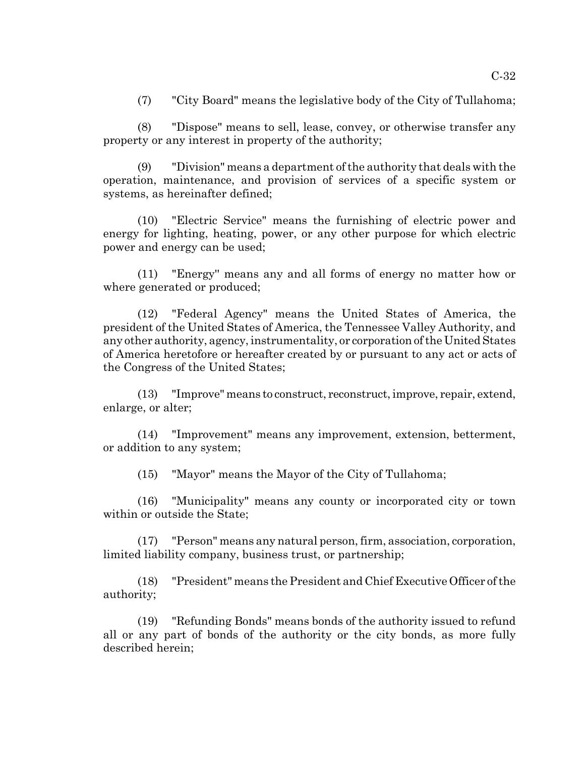(7) "City Board" means the legislative body of the City of Tullahoma;

(8) "Dispose" means to sell, lease, convey, or otherwise transfer any property or any interest in property of the authority;

(9) "Division" means a department of the authority that deals with the operation, maintenance, and provision of services of a specific system or systems, as hereinafter defined;

(10) "Electric Service" means the furnishing of electric power and energy for lighting, heating, power, or any other purpose for which electric power and energy can be used;

(11) "Energy" means any and all forms of energy no matter how or where generated or produced;

(12) "Federal Agency" means the United States of America, the president of the United States of America, the Tennessee Valley Authority, and any other authority, agency, instrumentality, or corporation of the United States of America heretofore or hereafter created by or pursuant to any act or acts of the Congress of the United States;

(13) "Improve" means to construct, reconstruct, improve, repair, extend, enlarge, or alter;

(14) "Improvement" means any improvement, extension, betterment, or addition to any system;

(15) "Mayor" means the Mayor of the City of Tullahoma;

(16) "Municipality" means any county or incorporated city or town within or outside the State;

(17) "Person" means any natural person, firm, association, corporation, limited liability company, business trust, or partnership;

(18) "President" means the President and Chief Executive Officer of the authority;

(19) "Refunding Bonds" means bonds of the authority issued to refund all or any part of bonds of the authority or the city bonds, as more fully described herein;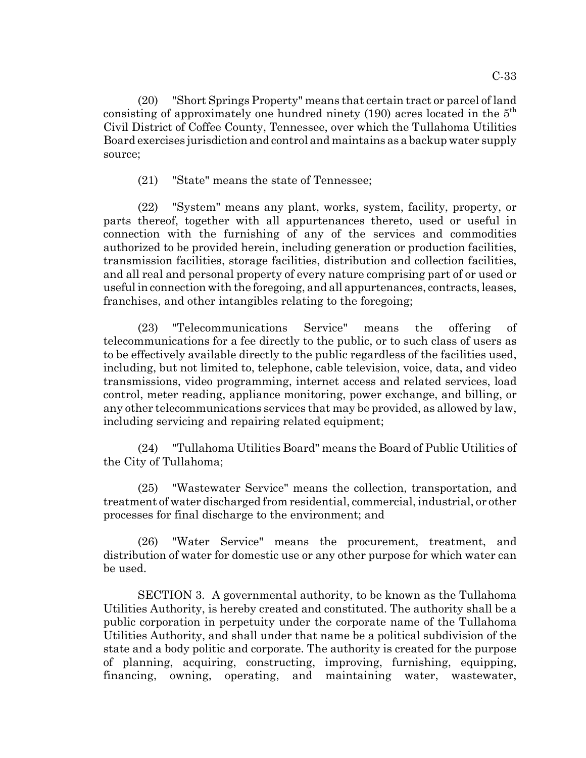(20) "Short Springs Property" means that certain tract or parcel of land consisting of approximately one hundred ninety (190) acres located in the $5^{th}$ Civil District of Coffee County, Tennessee, over which the Tullahoma Utilities Board exercises jurisdiction and control and maintains as a backup water supply source;

(21) "State" means the state of Tennessee;

(22) "System" means any plant, works, system, facility, property, or parts thereof, together with all appurtenances thereto, used or useful in connection with the furnishing of any of the services and commodities authorized to be provided herein, including generation or production facilities, transmission facilities, storage facilities, distribution and collection facilities, and all real and personal property of every nature comprising part of or used or useful in connection with the foregoing, and all appurtenances, contracts, leases, franchises, and other intangibles relating to the foregoing;

(23) "Telecommunications Service" means the offering of telecommunications for a fee directly to the public, or to such class of users as to be effectively available directly to the public regardless of the facilities used, including, but not limited to, telephone, cable television, voice, data, and video transmissions, video programming, internet access and related services, load control, meter reading, appliance monitoring, power exchange, and billing, or any other telecommunications services that may be provided, as allowed by law, including servicing and repairing related equipment;

(24) "Tullahoma Utilities Board" means the Board of Public Utilities of the City of Tullahoma;

(25) "Wastewater Service" means the collection, transportation, and treatment of water discharged from residential, commercial, industrial, or other processes for final discharge to the environment; and

(26) "Water Service" means the procurement, treatment, and distribution of water for domestic use or any other purpose for which water can be used.

SECTION 3. A governmental authority, to be known as the Tullahoma Utilities Authority, is hereby created and constituted. The authority shall be a public corporation in perpetuity under the corporate name of the Tullahoma Utilities Authority, and shall under that name be a political subdivision of the state and a body politic and corporate. The authority is created for the purpose of planning, acquiring, constructing, improving, furnishing, equipping, financing, owning, operating, and maintaining water, wastewater,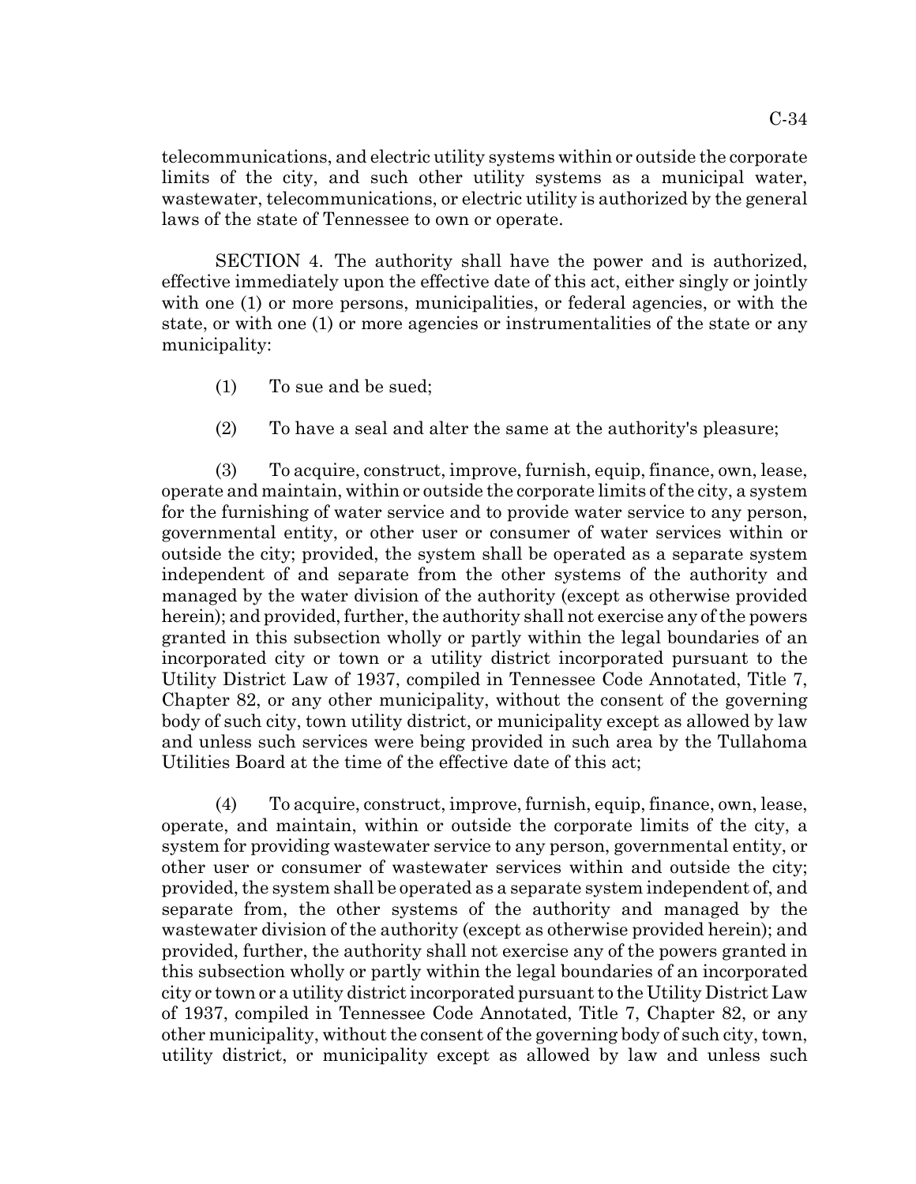telecommunications, and electric utility systems within or outside the corporate limits of the city, and such other utility systems as a municipal water, wastewater, telecommunications, or electric utility is authorized by the general laws of the state of Tennessee to own or operate.

SECTION 4. The authority shall have the power and is authorized, effective immediately upon the effective date of this act, either singly or jointly with one (1) or more persons, municipalities, or federal agencies, or with the state, or with one (1) or more agencies or instrumentalities of the state or any municipality:

(1) To sue and be sued;

(2) To have a seal and alter the same at the authority's pleasure;

(3) To acquire, construct, improve, furnish, equip, finance, own, lease, operate and maintain, within or outside the corporate limits of the city, a system for the furnishing of water service and to provide water service to any person, governmental entity, or other user or consumer of water services within or outside the city; provided, the system shall be operated as a separate system independent of and separate from the other systems of the authority and managed by the water division of the authority (except as otherwise provided herein); and provided, further, the authority shall not exercise any of the powers granted in this subsection wholly or partly within the legal boundaries of an incorporated city or town or a utility district incorporated pursuant to the Utility District Law of 1937, compiled in Tennessee Code Annotated, Title 7, Chapter 82, or any other municipality, without the consent of the governing body of such city, town utility district, or municipality except as allowed by law and unless such services were being provided in such area by the Tullahoma Utilities Board at the time of the effective date of this act;

(4) To acquire, construct, improve, furnish, equip, finance, own, lease, operate, and maintain, within or outside the corporate limits of the city, a system for providing wastewater service to any person, governmental entity, or other user or consumer of wastewater services within and outside the city; provided, the system shall be operated as a separate system independent of, and separate from, the other systems of the authority and managed by the wastewater division of the authority (except as otherwise provided herein); and provided, further, the authority shall not exercise any of the powers granted in this subsection wholly or partly within the legal boundaries of an incorporated city or town or a utility district incorporated pursuant to the Utility District Law of 1937, compiled in Tennessee Code Annotated, Title 7, Chapter 82, or any other municipality, without the consent of the governing body of such city, town, utility district, or municipality except as allowed by law and unless such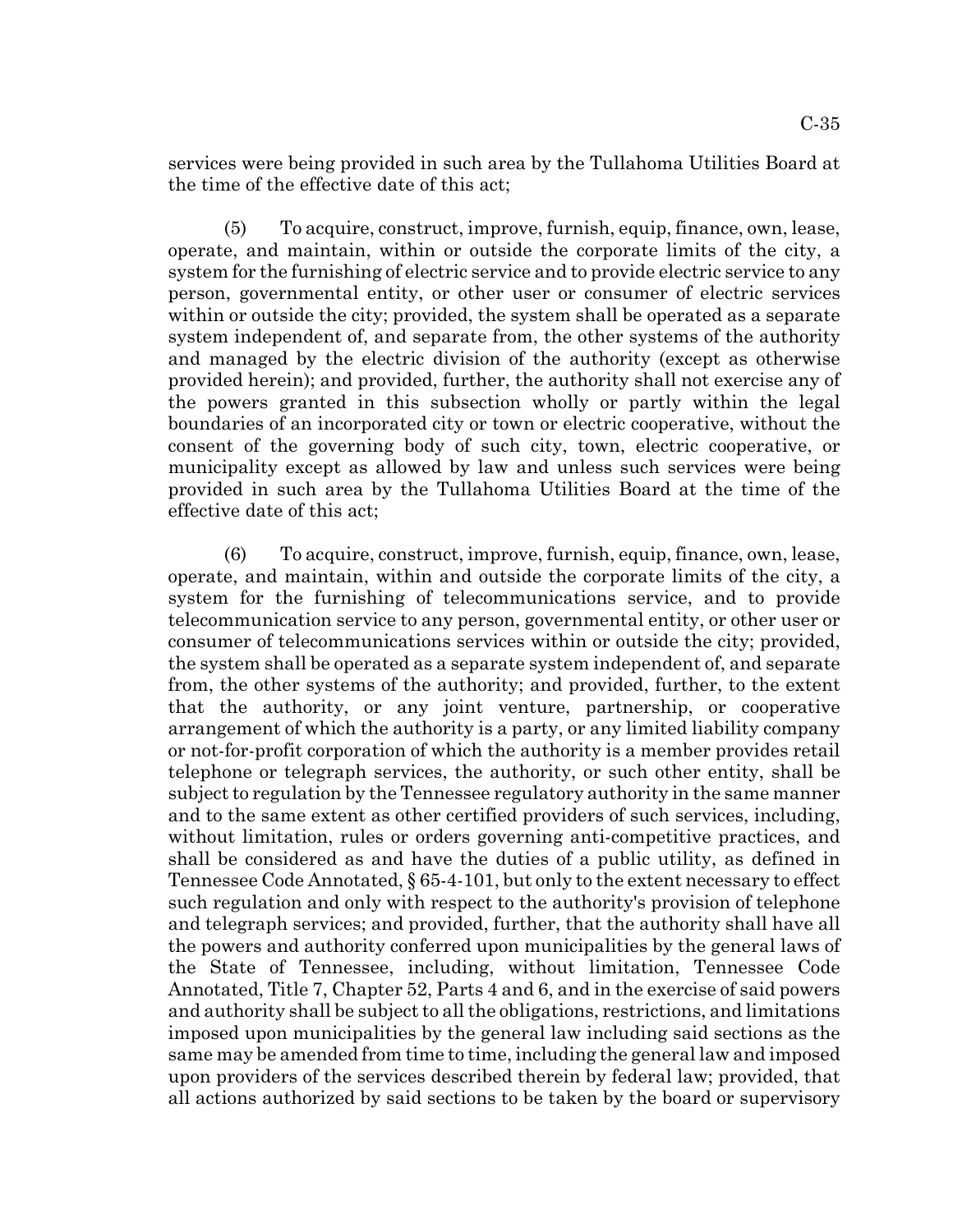services were being provided in such area by the Tullahoma Utilities Board at the time of the effective date of this act;

(5) To acquire, construct, improve, furnish, equip, finance, own, lease, operate, and maintain, within or outside the corporate limits of the city, a system for the furnishing of electric service and to provide electric service to any person, governmental entity, or other user or consumer of electric services within or outside the city; provided, the system shall be operated as a separate system independent of, and separate from, the other systems of the authority and managed by the electric division of the authority (except as otherwise provided herein); and provided, further, the authority shall not exercise any of the powers granted in this subsection wholly or partly within the legal boundaries of an incorporated city or town or electric cooperative, without the consent of the governing body of such city, town, electric cooperative, or municipality except as allowed by law and unless such services were being provided in such area by the Tullahoma Utilities Board at the time of the effective date of this act;

(6) To acquire, construct, improve, furnish, equip, finance, own, lease, operate, and maintain, within and outside the corporate limits of the city, a system for the furnishing of telecommunications service, and to provide telecommunication service to any person, governmental entity, or other user or consumer of telecommunications services within or outside the city; provided, the system shall be operated as a separate system independent of, and separate from, the other systems of the authority; and provided, further, to the extent that the authority, or any joint venture, partnership, or cooperative arrangement of which the authority is a party, or any limited liability company or not-for-profit corporation of which the authority is a member provides retail telephone or telegraph services, the authority, or such other entity, shall be subject to regulation by the Tennessee regulatory authority in the same manner and to the same extent as other certified providers of such services, including, without limitation, rules or orders governing anti-competitive practices, and shall be considered as and have the duties of a public utility, as defined in Tennessee Code Annotated, § 65-4-101, but only to the extent necessary to effect such regulation and only with respect to the authority's provision of telephone and telegraph services; and provided, further, that the authority shall have all the powers and authority conferred upon municipalities by the general laws of the State of Tennessee, including, without limitation, Tennessee Code Annotated, Title 7, Chapter 52, Parts 4 and 6, and in the exercise of said powers and authority shall be subject to all the obligations, restrictions, and limitations imposed upon municipalities by the general law including said sections as the same may be amended from time to time, including the general law and imposed upon providers of the services described therein by federal law; provided, that all actions authorized by said sections to be taken by the board or supervisory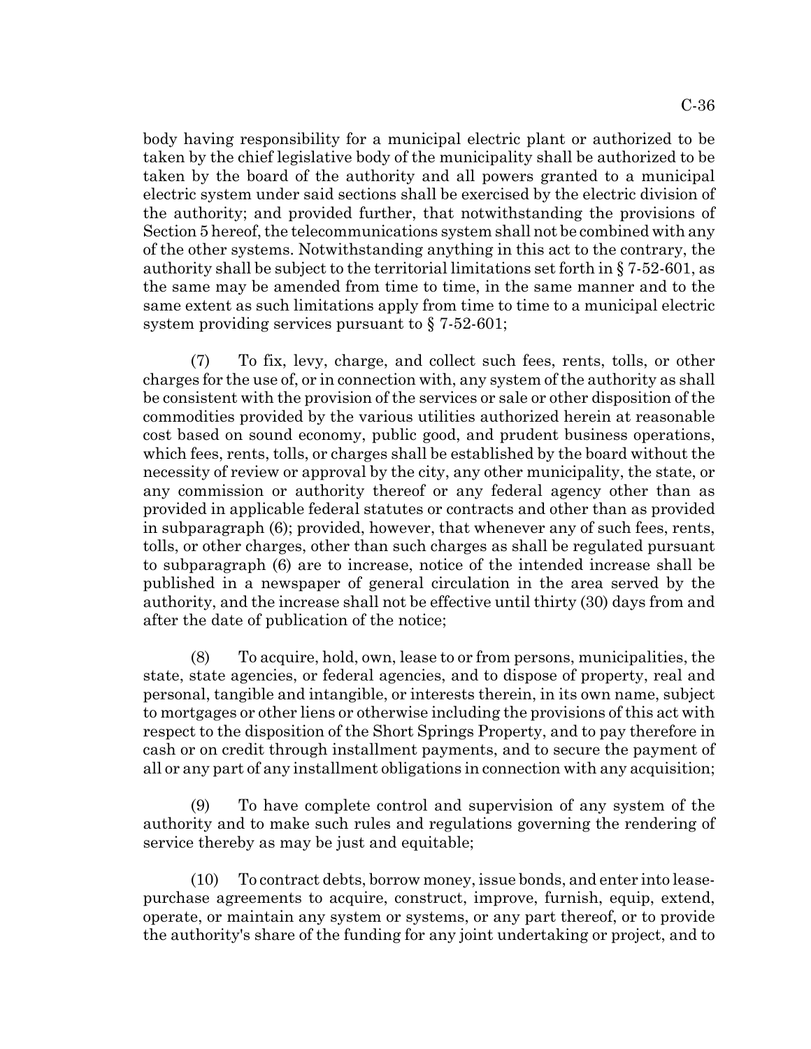body having responsibility for a municipal electric plant or authorized to be taken by the chief legislative body of the municipality shall be authorized to be taken by the board of the authority and all powers granted to a municipal electric system under said sections shall be exercised by the electric division of the authority; and provided further, that notwithstanding the provisions of Section 5 hereof, the telecommunications system shall not be combined with any of the other systems. Notwithstanding anything in this act to the contrary, the authority shall be subject to the territorial limitations set forth in § 7-52-601, as the same may be amended from time to time, in the same manner and to the same extent as such limitations apply from time to time to a municipal electric system providing services pursuant to § 7-52-601;

(7) To fix, levy, charge, and collect such fees, rents, tolls, or other charges for the use of, or in connection with, any system of the authority as shall be consistent with the provision of the services or sale or other disposition of the commodities provided by the various utilities authorized herein at reasonable cost based on sound economy, public good, and prudent business operations, which fees, rents, tolls, or charges shall be established by the board without the necessity of review or approval by the city, any other municipality, the state, or any commission or authority thereof or any federal agency other than as provided in applicable federal statutes or contracts and other than as provided in subparagraph (6); provided, however, that whenever any of such fees, rents, tolls, or other charges, other than such charges as shall be regulated pursuant to subparagraph (6) are to increase, notice of the intended increase shall be published in a newspaper of general circulation in the area served by the authority, and the increase shall not be effective until thirty (30) days from and after the date of publication of the notice;

(8) To acquire, hold, own, lease to or from persons, municipalities, the state, state agencies, or federal agencies, and to dispose of property, real and personal, tangible and intangible, or interests therein, in its own name, subject to mortgages or other liens or otherwise including the provisions of this act with respect to the disposition of the Short Springs Property, and to pay therefore in cash or on credit through installment payments, and to secure the payment of all or any part of any installment obligations in connection with any acquisition;

(9) To have complete control and supervision of any system of the authority and to make such rules and regulations governing the rendering of service thereby as may be just and equitable;

(10) To contract debts, borrow money, issue bonds, and enter into lease-purchase agreements to acquire, construct, improve, furnish, equip, extend, operate, or maintain any system or systems, or any part thereof, or to provide the authority's share of the funding for any joint undertaking or project, and to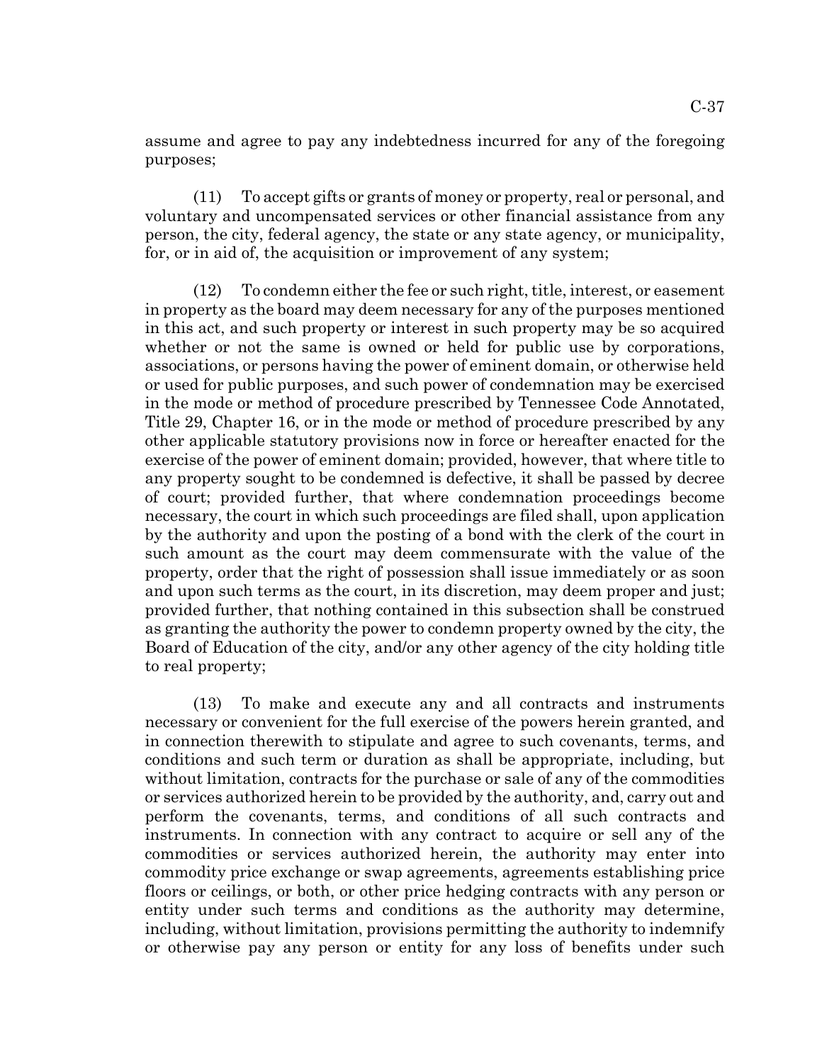assume and agree to pay any indebtedness incurred for any of the foregoing purposes;

(11) To accept gifts or grants of money or property, real or personal, and voluntary and uncompensated services or other financial assistance from any person, the city, federal agency, the state or any state agency, or municipality, for, or in aid of, the acquisition or improvement of any system;

(12) To condemn either the fee or such right, title, interest, or easement in property as the board may deem necessary for any of the purposes mentioned in this act, and such property or interest in such property may be so acquired whether or not the same is owned or held for public use by corporations, associations, or persons having the power of eminent domain, or otherwise held or used for public purposes, and such power of condemnation may be exercised in the mode or method of procedure prescribed by Tennessee Code Annotated, Title 29, Chapter 16, or in the mode or method of procedure prescribed by any other applicable statutory provisions now in force or hereafter enacted for the exercise of the power of eminent domain; provided, however, that where title to any property sought to be condemned is defective, it shall be passed by decree of court; provided further, that where condemnation proceedings become necessary, the court in which such proceedings are filed shall, upon application by the authority and upon the posting of a bond with the clerk of the court in such amount as the court may deem commensurate with the value of the property, order that the right of possession shall issue immediately or as soon and upon such terms as the court, in its discretion, may deem proper and just; provided further, that nothing contained in this subsection shall be construed as granting the authority the power to condemn property owned by the city, the Board of Education of the city, and/or any other agency of the city holding title to real property;

(13) To make and execute any and all contracts and instruments necessary or convenient for the full exercise of the powers herein granted, and in connection therewith to stipulate and agree to such covenants, terms, and conditions and such term or duration as shall be appropriate, including, but without limitation, contracts for the purchase or sale of any of the commodities or services authorized herein to be provided by the authority, and, carry out and perform the covenants, terms, and conditions of all such contracts and instruments. In connection with any contract to acquire or sell any of the commodities or services authorized herein, the authority may enter into commodity price exchange or swap agreements, agreements establishing price floors or ceilings, or both, or other price hedging contracts with any person or entity under such terms and conditions as the authority may determine, including, without limitation, provisions permitting the authority to indemnify or otherwise pay any person or entity for any loss of benefits under such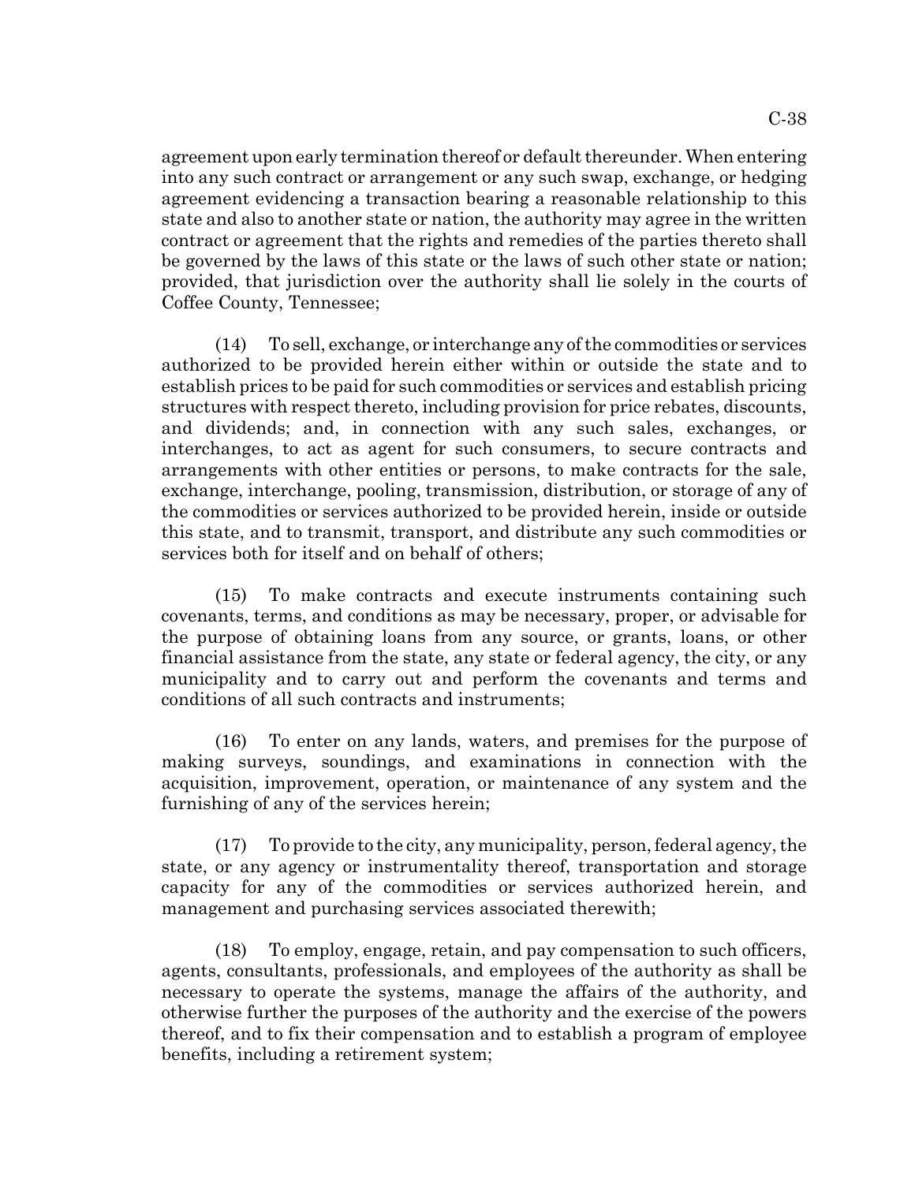agreement upon early termination thereof or default thereunder. When entering into any such contract or arrangement or any such swap, exchange, or hedging agreement evidencing a transaction bearing a reasonable relationship to this state and also to another state or nation, the authority may agree in the written contract or agreement that the rights and remedies of the parties thereto shall be governed by the laws of this state or the laws of such other state or nation; provided, that jurisdiction over the authority shall lie solely in the courts of Coffee County, Tennessee;

(14) To sell, exchange, or interchange any of the commodities or services authorized to be provided herein either within or outside the state and to establish prices to be paid for such commodities or services and establish pricing structures with respect thereto, including provision for price rebates, discounts, and dividends; and, in connection with any such sales, exchanges, or interchanges, to act as agent for such consumers, to secure contracts and arrangements with other entities or persons, to make contracts for the sale, exchange, interchange, pooling, transmission, distribution, or storage of any of the commodities or services authorized to be provided herein, inside or outside this state, and to transmit, transport, and distribute any such commodities or services both for itself and on behalf of others;

(15) To make contracts and execute instruments containing such covenants, terms, and conditions as may be necessary, proper, or advisable for the purpose of obtaining loans from any source, or grants, loans, or other financial assistance from the state, any state or federal agency, the city, or any municipality and to carry out and perform the covenants and terms and conditions of all such contracts and instruments;

(16) To enter on any lands, waters, and premises for the purpose of making surveys, soundings, and examinations in connection with the acquisition, improvement, operation, or maintenance of any system and the furnishing of any of the services herein;

(17) To provide to the city, any municipality, person, federal agency, the state, or any agency or instrumentality thereof, transportation and storage capacity for any of the commodities or services authorized herein, and management and purchasing services associated therewith;

(18) To employ, engage, retain, and pay compensation to such officers, agents, consultants, professionals, and employees of the authority as shall be necessary to operate the systems, manage the affairs of the authority, and otherwise further the purposes of the authority and the exercise of the powers thereof, and to fix their compensation and to establish a program of employee benefits, including a retirement system;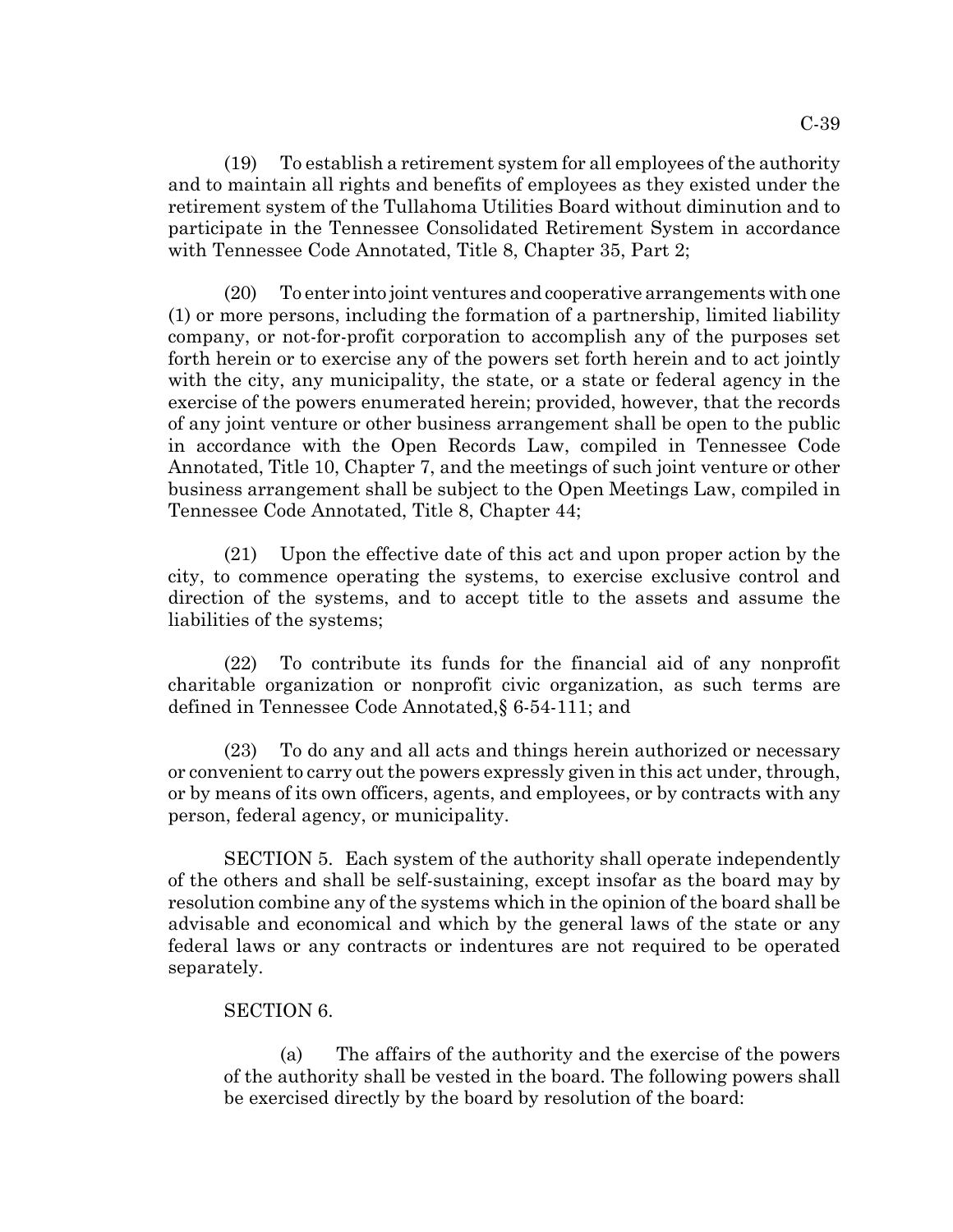(19) To establish a retirement system for all employees of the authority and to maintain all rights and benefits of employees as they existed under the retirement system of the Tullahoma Utilities Board without diminution and to participate in the Tennessee Consolidated Retirement System in accordance with Tennessee Code Annotated, Title 8, Chapter 35, Part 2;

(20) To enter into joint ventures and cooperative arrangements with one (1) or more persons, including the formation of a partnership, limited liability company, or not-for-profit corporation to accomplish any of the purposes set forth herein or to exercise any of the powers set forth herein and to act jointly with the city, any municipality, the state, or a state or federal agency in the exercise of the powers enumerated herein; provided, however, that the records of any joint venture or other business arrangement shall be open to the public in accordance with the Open Records Law, compiled in Tennessee Code Annotated, Title 10, Chapter 7, and the meetings of such joint venture or other business arrangement shall be subject to the Open Meetings Law, compiled in Tennessee Code Annotated, Title 8, Chapter 44;

(21) Upon the effective date of this act and upon proper action by the city, to commence operating the systems, to exercise exclusive control and direction of the systems, and to accept title to the assets and assume the liabilities of the systems;

(22) To contribute its funds for the financial aid of any nonprofit charitable organization or nonprofit civic organization, as such terms are defined in Tennessee Code Annotated,§ 6-54-111; and

(23) To do any and all acts and things herein authorized or necessary or convenient to carry out the powers expressly given in this act under, through, or by means of its own officers, agents, and employees, or by contracts with any person, federal agency, or municipality.

SECTION 5. Each system of the authority shall operate independently of the others and shall be self-sustaining, except insofar as the board may by resolution combine any of the systems which in the opinion of the board shall be advisable and economical and which by the general laws of the state or any federal laws or any contracts or indentures are not required to be operated separately.

SECTION 6.

(a) The affairs of the authority and the exercise of the powers of the authority shall be vested in the board. The following powers shall be exercised directly by the board by resolution of the board: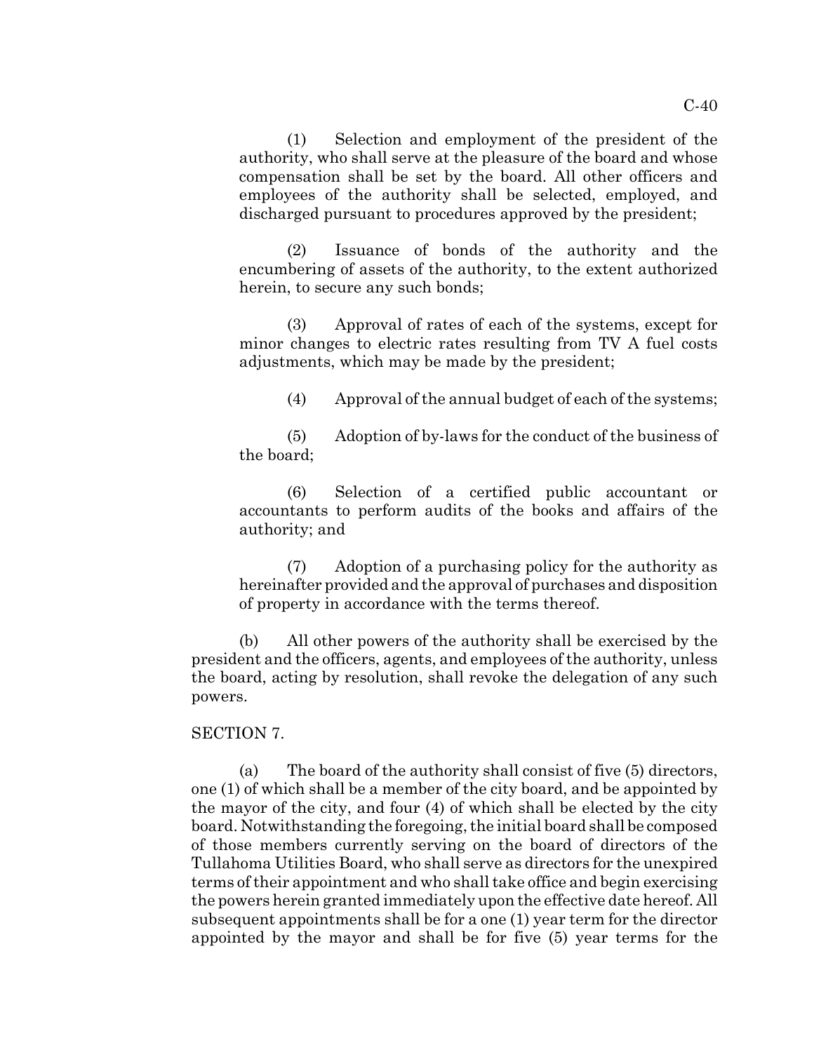(1) Selection and employment of the president of the authority, who shall serve at the pleasure of the board and whose compensation shall be set by the board. All other officers and employees of the authority shall be selected, employed, and discharged pursuant to procedures approved by the president;

(2) Issuance of bonds of the authority and the encumbering of assets of the authority, to the extent authorized herein, to secure any such bonds;

(3) Approval of rates of each of the systems, except for minor changes to electric rates resulting from TV A fuel costs adjustments, which may be made by the president;

(4) Approval of the annual budget of each of the systems;

(5) Adoption of by-laws for the conduct of the business of the board;

(6) Selection of a certified public accountant or accountants to perform audits of the books and affairs of the authority; and

(7) Adoption of a purchasing policy for the authority as hereinafter provided and the approval of purchases and disposition of property in accordance with the terms thereof.

(b) All other powers of the authority shall be exercised by the president and the officers, agents, and employees of the authority, unless the board, acting by resolution, shall revoke the delegation of any such powers.

SECTION 7.

(a) The board of the authority shall consist of five (5) directors, one (1) of which shall be a member of the city board, and be appointed by the mayor of the city, and four (4) of which shall be elected by the city board. Notwithstanding the foregoing, the initial board shall be composed of those members currently serving on the board of directors of the Tullahoma Utilities Board, who shall serve as directors for the unexpired terms of their appointment and who shall take office and begin exercising the powers herein granted immediately upon the effective date hereof. All subsequent appointments shall be for a one (1) year term for the director appointed by the mayor and shall be for five (5) year terms for the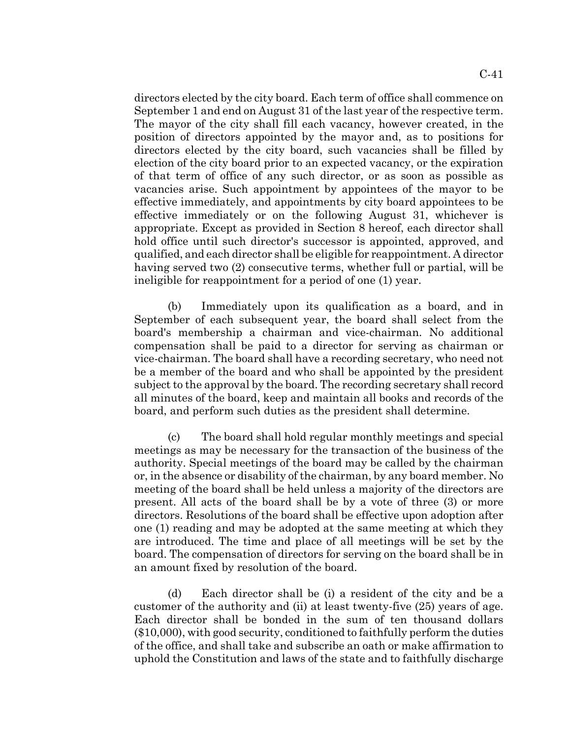directors elected by the city board. Each term of office shall commence on September 1 and end on August 31 of the last year of the respective term. The mayor of the city shall fill each vacancy, however created, in the position of directors appointed by the mayor and, as to positions for directors elected by the city board, such vacancies shall be filled by election of the city board prior to an expected vacancy, or the expiration of that term of office of any such director, or as soon as possible as vacancies arise. Such appointment by appointees of the mayor to be effective immediately, and appointments by city board appointees to be effective immediately or on the following August 31, whichever is appropriate. Except as provided in Section 8 hereof, each director shall hold office until such director's successor is appointed, approved, and qualified, and each director shall be eligible for reappointment. A director having served two (2) consecutive terms, whether full or partial, will be ineligible for reappointment for a period of one (1) year.

(b) Immediately upon its qualification as a board, and in September of each subsequent year, the board shall select from the board's membership a chairman and vice-chairman. No additional compensation shall be paid to a director for serving as chairman or vice-chairman. The board shall have a recording secretary, who need not be a member of the board and who shall be appointed by the president subject to the approval by the board. The recording secretary shall record all minutes of the board, keep and maintain all books and records of the board, and perform such duties as the president shall determine.

(c) The board shall hold regular monthly meetings and special meetings as may be necessary for the transaction of the business of the authority. Special meetings of the board may be called by the chairman or, in the absence or disability of the chairman, by any board member. No meeting of the board shall be held unless a majority of the directors are present. All acts of the board shall be by a vote of three (3) or more directors. Resolutions of the board shall be effective upon adoption after one (1) reading and may be adopted at the same meeting at which they are introduced. The time and place of all meetings will be set by the board. The compensation of directors for serving on the board shall be in an amount fixed by resolution of the board.

(d) Each director shall be (i) a resident of the city and be a customer of the authority and (ii) at least twenty-five (25) years of age. Each director shall be bonded in the sum of ten thousand dollars ($10,000), with good security, conditioned to faithfully perform the duties of the office, and shall take and subscribe an oath or make affirmation to uphold the Constitution and laws of the state and to faithfully discharge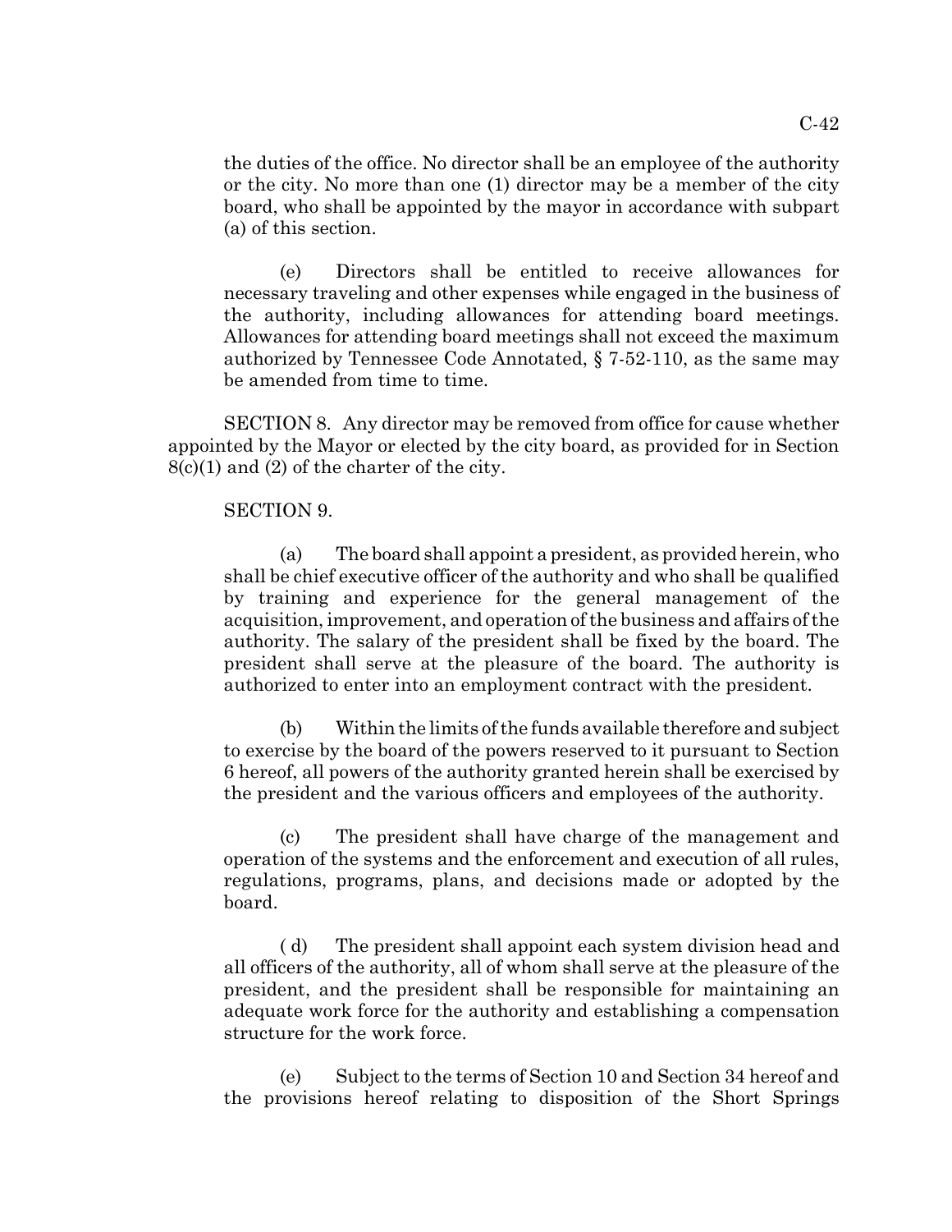the duties of the office. No director shall be an employee of the authority or the city. No more than one (1) director may be a member of the city board, who shall be appointed by the mayor in accordance with subpart (a) of this section.

(e) Directors shall be entitled to receive allowances for necessary traveling and other expenses while engaged in the business of the authority, including allowances for attending board meetings. Allowances for attending board meetings shall not exceed the maximum authorized by Tennessee Code Annotated, § 7-52-110, as the same may be amended from time to time.

SECTION 8. Any director may be removed from office for cause whether appointed by the Mayor or elected by the city board, as provided for in Section 8(c)(1) and (2) of the charter of the city.

SECTION 9.

(a) The board shall appoint a president, as provided herein, who shall be chief executive officer of the authority and who shall be qualified by training and experience for the general management of the acquisition, improvement, and operation of the business and affairs of the authority. The salary of the president shall be fixed by the board. The president shall serve at the pleasure of the board. The authority is authorized to enter into an employment contract with the president.

(b) Within the limits of the funds available therefore and subject to exercise by the board of the powers reserved to it pursuant to Section 6 hereof, all powers of the authority granted herein shall be exercised by the president and the various officers and employees of the authority.

(c) The president shall have charge of the management and operation of the systems and the enforcement and execution of all rules, regulations, programs, plans, and decisions made or adopted by the board.

( d) The president shall appoint each system division head and all officers of the authority, all of whom shall serve at the pleasure of the president, and the president shall be responsible for maintaining an adequate work force for the authority and establishing a compensation structure for the work force.

(e) Subject to the terms of Section 10 and Section 34 hereof and the provisions hereof relating to disposition of the Short Springs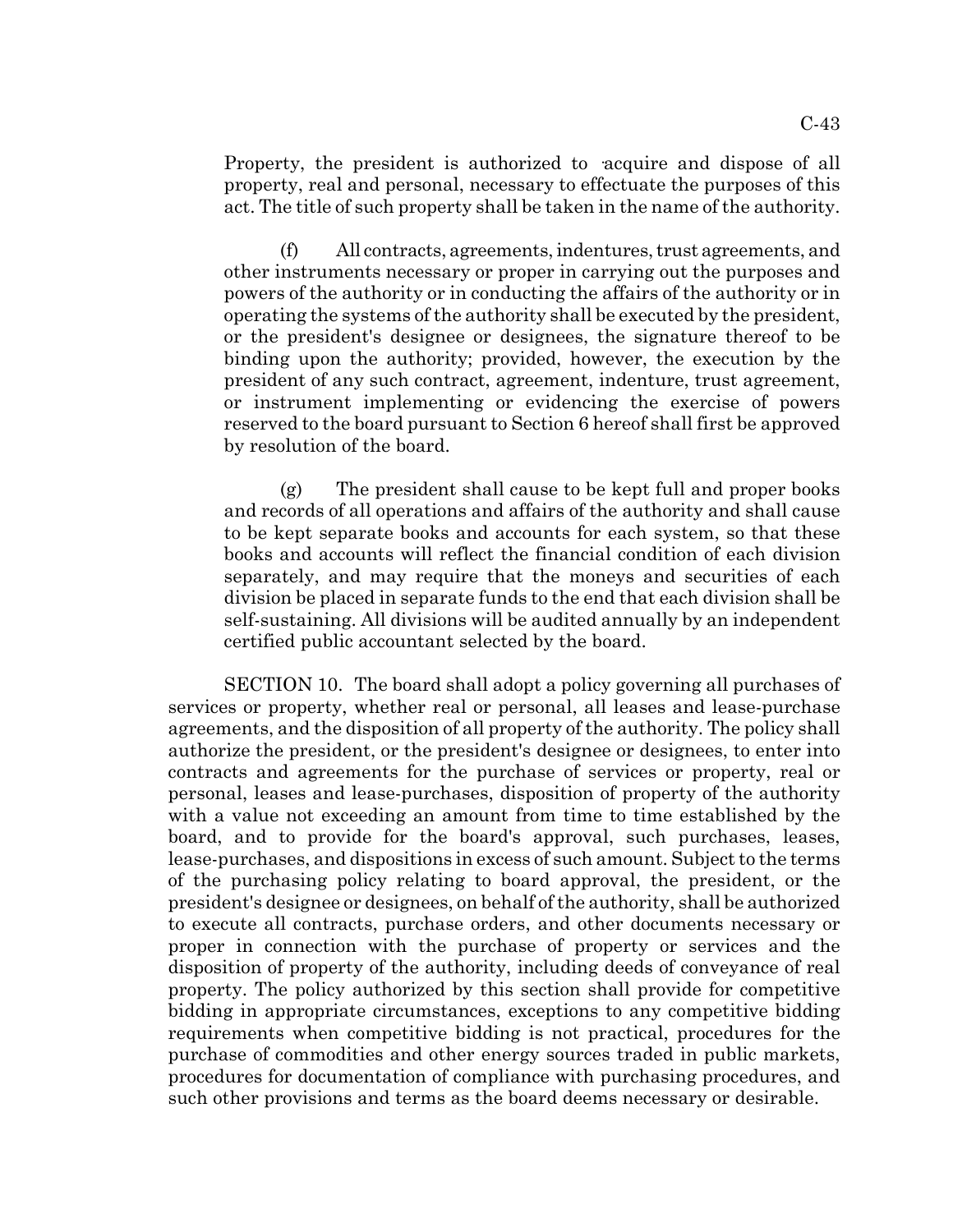Property, the president is authorized to acquire and dispose of all property, real and personal, necessary to effectuate the purposes of this act. The title of such property shall be taken in the name of the authority.

(f) All contracts, agreements, indentures, trust agreements, and other instruments necessary or proper in carrying out the purposes and powers of the authority or in conducting the affairs of the authority or in operating the systems of the authority shall be executed by the president, or the president's designee or designees, the signature thereof to be binding upon the authority; provided, however, the execution by the president of any such contract, agreement, indenture, trust agreement, or instrument implementing or evidencing the exercise of powers reserved to the board pursuant to Section 6 hereof shall first be approved by resolution of the board.

(g) The president shall cause to be kept full and proper books and records of all operations and affairs of the authority and shall cause to be kept separate books and accounts for each system, so that these books and accounts will reflect the financial condition of each division separately, and may require that the moneys and securities of each division be placed in separate funds to the end that each division shall be self-sustaining. All divisions will be audited annually by an independent certified public accountant selected by the board.

SECTION 10. The board shall adopt a policy governing all purchases of services or property, whether real or personal, all leases and lease-purchase agreements, and the disposition of all property of the authority. The policy shall authorize the president, or the president's designee or designees, to enter into contracts and agreements for the purchase of services or property, real or personal, leases and lease-purchases, disposition of property of the authority with a value not exceeding an amount from time to time established by the board, and to provide for the board's approval, such purchases, leases, lease-purchases, and dispositions in excess of such amount. Subject to the terms of the purchasing policy relating to board approval, the president, or the president's designee or designees, on behalf of the authority, shall be authorized to execute all contracts, purchase orders, and other documents necessary or proper in connection with the purchase of property or services and the disposition of property of the authority, including deeds of conveyance of real property. The policy authorized by this section shall provide for competitive bidding in appropriate circumstances, exceptions to any competitive bidding requirements when competitive bidding is not practical, procedures for the purchase of commodities and other energy sources traded in public markets, procedures for documentation of compliance with purchasing procedures, and such other provisions and terms as the board deems necessary or desirable.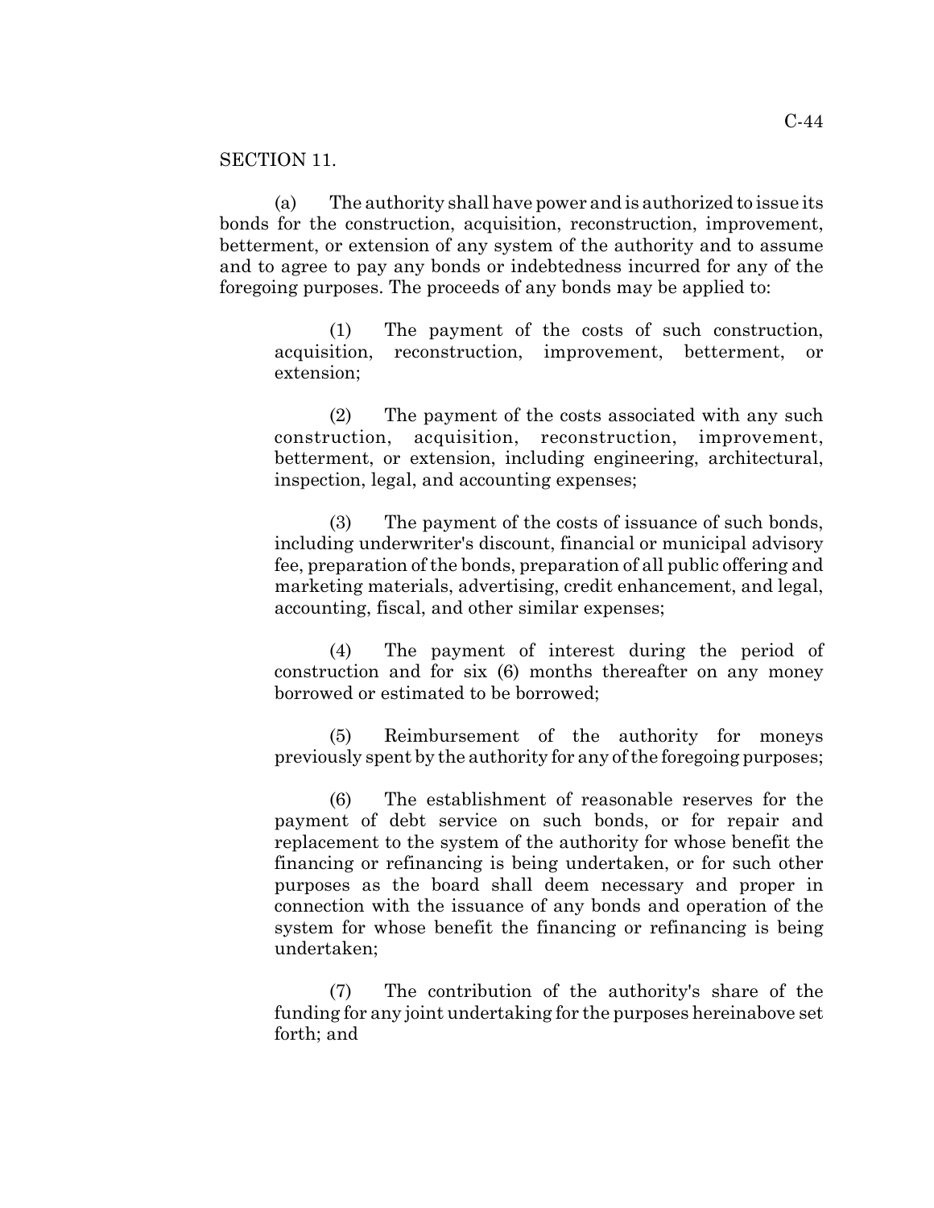SECTION 11.

(a) The authority shall have power and is authorized to issue its bonds for the construction, acquisition, reconstruction, improvement, betterment, or extension of any system of the authority and to assume and to agree to pay any bonds or indebtedness incurred for any of the foregoing purposes. The proceeds of any bonds may be applied to:

(1) The payment of the costs of such construction, acquisition, reconstruction, improvement, betterment, or extension;

(2) The payment of the costs associated with any such construction, acquisition, reconstruction, improvement, betterment, or extension, including engineering, architectural, inspection, legal, and accounting expenses;

(3) The payment of the costs of issuance of such bonds, including underwriter's discount, financial or municipal advisory fee, preparation of the bonds, preparation of all public offering and marketing materials, advertising, credit enhancement, and legal, accounting, fiscal, and other similar expenses;

(4) The payment of interest during the period of construction and for six (6) months thereafter on any money borrowed or estimated to be borrowed;

(5) Reimbursement of the authority for moneys previously spent by the authority for any of the foregoing purposes;

(6) The establishment of reasonable reserves for the payment of debt service on such bonds, or for repair and replacement to the system of the authority for whose benefit the financing or refinancing is being undertaken, or for such other purposes as the board shall deem necessary and proper in connection with the issuance of any bonds and operation of the system for whose benefit the financing or refinancing is being undertaken;

(7) The contribution of the authority's share of the funding for any joint undertaking for the purposes hereinabove set forth; and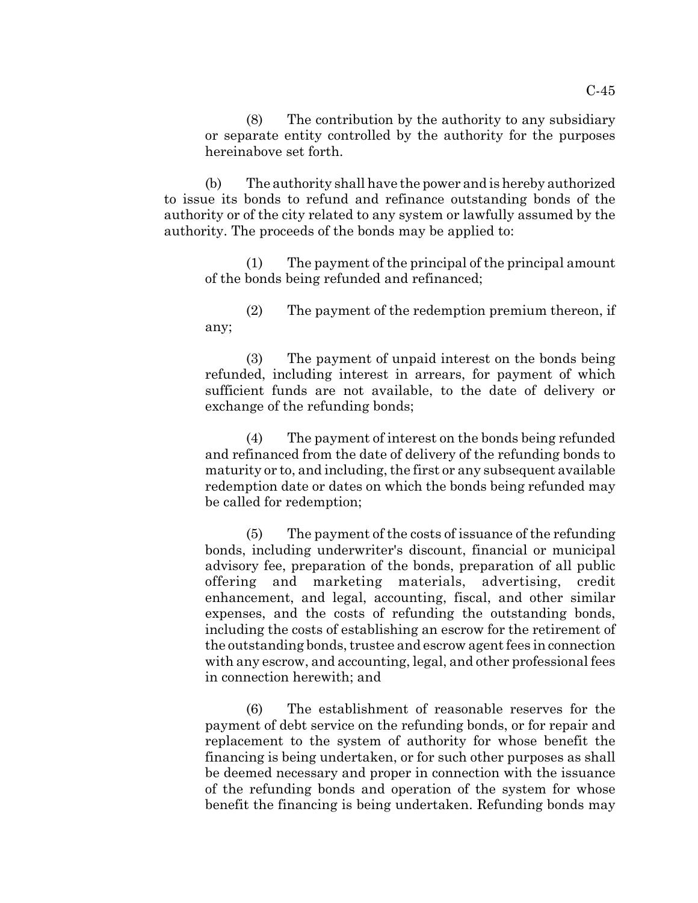(8) The contribution by the authority to any subsidiary or separate entity controlled by the authority for the purposes hereinabove set forth.

(b) The authority shall have the power and is hereby authorized to issue its bonds to refund and refinance outstanding bonds of the authority or of the city related to any system or lawfully assumed by the authority. The proceeds of the bonds may be applied to:

(1) The payment of the principal of the principal amount of the bonds being refunded and refinanced;

(2) The payment of the redemption premium thereon, if any;

(3) The payment of unpaid interest on the bonds being refunded, including interest in arrears, for payment of which sufficient funds are not available, to the date of delivery or exchange of the refunding bonds;

(4) The payment of interest on the bonds being refunded and refinanced from the date of delivery of the refunding bonds to maturity or to, and including, the first or any subsequent available redemption date or dates on which the bonds being refunded may be called for redemption;

(5) The payment of the costs of issuance of the refunding bonds, including underwriter's discount, financial or municipal advisory fee, preparation of the bonds, preparation of all public offering and marketing materials, advertising, credit enhancement, and legal, accounting, fiscal, and other similar expenses, and the costs of refunding the outstanding bonds, including the costs of establishing an escrow for the retirement of the outstanding bonds, trustee and escrow agent fees in connection with any escrow, and accounting, legal, and other professional fees in connection herewith; and

(6) The establishment of reasonable reserves for the payment of debt service on the refunding bonds, or for repair and replacement to the system of authority for whose benefit the financing is being undertaken, or for such other purposes as shall be deemed necessary and proper in connection with the issuance of the refunding bonds and operation of the system for whose benefit the financing is being undertaken. Refunding bonds may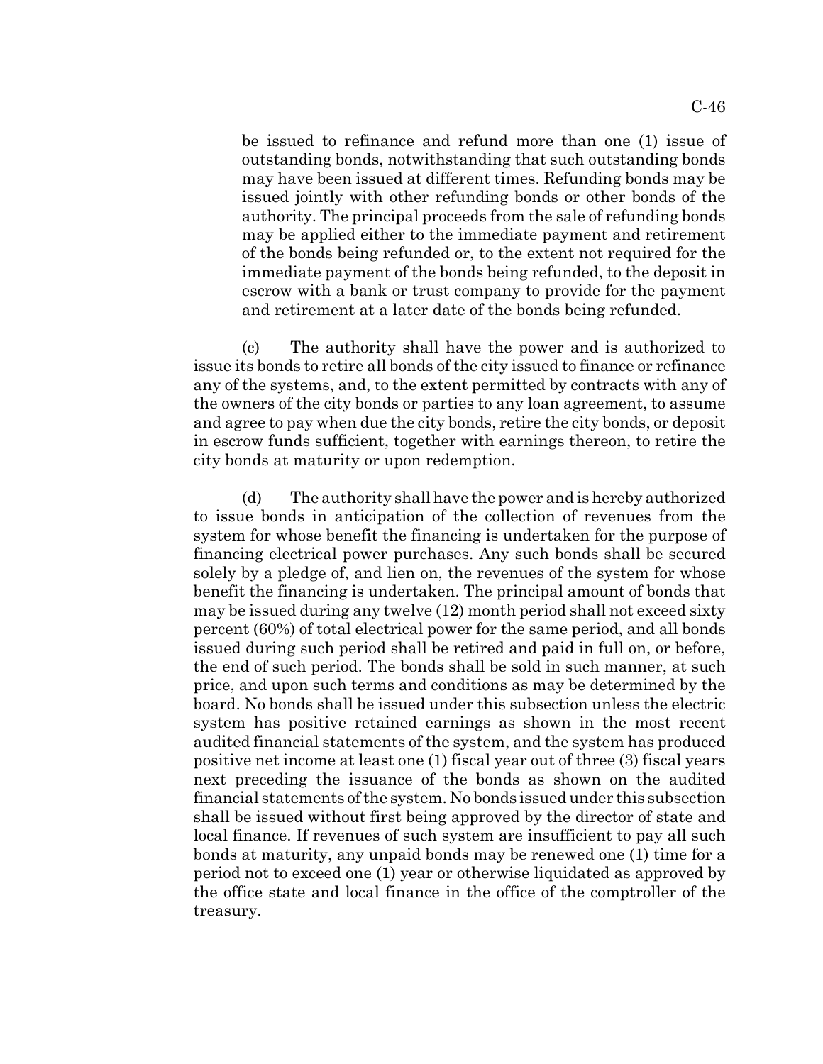be issued to refinance and refund more than one (1) issue of outstanding bonds, notwithstanding that such outstanding bonds may have been issued at different times. Refunding bonds may be issued jointly with other refunding bonds or other bonds of the authority. The principal proceeds from the sale of refunding bonds may be applied either to the immediate payment and retirement of the bonds being refunded or, to the extent not required for the immediate payment of the bonds being refunded, to the deposit in escrow with a bank or trust company to provide for the payment and retirement at a later date of the bonds being refunded.

(c) The authority shall have the power and is authorized to issue its bonds to retire all bonds of the city issued to finance or refinance any of the systems, and, to the extent permitted by contracts with any of the owners of the city bonds or parties to any loan agreement, to assume and agree to pay when due the city bonds, retire the city bonds, or deposit in escrow funds sufficient, together with earnings thereon, to retire the city bonds at maturity or upon redemption.

(d) The authority shall have the power and is hereby authorized to issue bonds in anticipation of the collection of revenues from the system for whose benefit the financing is undertaken for the purpose of financing electrical power purchases. Any such bonds shall be secured solely by a pledge of, and lien on, the revenues of the system for whose benefit the financing is undertaken. The principal amount of bonds that may be issued during any twelve (12) month period shall not exceed sixty percent (60%) of total electrical power for the same period, and all bonds issued during such period shall be retired and paid in full on, or before, the end of such period. The bonds shall be sold in such manner, at such price, and upon such terms and conditions as may be determined by the board. No bonds shall be issued under this subsection unless the electric system has positive retained earnings as shown in the most recent audited financial statements of the system, and the system has produced positive net income at least one (1) fiscal year out of three (3) fiscal years next preceding the issuance of the bonds as shown on the audited financial statements of the system. No bonds issued under this subsection shall be issued without first being approved by the director of state and local finance. If revenues of such system are insufficient to pay all such bonds at maturity, any unpaid bonds may be renewed one (1) time for a period not to exceed one (1) year or otherwise liquidated as approved by the office state and local finance in the office of the comptroller of the treasury.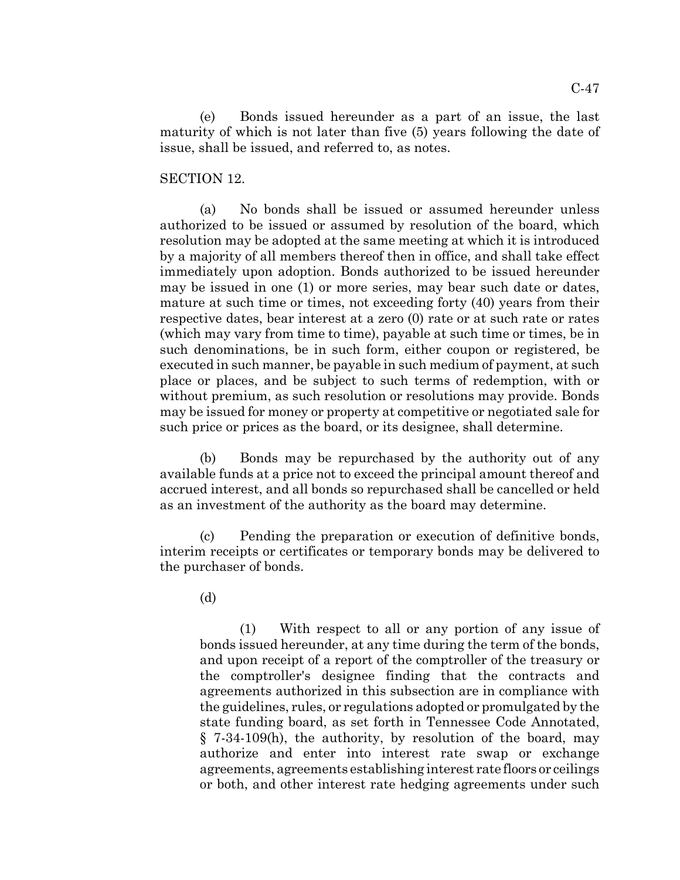(e) Bonds issued hereunder as a part of an issue, the last maturity of which is not later than five (5) years following the date of issue, shall be issued, and referred to, as notes.

SECTION 12.

(a) No bonds shall be issued or assumed hereunder unless authorized to be issued or assumed by resolution of the board, which resolution may be adopted at the same meeting at which it is introduced by a majority of all members thereof then in office, and shall take effect immediately upon adoption. Bonds authorized to be issued hereunder may be issued in one (1) or more series, may bear such date or dates, mature at such time or times, not exceeding forty (40) years from their respective dates, bear interest at a zero (0) rate or at such rate or rates (which may vary from time to time), payable at such time or times, be in such denominations, be in such form, either coupon or registered, be executed in such manner, be payable in such medium of payment, at such place or places, and be subject to such terms of redemption, with or without premium, as such resolution or resolutions may provide. Bonds may be issued for money or property at competitive or negotiated sale for such price or prices as the board, or its designee, shall determine.

(b) Bonds may be repurchased by the authority out of any available funds at a price not to exceed the principal amount thereof and accrued interest, and all bonds so repurchased shall be cancelled or held as an investment of the authority as the board may determine.

(c) Pending the preparation or execution of definitive bonds, interim receipts or certificates or temporary bonds may be delivered to the purchaser of bonds.

(d)

(1) With respect to all or any portion of any issue of bonds issued hereunder, at any time during the term of the bonds, and upon receipt of a report of the comptroller of the treasury or the comptroller's designee finding that the contracts and agreements authorized in this subsection are in compliance with the guidelines, rules, or regulations adopted or promulgated by the state funding board, as set forth in Tennessee Code Annotated, § 7-34-109(h), the authority, by resolution of the board, may authorize and enter into interest rate swap or exchange agreements, agreements establishing interest rate floors or ceilings or both, and other interest rate hedging agreements under such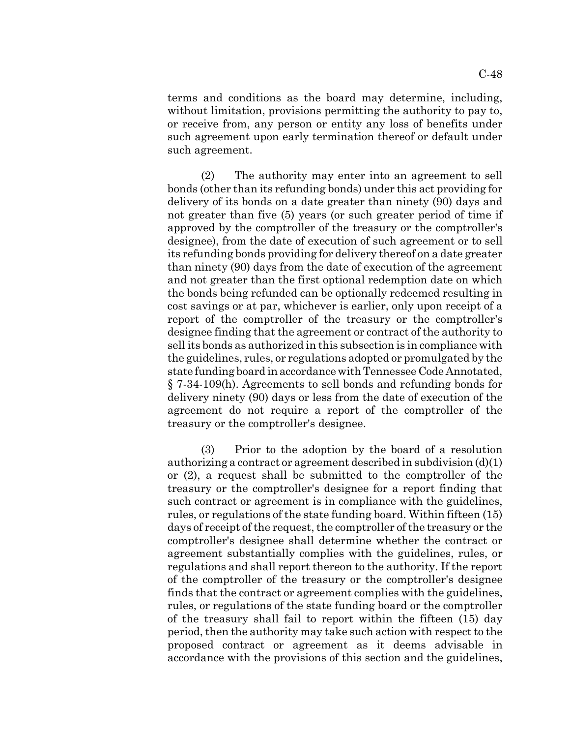terms and conditions as the board may determine, including, without limitation, provisions permitting the authority to pay to, or receive from, any person or entity any loss of benefits under such agreement upon early termination thereof or default under such agreement.

(2) The authority may enter into an agreement to sell bonds (other than its refunding bonds) under this act providing for delivery of its bonds on a date greater than ninety (90) days and not greater than five (5) years (or such greater period of time if approved by the comptroller of the treasury or the comptroller's designee), from the date of execution of such agreement or to sell its refunding bonds providing for delivery thereof on a date greater than ninety (90) days from the date of execution of the agreement and not greater than the first optional redemption date on which the bonds being refunded can be optionally redeemed resulting in cost savings or at par, whichever is earlier, only upon receipt of a report of the comptroller of the treasury or the comptroller's designee finding that the agreement or contract of the authority to sell its bonds as authorized in this subsection is in compliance with the guidelines, rules, or regulations adopted or promulgated by the state funding board in accordance with Tennessee Code Annotated, § 7-34-109(h). Agreements to sell bonds and refunding bonds for delivery ninety (90) days or less from the date of execution of the agreement do not require a report of the comptroller of the treasury or the comptroller's designee.

(3) Prior to the adoption by the board of a resolution authorizing a contract or agreement described in subdivision (d)(1) or (2), a request shall be submitted to the comptroller of the treasury or the comptroller's designee for a report finding that such contract or agreement is in compliance with the guidelines, rules, or regulations of the state funding board. Within fifteen (15) days of receipt of the request, the comptroller of the treasury or the comptroller's designee shall determine whether the contract or agreement substantially complies with the guidelines, rules, or regulations and shall report thereon to the authority. If the report of the comptroller of the treasury or the comptroller's designee finds that the contract or agreement complies with the guidelines, rules, or regulations of the state funding board or the comptroller of the treasury shall fail to report within the fifteen (15) day period, then the authority may take such action with respect to the proposed contract or agreement as it deems advisable in accordance with the provisions of this section and the guidelines,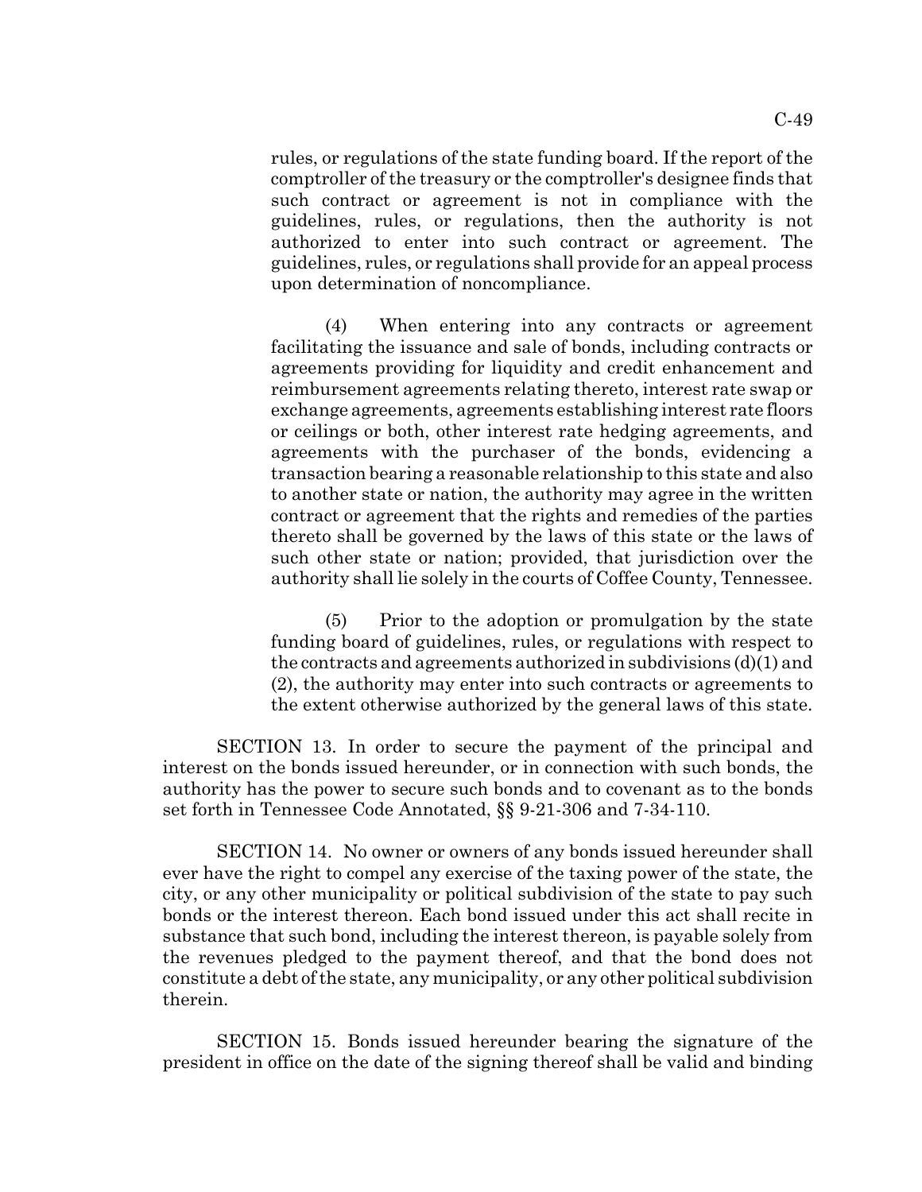rules, or regulations of the state funding board. If the report of the comptroller of the treasury or the comptroller's designee finds that such contract or agreement is not in compliance with the guidelines, rules, or regulations, then the authority is not authorized to enter into such contract or agreement. The guidelines, rules, or regulations shall provide for an appeal process upon determination of noncompliance.

(4) When entering into any contracts or agreement facilitating the issuance and sale of bonds, including contracts or agreements providing for liquidity and credit enhancement and reimbursement agreements relating thereto, interest rate swap or exchange agreements, agreements establishing interest rate floors or ceilings or both, other interest rate hedging agreements, and agreements with the purchaser of the bonds, evidencing a transaction bearing a reasonable relationship to this state and also to another state or nation, the authority may agree in the written contract or agreement that the rights and remedies of the parties thereto shall be governed by the laws of this state or the laws of such other state or nation; provided, that jurisdiction over the authority shall lie solely in the courts of Coffee County, Tennessee.

(5) Prior to the adoption or promulgation by the state funding board of guidelines, rules, or regulations with respect to the contracts and agreements authorized in subdivisions (d)(1) and (2), the authority may enter into such contracts or agreements to the extent otherwise authorized by the general laws of this state.

SECTION 13. In order to secure the payment of the principal and interest on the bonds issued hereunder, or in connection with such bonds, the authority has the power to secure such bonds and to covenant as to the bonds set forth in Tennessee Code Annotated, §§ 9-21-306 and 7-34-110.

SECTION 14. No owner or owners of any bonds issued hereunder shall ever have the right to compel any exercise of the taxing power of the state, the city, or any other municipality or political subdivision of the state to pay such bonds or the interest thereon. Each bond issued under this act shall recite in substance that such bond, including the interest thereon, is payable solely from the revenues pledged to the payment thereof, and that the bond does not constitute a debt of the state, any municipality, or any other political subdivision therein.

SECTION 15. Bonds issued hereunder bearing the signature of the president in office on the date of the signing thereof shall be valid and binding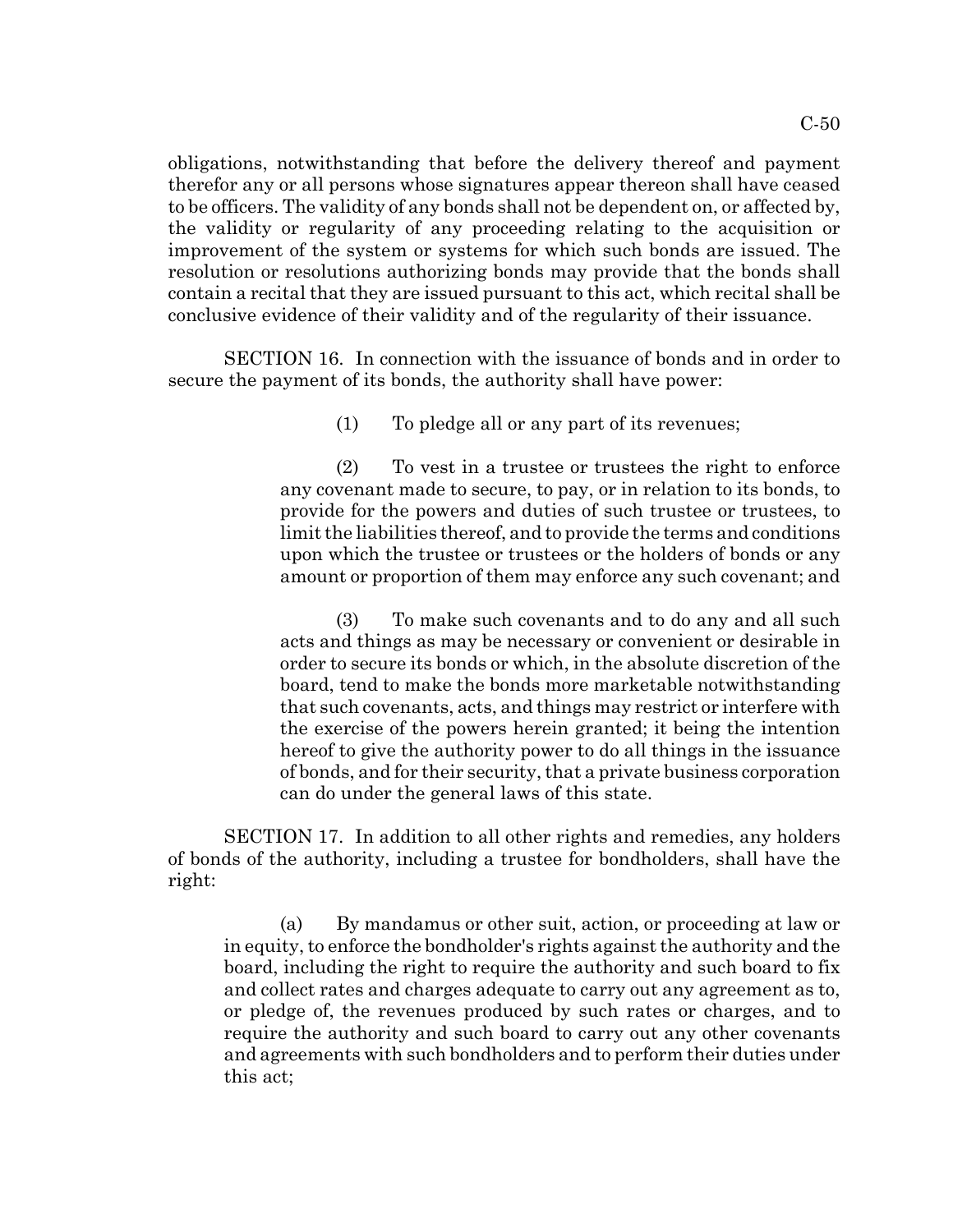obligations, notwithstanding that before the delivery thereof and payment therefor any or all persons whose signatures appear thereon shall have ceased to be officers. The validity of any bonds shall not be dependent on, or affected by, the validity or regularity of any proceeding relating to the acquisition or improvement of the system or systems for which such bonds are issued. The resolution or resolutions authorizing bonds may provide that the bonds shall contain a recital that they are issued pursuant to this act, which recital shall be conclusive evidence of their validity and of the regularity of their issuance.

SECTION 16. In connection with the issuance of bonds and in order to secure the payment of its bonds, the authority shall have power:

(1) To pledge all or any part of its revenues;

(2) To vest in a trustee or trustees the right to enforce any covenant made to secure, to pay, or in relation to its bonds, to provide for the powers and duties of such trustee or trustees, to limit the liabilities thereof, and to provide the terms and conditions upon which the trustee or trustees or the holders of bonds or any amount or proportion of them may enforce any such covenant; and

(3) To make such covenants and to do any and all such acts and things as may be necessary or convenient or desirable in order to secure its bonds or which, in the absolute discretion of the board, tend to make the bonds more marketable notwithstanding that such covenants, acts, and things may restrict or interfere with the exercise of the powers herein granted; it being the intention hereof to give the authority power to do all things in the issuance of bonds, and for their security, that a private business corporation can do under the general laws of this state.

SECTION 17. In addition to all other rights and remedies, any holders of bonds of the authority, including a trustee for bondholders, shall have the right:

(a) By mandamus or other suit, action, or proceeding at law or in equity, to enforce the bondholder's rights against the authority and the board, including the right to require the authority and such board to fix and collect rates and charges adequate to carry out any agreement as to, or pledge of, the revenues produced by such rates or charges, and to require the authority and such board to carry out any other covenants and agreements with such bondholders and to perform their duties under this act;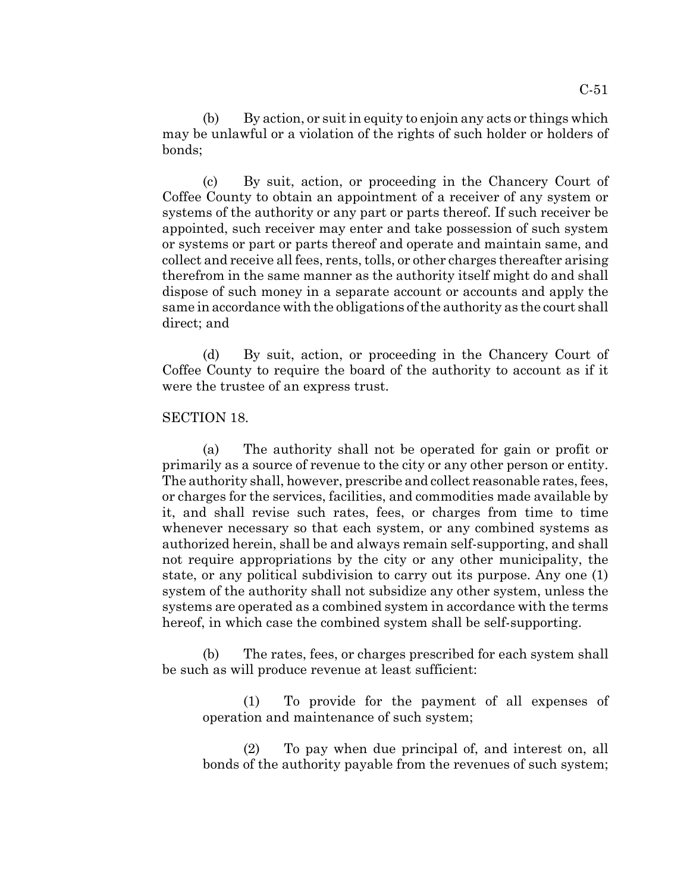(b) By action, or suit in equity to enjoin any acts or things which may be unlawful or a violation of the rights of such holder or holders of bonds;

(c) By suit, action, or proceeding in the Chancery Court of Coffee County to obtain an appointment of a receiver of any system or systems of the authority or any part or parts thereof. If such receiver be appointed, such receiver may enter and take possession of such system or systems or part or parts thereof and operate and maintain same, and collect and receive all fees, rents, tolls, or other charges thereafter arising therefrom in the same manner as the authority itself might do and shall dispose of such money in a separate account or accounts and apply the same in accordance with the obligations of the authority as the court shall direct; and

(d) By suit, action, or proceeding in the Chancery Court of Coffee County to require the board of the authority to account as if it were the trustee of an express trust.

SECTION 18.

(a) The authority shall not be operated for gain or profit or primarily as a source of revenue to the city or any other person or entity. The authority shall, however, prescribe and collect reasonable rates, fees, or charges for the services, facilities, and commodities made available by it, and shall revise such rates, fees, or charges from time to time whenever necessary so that each system, or any combined systems as authorized herein, shall be and always remain self-supporting, and shall not require appropriations by the city or any other municipality, the state, or any political subdivision to carry out its purpose. Any one (1) system of the authority shall not subsidize any other system, unless the systems are operated as a combined system in accordance with the terms hereof, in which case the combined system shall be self-supporting.

(b) The rates, fees, or charges prescribed for each system shall be such as will produce revenue at least sufficient:

(1) To provide for the payment of all expenses of operation and maintenance of such system;

(2) To pay when due principal of, and interest on, all bonds of the authority payable from the revenues of such system;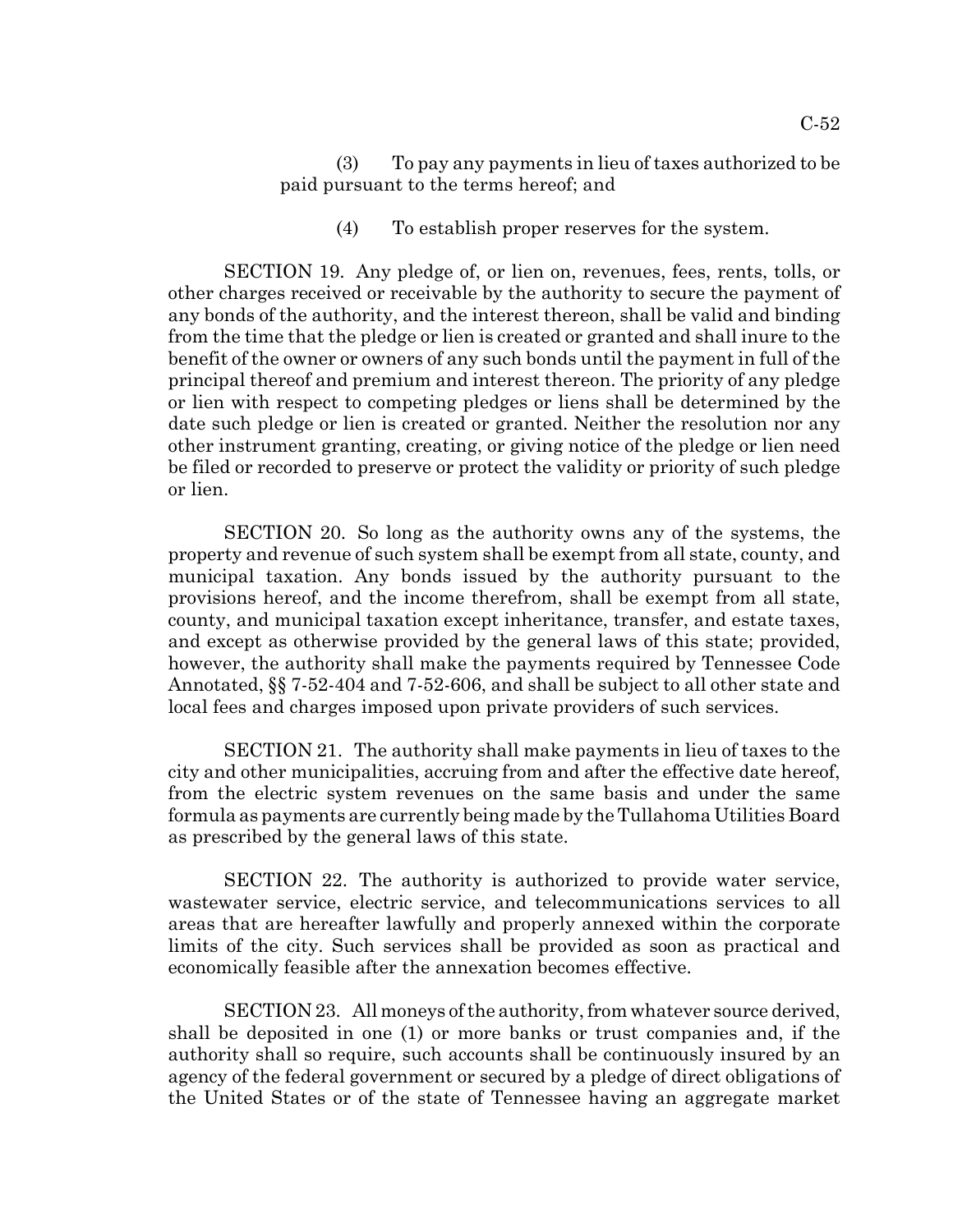(3) To pay any payments in lieu of taxes authorized to be paid pursuant to the terms hereof; and

(4) To establish proper reserves for the system.

SECTION 19. Any pledge of, or lien on, revenues, fees, rents, tolls, or other charges received or receivable by the authority to secure the payment of any bonds of the authority, and the interest thereon, shall be valid and binding from the time that the pledge or lien is created or granted and shall inure to the benefit of the owner or owners of any such bonds until the payment in full of the principal thereof and premium and interest thereon. The priority of any pledge or lien with respect to competing pledges or liens shall be determined by the date such pledge or lien is created or granted. Neither the resolution nor any other instrument granting, creating, or giving notice of the pledge or lien need be filed or recorded to preserve or protect the validity or priority of such pledge or lien.

SECTION 20. So long as the authority owns any of the systems, the property and revenue of such system shall be exempt from all state, county, and municipal taxation. Any bonds issued by the authority pursuant to the provisions hereof, and the income therefrom, shall be exempt from all state, county, and municipal taxation except inheritance, transfer, and estate taxes, and except as otherwise provided by the general laws of this state; provided, however, the authority shall make the payments required by Tennessee Code Annotated, §§ 7-52-404 and 7-52-606, and shall be subject to all other state and local fees and charges imposed upon private providers of such services.

SECTION 21. The authority shall make payments in lieu of taxes to the city and other municipalities, accruing from and after the effective date hereof, from the electric system revenues on the same basis and under the same formula as payments are currently being made by the Tullahoma Utilities Board as prescribed by the general laws of this state.

SECTION 22. The authority is authorized to provide water service, wastewater service, electric service, and telecommunications services to all areas that are hereafter lawfully and properly annexed within the corporate limits of the city. Such services shall be provided as soon as practical and economically feasible after the annexation becomes effective.

SECTION 23. All moneys of the authority, from whatever source derived, shall be deposited in one (1) or more banks or trust companies and, if the authority shall so require, such accounts shall be continuously insured by an agency of the federal government or secured by a pledge of direct obligations of the United States or of the state of Tennessee having an aggregate market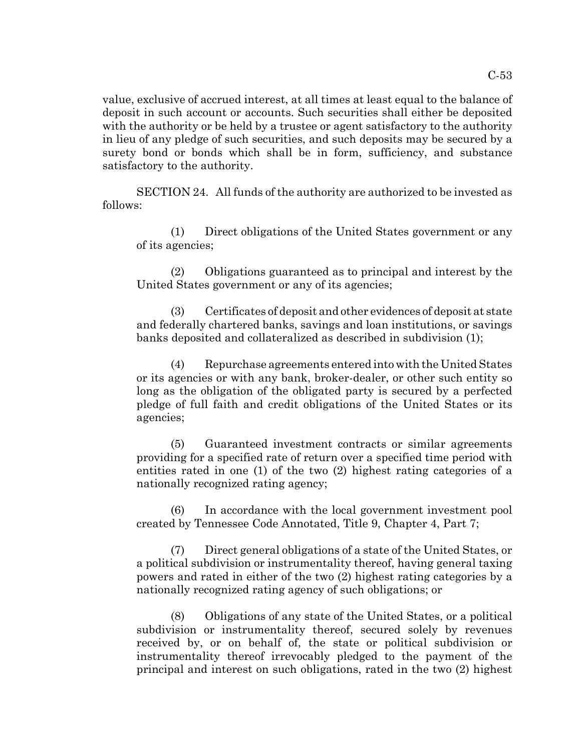value, exclusive of accrued interest, at all times at least equal to the balance of deposit in such account or accounts. Such securities shall either be deposited with the authority or be held by a trustee or agent satisfactory to the authority in lieu of any pledge of such securities, and such deposits may be secured by a surety bond or bonds which shall be in form, sufficiency, and substance satisfactory to the authority.

SECTION 24. All funds of the authority are authorized to be invested as follows:

(1) Direct obligations of the United States government or any of its agencies;

(2) Obligations guaranteed as to principal and interest by the United States government or any of its agencies;

(3) Certificates of deposit and other evidences of deposit at state and federally chartered banks, savings and loan institutions, or savings banks deposited and collateralized as described in subdivision (1);

(4) Repurchase agreements entered into with the United States or its agencies or with any bank, broker-dealer, or other such entity so long as the obligation of the obligated party is secured by a perfected pledge of full faith and credit obligations of the United States or its agencies;

(5) Guaranteed investment contracts or similar agreements providing for a specified rate of return over a specified time period with entities rated in one (1) of the two (2) highest rating categories of a nationally recognized rating agency;

(6) In accordance with the local government investment pool created by Tennessee Code Annotated, Title 9, Chapter 4, Part 7;

(7) Direct general obligations of a state of the United States, or a political subdivision or instrumentality thereof, having general taxing powers and rated in either of the two (2) highest rating categories by a nationally recognized rating agency of such obligations; or

(8) Obligations of any state of the United States, or a political subdivision or instrumentality thereof, secured solely by revenues received by, or on behalf of, the state or political subdivision or instrumentality thereof irrevocably pledged to the payment of the principal and interest on such obligations, rated in the two (2) highest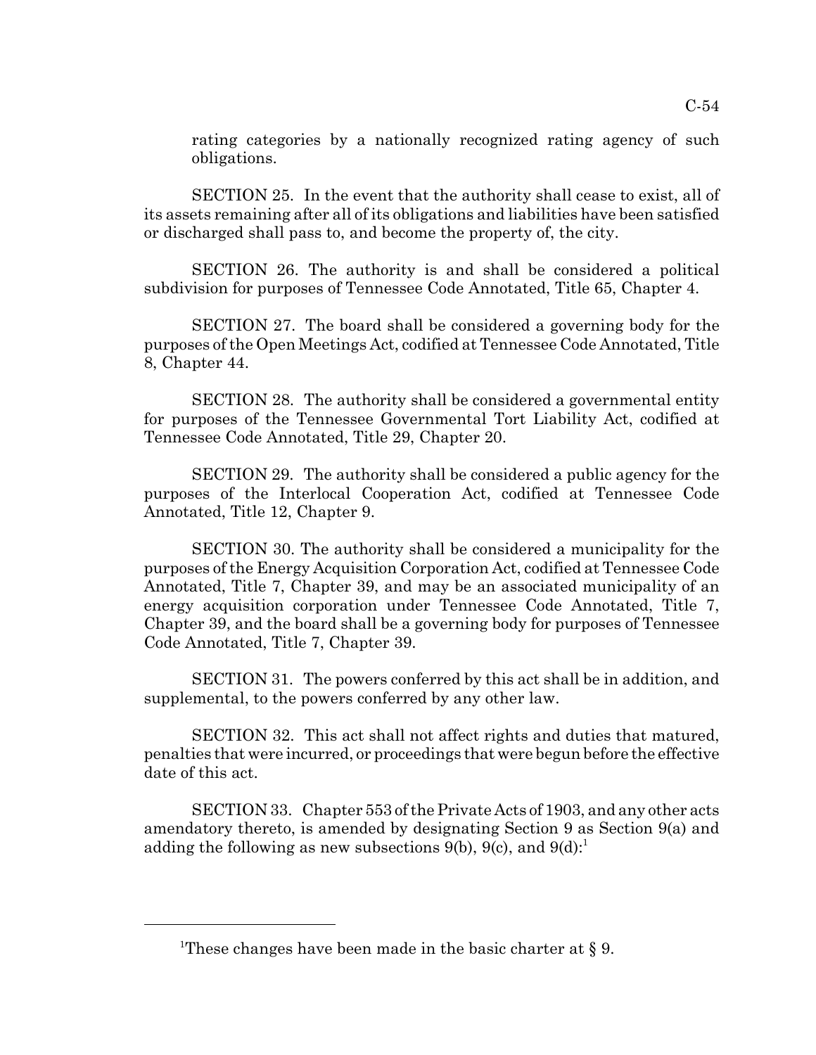rating categories by a nationally recognized rating agency of such obligations.

SECTION 25. In the event that the authority shall cease to exist, all of its assets remaining after all of its obligations and liabilities have been satisfied or discharged shall pass to, and become the property of, the city.

SECTION 26. The authority is and shall be considered a political subdivision for purposes of Tennessee Code Annotated, Title 65, Chapter 4.

SECTION 27. The board shall be considered a governing body for the purposes of the Open Meetings Act, codified at Tennessee Code Annotated, Title 8, Chapter 44.

SECTION 28. The authority shall be considered a governmental entity for purposes of the Tennessee Governmental Tort Liability Act, codified at Tennessee Code Annotated, Title 29, Chapter 20.

SECTION 29. The authority shall be considered a public agency for the purposes of the Interlocal Cooperation Act, codified at Tennessee Code Annotated, Title 12, Chapter 9.

SECTION 30. The authority shall be considered a municipality for the purposes of the Energy Acquisition Corporation Act, codified at Tennessee Code Annotated, Title 7, Chapter 39, and may be an associated municipality of an energy acquisition corporation under Tennessee Code Annotated, Title 7, Chapter 39, and the board shall be a governing body for purposes of Tennessee Code Annotated, Title 7, Chapter 39.

SECTION 31. The powers conferred by this act shall be in addition, and supplemental, to the powers conferred by any other law.

SECTION 32. This act shall not affect rights and duties that matured, penalties that were incurred, or proceedings that were begun before the effective date of this act.

SECTION 33. Chapter 553 of the Private Acts of 1903, and any other acts amendatory thereto, is amended by designating Section 9 as Section 9(a) and adding the following as new subsections 9(b), 9(c), and 9(d):[1]

---

[1]These changes have been made in the basic charter at § 9.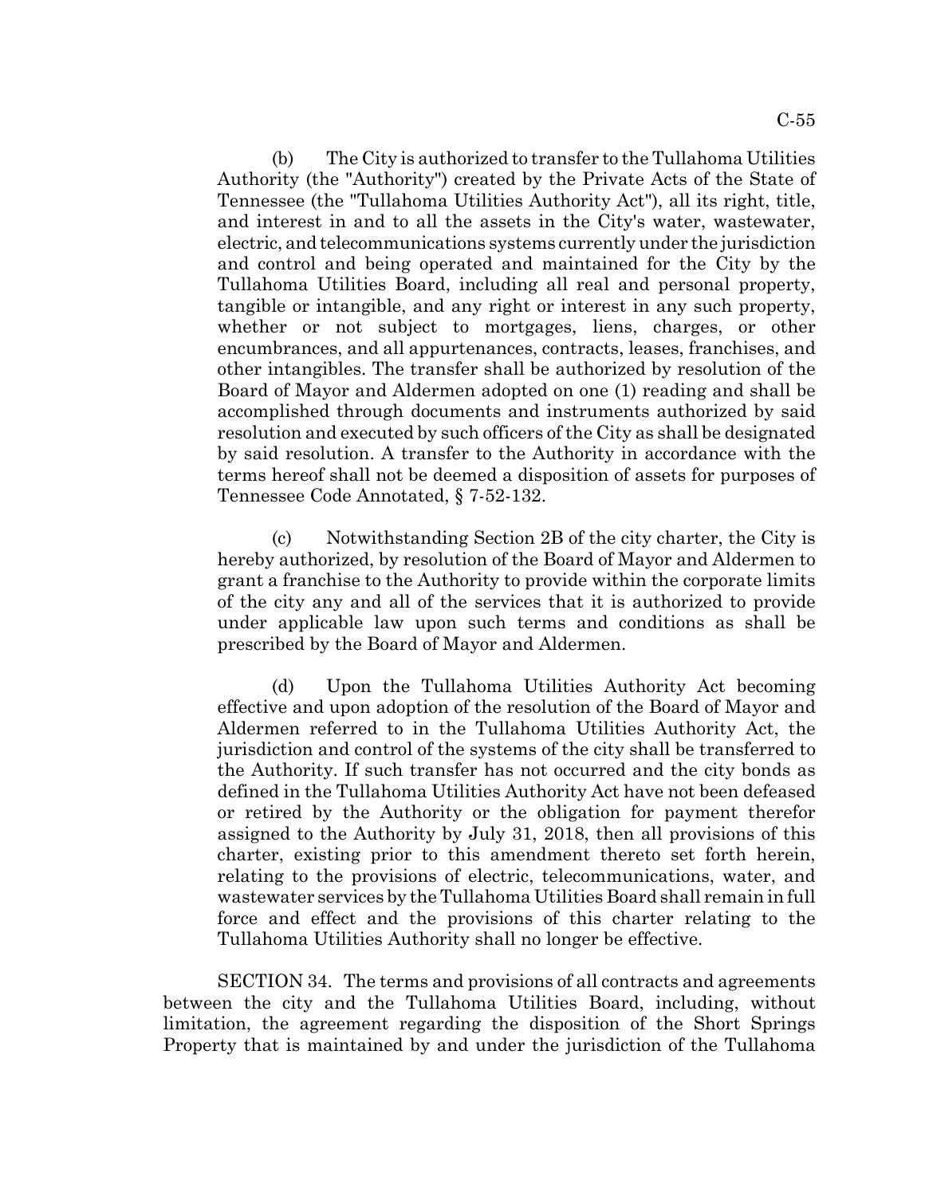(b) The City is authorized to transfer to the Tullahoma Utilities Authority (the "Authority") created by the Private Acts of the State of Tennessee (the "Tullahoma Utilities Authority Act"), all its right, title, and interest in and to all the assets in the City's water, wastewater, electric, and telecommunications systems currently under the jurisdiction and control and being operated and maintained for the City by the Tullahoma Utilities Board, including all real and personal property, tangible or intangible, and any right or interest in any such property, whether or not subject to mortgages, liens, charges, or other encumbrances, and all appurtenances, contracts, leases, franchises, and other intangibles. The transfer shall be authorized by resolution of the Board of Mayor and Aldermen adopted on one (1) reading and shall be accomplished through documents and instruments authorized by said resolution and executed by such officers of the City as shall be designated by said resolution. A transfer to the Authority in accordance with the terms hereof shall not be deemed a disposition of assets for purposes of Tennessee Code Annotated, § 7-52-132.

(c) Notwithstanding Section 2B of the city charter, the City is hereby authorized, by resolution of the Board of Mayor and Aldermen to grant a franchise to the Authority to provide within the corporate limits of the city any and all of the services that it is authorized to provide under applicable law upon such terms and conditions as shall be prescribed by the Board of Mayor and Aldermen.

(d) Upon the Tullahoma Utilities Authority Act becoming effective and upon adoption of the resolution of the Board of Mayor and Aldermen referred to in the Tullahoma Utilities Authority Act, the jurisdiction and control of the systems of the city shall be transferred to the Authority. If such transfer has not occurred and the city bonds as defined in the Tullahoma Utilities Authority Act have not been defeased or retired by the Authority or the obligation for payment therefor assigned to the Authority by July 31, 2018, then all provisions of this charter, existing prior to this amendment thereto set forth herein, relating to the provisions of electric, telecommunications, water, and wastewater services by the Tullahoma Utilities Board shall remain in full force and effect and the provisions of this charter relating to the Tullahoma Utilities Authority shall no longer be effective.

SECTION 34. The terms and provisions of all contracts and agreements between the city and the Tullahoma Utilities Board, including, without limitation, the agreement regarding the disposition of the Short Springs Property that is maintained by and under the jurisdiction of the Tullahoma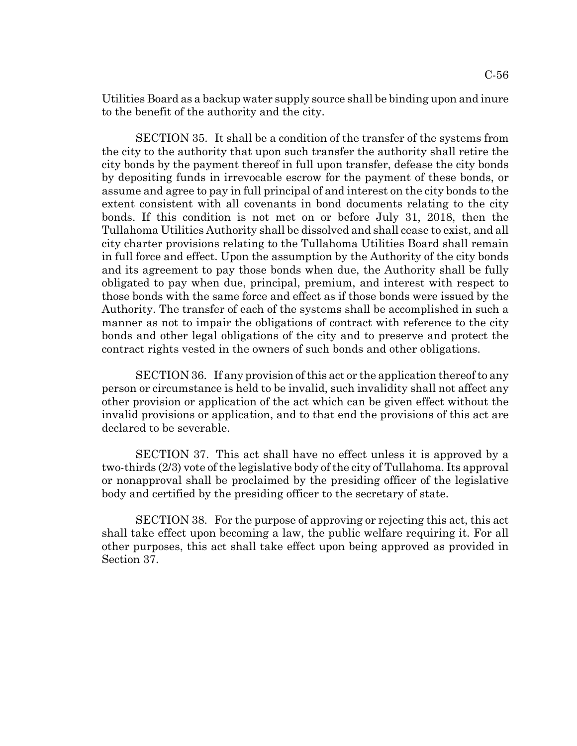Utilities Board as a backup water supply source shall be binding upon and inure to the benefit of the authority and the city.

SECTION 35. It shall be a condition of the transfer of the systems from the city to the authority that upon such transfer the authority shall retire the city bonds by the payment thereof in full upon transfer, defease the city bonds by depositing funds in irrevocable escrow for the payment of these bonds, or assume and agree to pay in full principal of and interest on the city bonds to the extent consistent with all covenants in bond documents relating to the city bonds. If this condition is not met on or before July 31, 2018, then the Tullahoma Utilities Authority shall be dissolved and shall cease to exist, and all city charter provisions relating to the Tullahoma Utilities Board shall remain in full force and effect. Upon the assumption by the Authority of the city bonds and its agreement to pay those bonds when due, the Authority shall be fully obligated to pay when due, principal, premium, and interest with respect to those bonds with the same force and effect as if those bonds were issued by the Authority. The transfer of each of the systems shall be accomplished in such a manner as not to impair the obligations of contract with reference to the city bonds and other legal obligations of the city and to preserve and protect the contract rights vested in the owners of such bonds and other obligations.

SECTION 36. If any provision of this act or the application thereof to any person or circumstance is held to be invalid, such invalidity shall not affect any other provision or application of the act which can be given effect without the invalid provisions or application, and to that end the provisions of this act are declared to be severable.

SECTION 37. This act shall have no effect unless it is approved by a two-thirds (2/3) vote of the legislative body of the city of Tullahoma. Its approval or nonapproval shall be proclaimed by the presiding officer of the legislative body and certified by the presiding officer to the secretary of state.

SECTION 38. For the purpose of approving or rejecting this act, this act shall take effect upon becoming a law, the public welfare requiring it. For all other purposes, this act shall take effect upon being approved as provided in Section 37.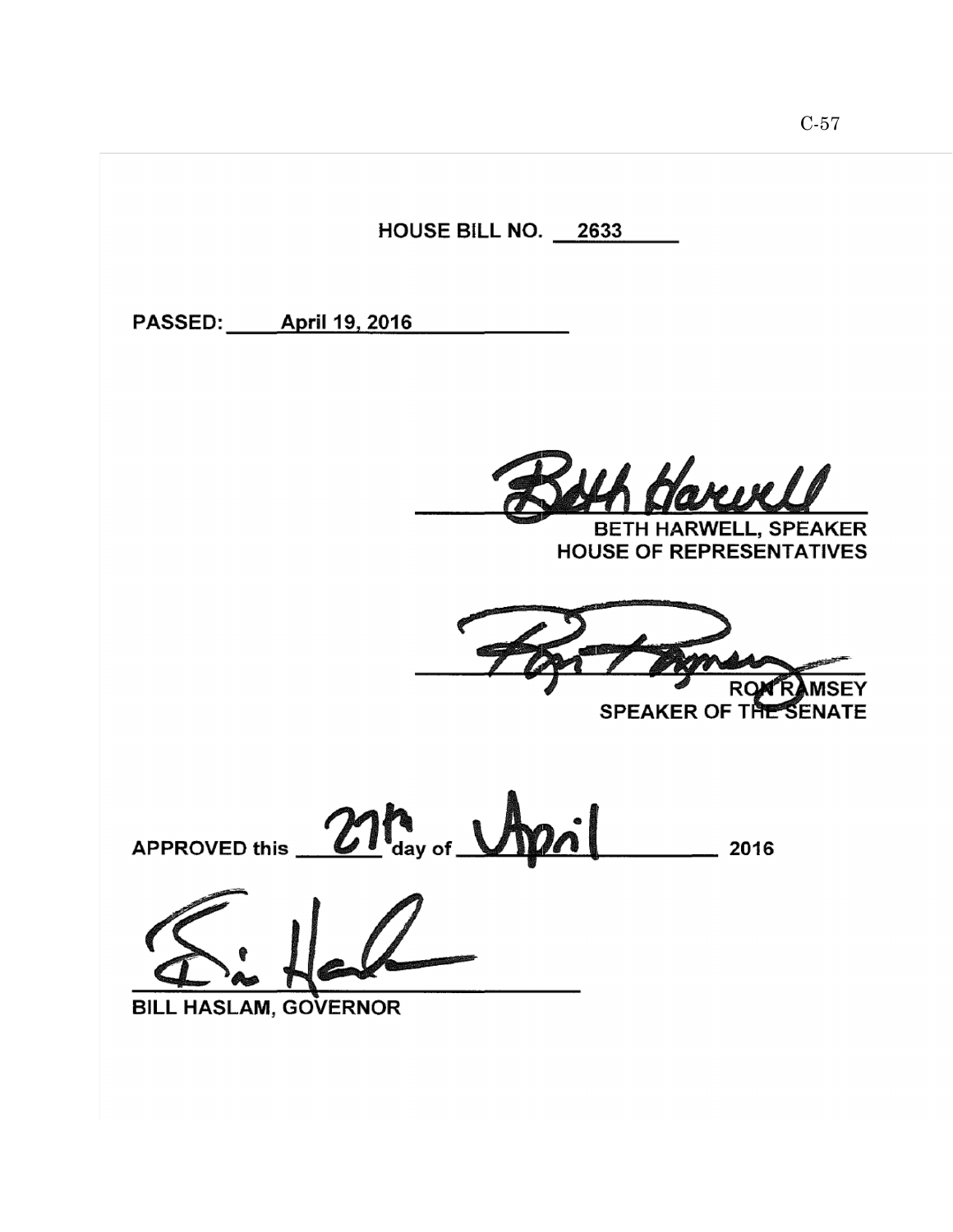**HOUSE BILL NO. 2633**

**PASSED: April 19, 2016**

BETH HARWELL, SPEAKER
HOUSE OF REPRESENTATIVES

RON RAMSEY
SPEAKER OF THE SENATE

APPROVED this 27th day of April 2016

BILL HASLAM, GOVERNOR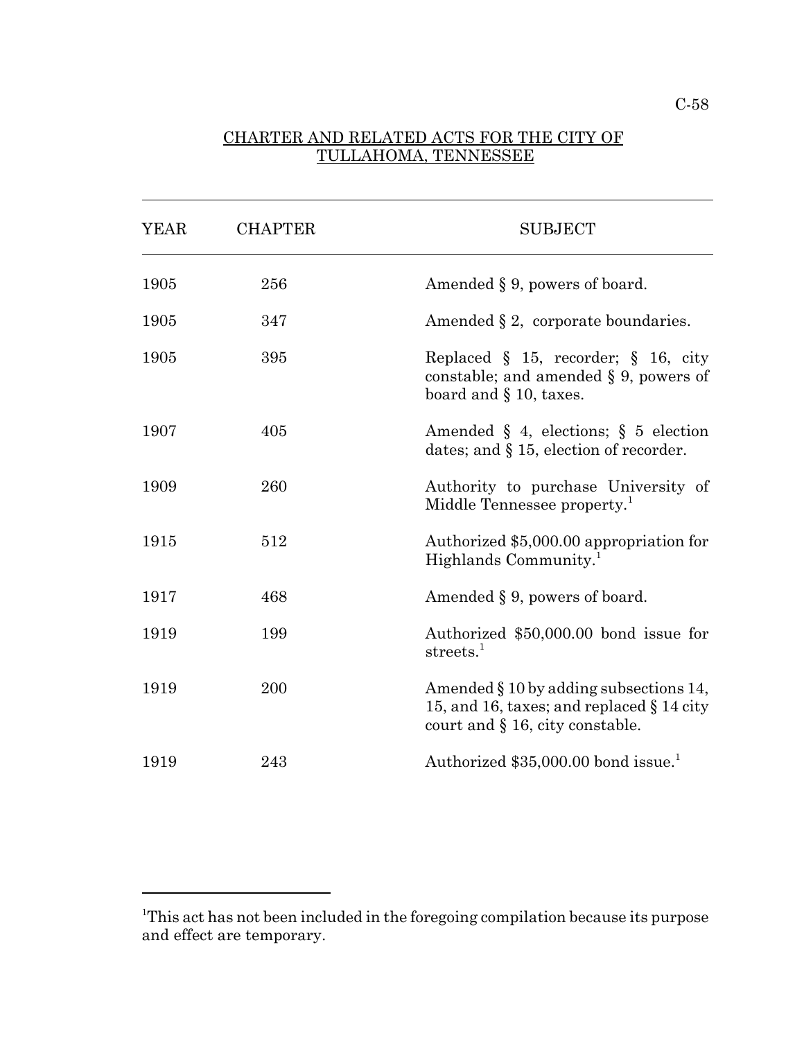## CHARTER AND RELATED ACTS FOR THE CITY OF TULLAHOMA, TENNESSEE

| YEAR | CHAPTER | SUBJECT |
|---|---|---|
| 1905 | 256 | Amended § 9, powers of board. |
| 1905 | 347 | Amended § 2, corporate boundaries. |
| 1905 | 395 | Replaced § 15, recorder; § 16, city constable; and amended § 9, powers of board and § 10, taxes. |
| 1907 | 405 | Amended § 4, elections; § 5 election dates; and § 15, election of recorder. |
| 1909 | 260 | Authority to purchase University of Middle Tennessee property.[1] |
| 1915 | 512 | Authorized $5,000.00 appropriation for Highlands Community.[1] |
| 1917 | 468 | Amended § 9, powers of board. |
| 1919 | 199 | Authorized $50,000.00 bond issue for streets.[1] |
| 1919 | 200 | Amended § 10 by adding subsections 14, 15, and 16, taxes; and replaced § 14 city court and § 16, city constable. |
| 1919 | 243 | Authorized $35,000.00 bond issue.[1] |

---

[1]This act has not been included in the foregoing compilation because its purpose and effect are temporary.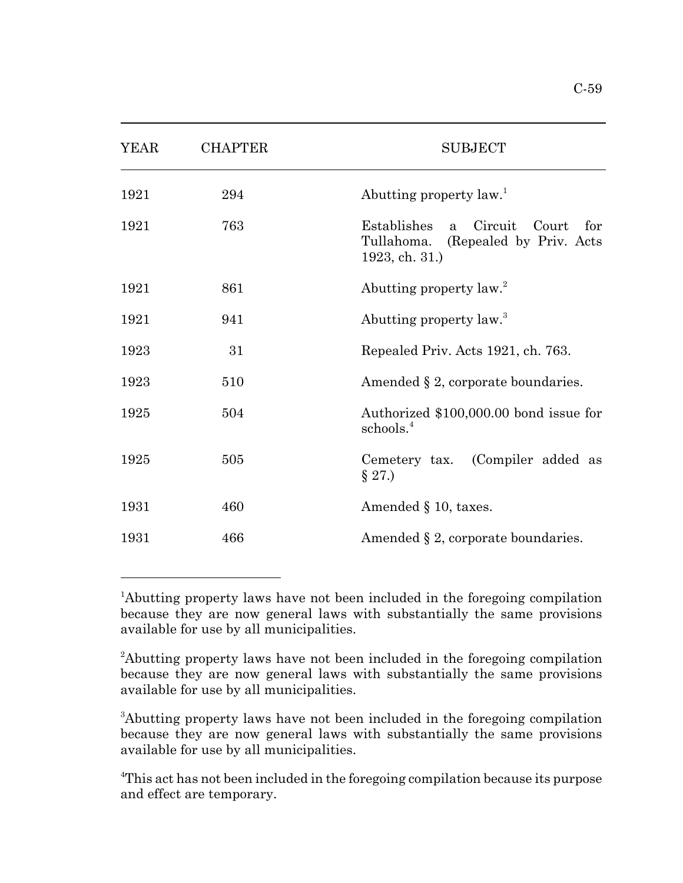| YEAR | CHAPTER | SUBJECT |
|---|---|---|
| 1921 | 294 | Abutting property law.[1] |
| 1921 | 763 | Establishes a Circuit Court for Tullahoma. (Repealed by Priv. Acts 1923, ch. 31.) |
| 1921 | 861 | Abutting property law.[2] |
| 1921 | 941 | Abutting property law.[3] |
| 1923 | 31 | Repealed Priv. Acts 1921, ch. 763. |
| 1923 | 510 | Amended § 2, corporate boundaries. |
| 1925 | 504 | Authorized $100,000.00 bond issue for schools.[4] |
| 1925 | 505 | Cemetery tax. (Compiler added as § 27.) |
| 1931 | 460 | Amended § 10, taxes. |
| 1931 | 466 | Amended § 2, corporate boundaries. |

[1]Abutting property laws have not been included in the foregoing compilation because they are now general laws with substantially the same provisions available for use by all municipalities.

[2]Abutting property laws have not been included in the foregoing compilation because they are now general laws with substantially the same provisions available for use by all municipalities.

[3]Abutting property laws have not been included in the foregoing compilation because they are now general laws with substantially the same provisions available for use by all municipalities.

[4]This act has not been included in the foregoing compilation because its purpose and effect are temporary.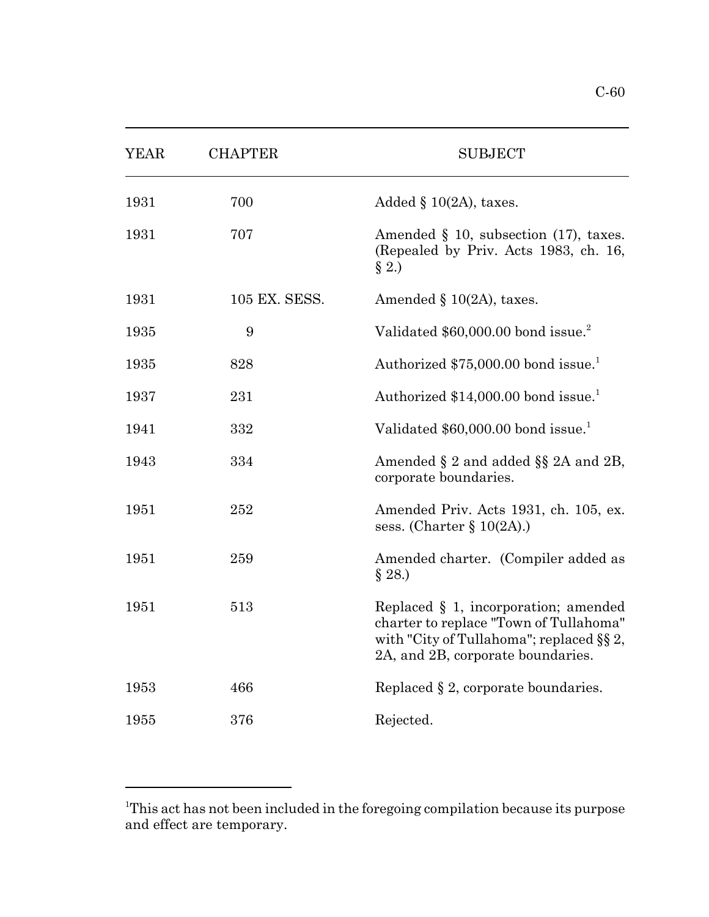| YEAR | CHAPTER | SUBJECT |
|---|---|---|
| 1931 | 700 | Added § 10(2A), taxes. |
| 1931 | 707 | Amended § 10, subsection (17), taxes. (Repealed by Priv. Acts 1983, ch. 16, § 2.) |
| 1931 | 105 EX. SESS. | Amended § 10(2A), taxes. |
| 1935 | 9 | Validated $60,000.00 bond issue.[2] |
| 1935 | 828 | Authorized $75,000.00 bond issue.[1] |
| 1937 | 231 | Authorized $14,000.00 bond issue.[1] |
| 1941 | 332 | Validated $60,000.00 bond issue.[1] |
| 1943 | 334 | Amended § 2 and added §§ 2A and 2B, corporate boundaries. |
| 1951 | 252 | Amended Priv. Acts 1931, ch. 105, ex. sess. (Charter § 10(2A).) |
| 1951 | 259 | Amended charter. (Compiler added as § 28.) |
| 1951 | 513 | Replaced § 1, incorporation; amended charter to replace "Town of Tullahoma" with "City of Tullahoma"; replaced §§ 2, 2A, and 2B, corporate boundaries. |
| 1953 | 466 | Replaced § 2, corporate boundaries. |
| 1955 | 376 | Rejected. |

[1]This act has not been included in the foregoing compilation because its purpose and effect are temporary.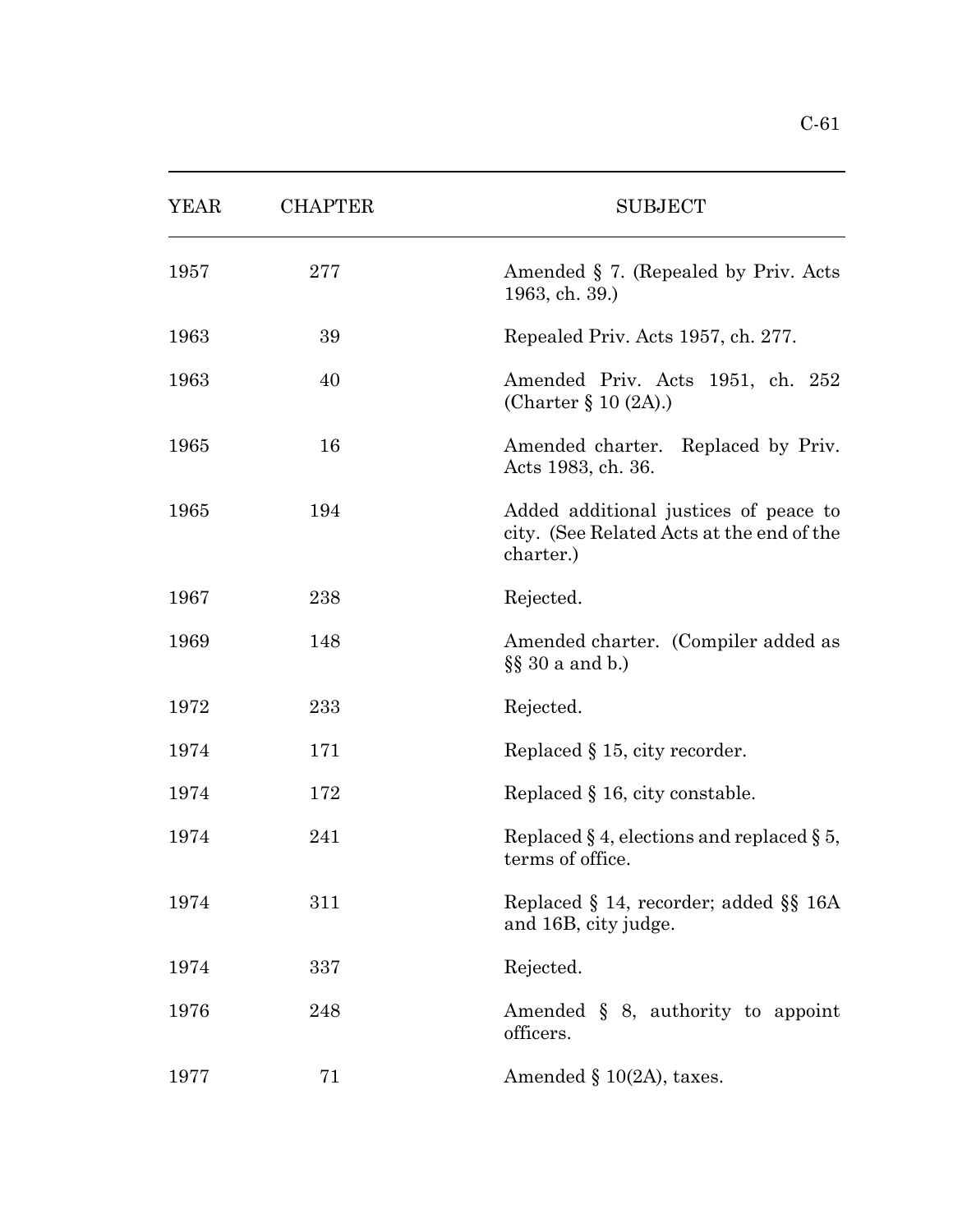| YEAR | CHAPTER | SUBJECT |
| --- | --- | --- |
| 1957 | 277 | Amended § 7. (Repealed by Priv. Acts 1963, ch. 39.) |
| 1963 | 39 | Repealed Priv. Acts 1957, ch. 277. |
| 1963 | 40 | Amended Priv. Acts 1951, ch. 252 (Charter § 10 (2A).) |
| 1965 | 16 | Amended charter. Replaced by Priv. Acts 1983, ch. 36. |
| 1965 | 194 | Added additional justices of peace to city. (See Related Acts at the end of the charter.) |
| 1967 | 238 | Rejected. |
| 1969 | 148 | Amended charter. (Compiler added as §§ 30 a and b.) |
| 1972 | 233 | Rejected. |
| 1974 | 171 | Replaced § 15, city recorder. |
| 1974 | 172 | Replaced § 16, city constable. |
| 1974 | 241 | Replaced § 4, elections and replaced § 5, terms of office. |
| 1974 | 311 | Replaced § 14, recorder; added §§ 16A and 16B, city judge. |
| 1974 | 337 | Rejected. |
| 1976 | 248 | Amended § 8, authority to appoint officers. |
| 1977 | 71 | Amended § 10(2A), taxes. |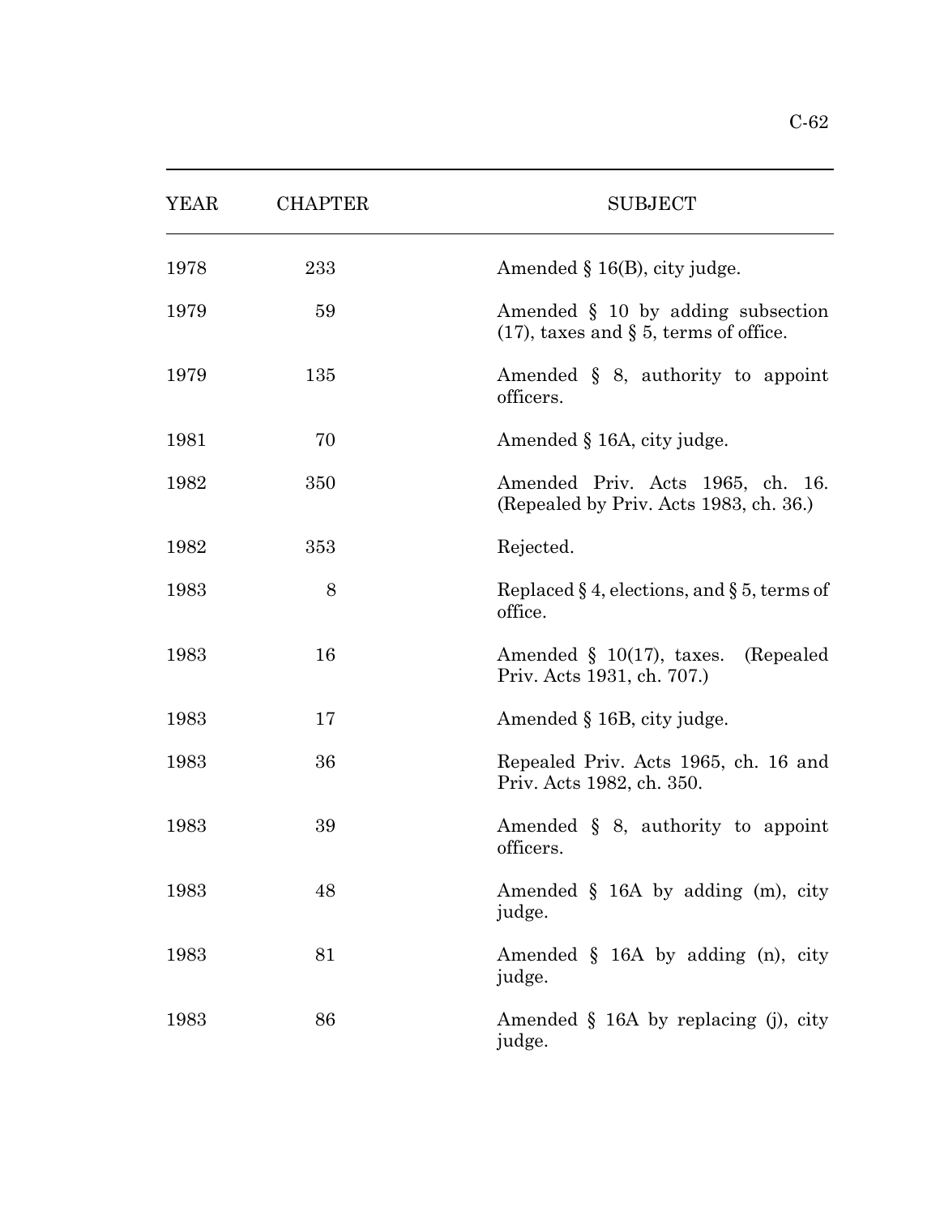| YEAR | CHAPTER | SUBJECT |
|---|---|---|
| 1978 | 233 | Amended § 16(B), city judge. |
| 1979 | 59 | Amended § 10 by adding subsection (17), taxes and § 5, terms of office. |
| 1979 | 135 | Amended § 8, authority to appoint officers. |
| 1981 | 70 | Amended § 16A, city judge. |
| 1982 | 350 | Amended Priv. Acts 1965, ch. 16. (Repealed by Priv. Acts 1983, ch. 36.) |
| 1982 | 353 | Rejected. |
| 1983 | 8 | Replaced § 4, elections, and § 5, terms of office. |
| 1983 | 16 | Amended § 10(17), taxes. (Repealed Priv. Acts 1931, ch. 707.) |
| 1983 | 17 | Amended § 16B, city judge. |
| 1983 | 36 | Repealed Priv. Acts 1965, ch. 16 and Priv. Acts 1982, ch. 350. |
| 1983 | 39 | Amended § 8, authority to appoint officers. |
| 1983 | 48 | Amended § 16A by adding (m), city judge. |
| 1983 | 81 | Amended § 16A by adding (n), city judge. |
| 1983 | 86 | Amended § 16A by replacing (j), city judge. |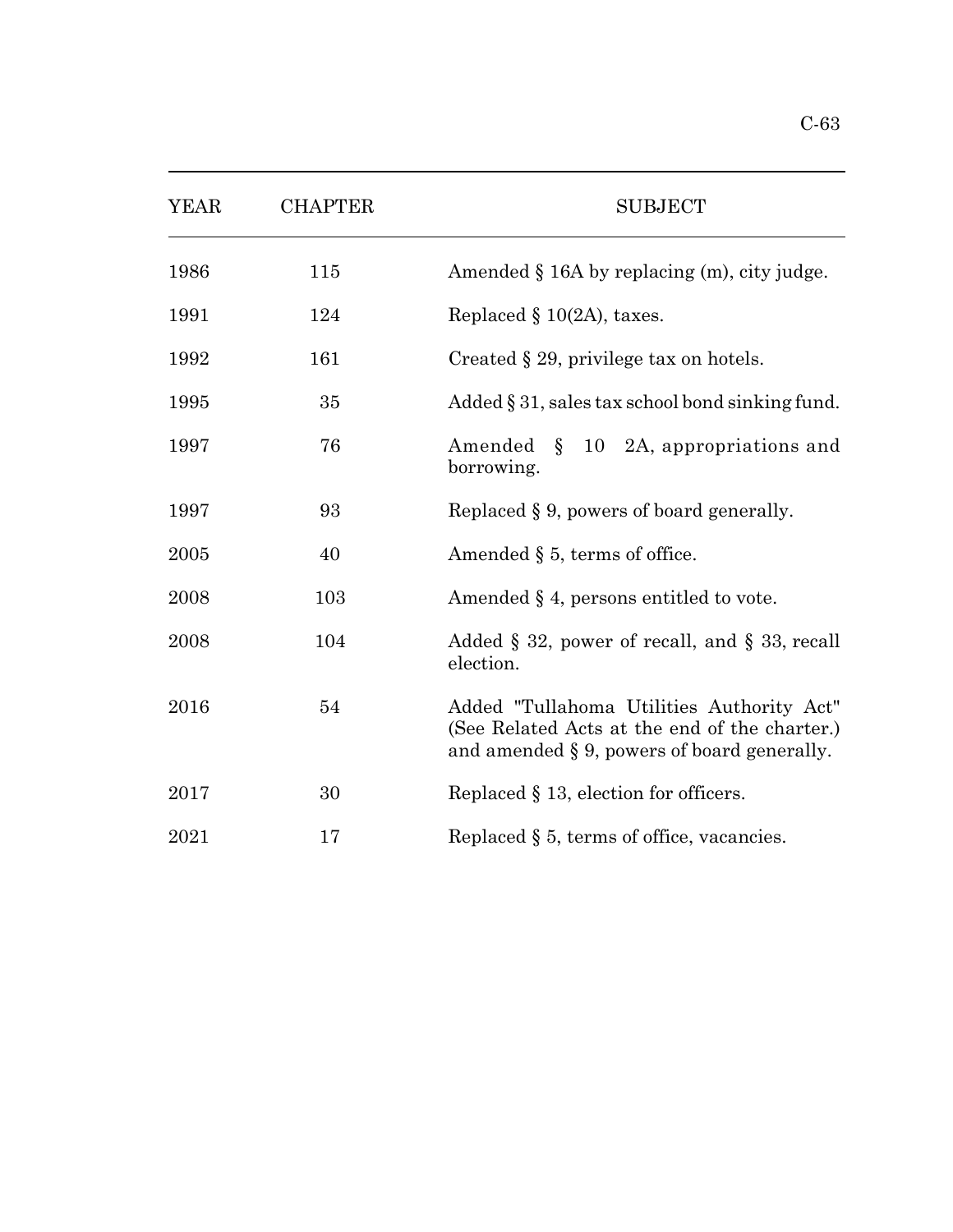| YEAR | CHAPTER | SUBJECT |
|---|---|---|
| 1986 | 115 | Amended § 16A by replacing (m), city judge. |
| 1991 | 124 | Replaced § 10(2A), taxes. |
| 1992 | 161 | Created § 29, privilege tax on hotels. |
| 1995 | 35 | Added § 31, sales tax school bond sinking fund. |
| 1997 | 76 | Amended § 10 2A, appropriations and borrowing. |
| 1997 | 93 | Replaced § 9, powers of board generally. |
| 2005 | 40 | Amended § 5, terms of office. |
| 2008 | 103 | Amended § 4, persons entitled to vote. |
| 2008 | 104 | Added § 32, power of recall, and § 33, recall election. |
| 2016 | 54 | Added "Tullahoma Utilities Authority Act" (See Related Acts at the end of the charter.) and amended § 9, powers of board generally. |
| 2017 | 30 | Replaced § 13, election for officers. |
| 2021 | 17 | Replaced § 5, terms of office, vacancies. |